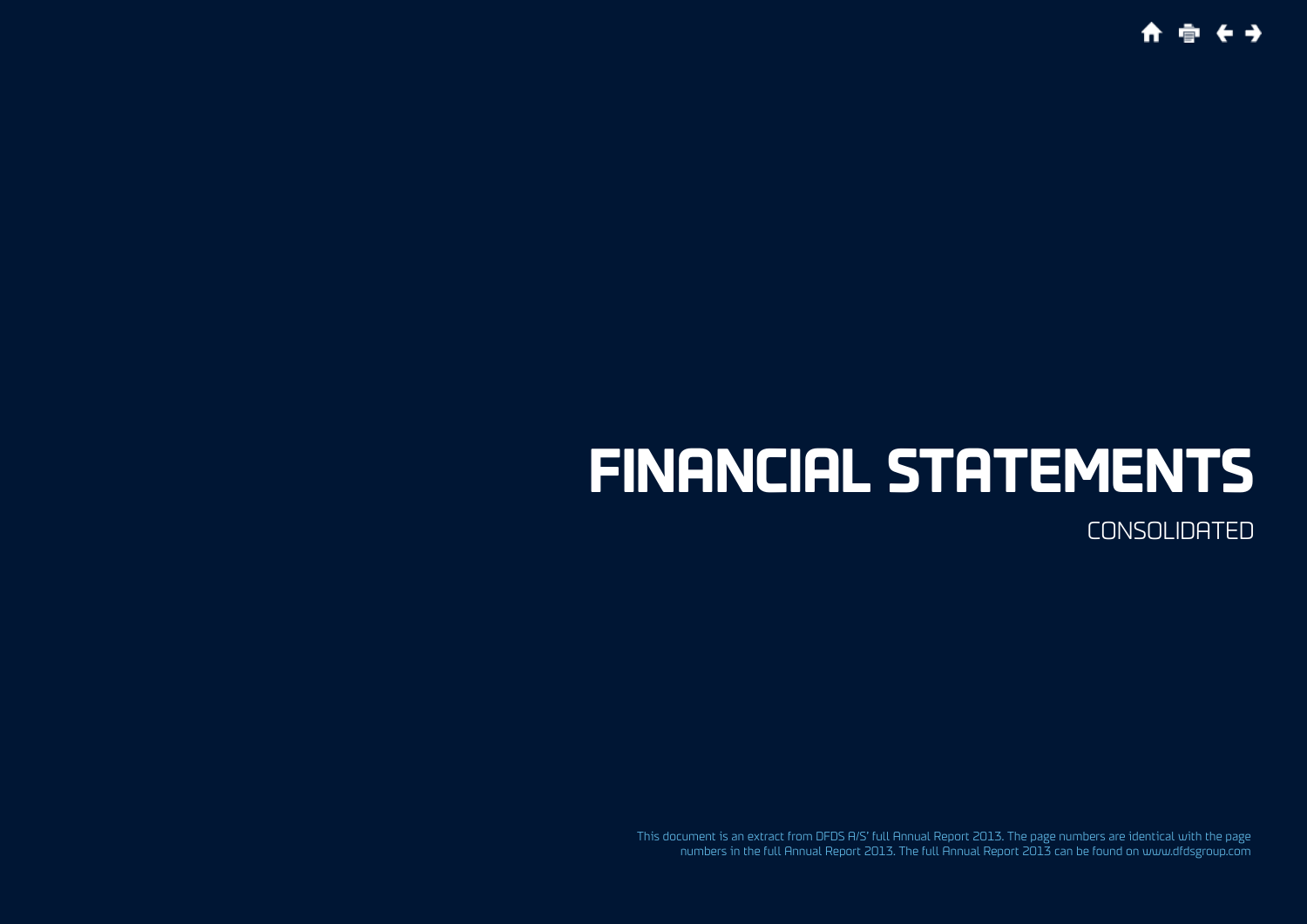# FINANCIAL STATEMENTS

CONSOLIDATED

This document is an extract from DFDS A/S' full Annual Report 2013. The page numbers are identical with the page numbers in the full Annual Report 2013. The full Annual Report 2013 can be found on www.dfdsgroup.com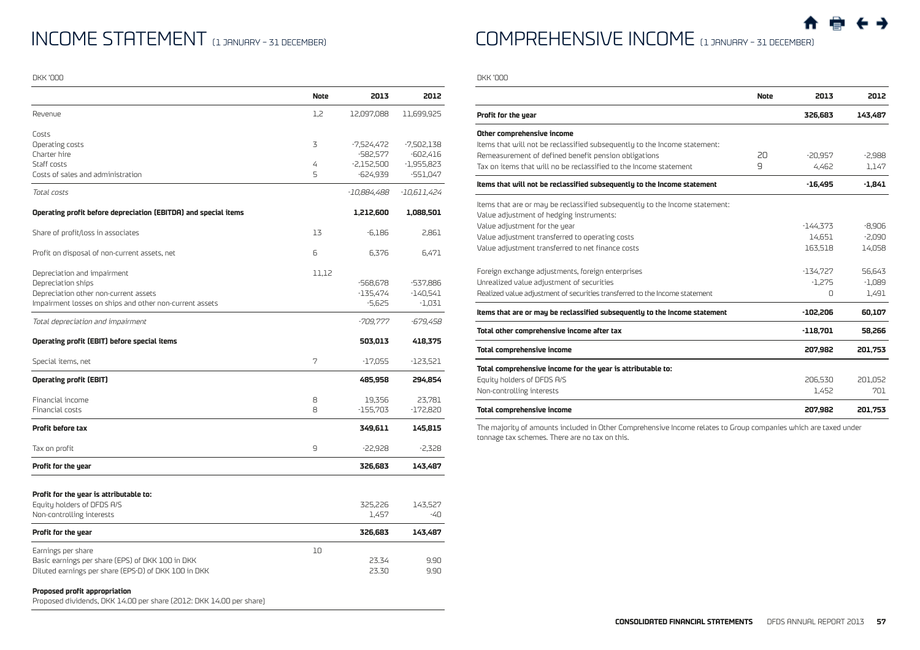# INCOME STATEMENT (1 JANUARY – 31 DECEMBER)

DKK '000

| | Note | 2013 | 2012 |
|---|---|---|---|
| Revenue | 1,2 | 12,097,088 | 11,699,925 |
| Costs | | | |
| Operating costs | 3 | -7,524,472 | -7,502,138 |
| Charter hire | | -582,577 | -602,416 |
| Staff costs | 4 | -2,152,500 | -1,955,823 |
| Costs of sales and administration | 5 | -624,939 | -551,047 |
| *Total costs* | | *-10,884,488* | *-10,611,424* |
| **Operating profit before depreciation (EBITDA) and special items** | | **1,212,600** | **1,088,501** |
| Share of profit/loss in associates | 13 | -6,186 | 2,861 |
| Profit on disposal of non-current assets, net | 6 | 6,376 | 6,471 |
| Depreciation and impairment | 11,12 | | |
| Depreciation ships | | -568,678 | -537,886 |
| Depreciation other non-current assets | | -135,474 | -140,541 |
| Impairment losses on ships and other non-current assets | | -5,625 | -1,031 |
| *Total depreciation and impairment* | | *-709,777* | *-679,458* |
| **Operating profit (EBIT) before special items** | | **503,013** | **418,375** |
| Special items, net | 7 | -17,055 | -123,521 |
| **Operating profit (EBIT)** | | **485,958** | **294,854** |
| Financial income | 8 | 19,356 | 23,781 |
| Financial costs | 8 | -155,703 | -172,820 |
| **Profit before tax** | | **349,611** | **145,815** |
| Tax on profit | 9 | -22,928 | -2,328 |
| **Profit for the year** | | **326,683** | **143,487** |
| **Profit for the year is attributable to:** | | | |
| Equity holders of DFDS A/S | | 325,226 | 143,527 |
| Non-controlling interests | | 1,457 | -40 |
| **Profit for the year** | | **326,683** | **143,487** |
| Earnings per share | 10 | | |
| Basic earnings per share (EPS) of DKK 100 in DKK | | 23.34 | 9.90 |
| Diluted earnings per share (EPS-D) of DKK 100 in DKK | | 23.30 | 9.90 |

**Proposed profit appropriation**

Proposed dividends, DKK 14.00 per share (2012: DKK 14.00 per share)

# COMPREHENSIVE INCOME (1 JANUARY – 31 DECEMBER)

DKK '000

| | Note | 2013 | 2012 |
|---|---|---|---|
| **Profit for the year** | | **326,683** | **143,487** |
| **Other comprehensive income** | | | |
| Items that will not be reclassified subsequently to the Income statement: | | | |
| Remeasurement of defined benefit pension obligations | 20 | -20,957 | -2,988 |
| Tax on items that will no be reclassified to the Income statement | 9 | 4,462 | 1,147 |
| **Items that will not be reclassified subsequently to the Income statement** | | **-16,495** | **-1,841** |
| Items that are or may be reclassified subsequently to the Income statement: | | | |
| Value adjustment of hedging instruments: | | | |
| Value adjustment for the year | | -144,373 | -8,906 |
| Value adjustment transferred to operating costs | | 14,651 | -2,090 |
| Value adjustment transferred to net finance costs | | 163,518 | 14,058 |
| Foreign exchange adjustments, foreign enterprises | | -134,727 | 56,643 |
| Unrealized value adjustment of securities | | -1,275 | -1,089 |
| Realized value adjustment of securities transferred to the Income statement | | 0 | 1,491 |
| **Items that are or may be reclassified subsequently to the Income statement** | | **-102,206** | **60,107** |
| **Total other comprehensive income after tax** | | **-118,701** | **58,266** |
| **Total comprehensive income** | | **207,982** | **201,753** |
| **Total comprehensive income for the year is attributable to:** | | | |
| Equity holders of DFDS A/S | | 206,530 | 201,052 |
| Non-controlling interests | | 1,452 | 701 |
| **Total comprehensive income** | | **207,982** | **201,753** |

The majority of amounts included in Other Comprehensive Income relates to Group companies which are taxed under tonnage tax schemes. There are no tax on this.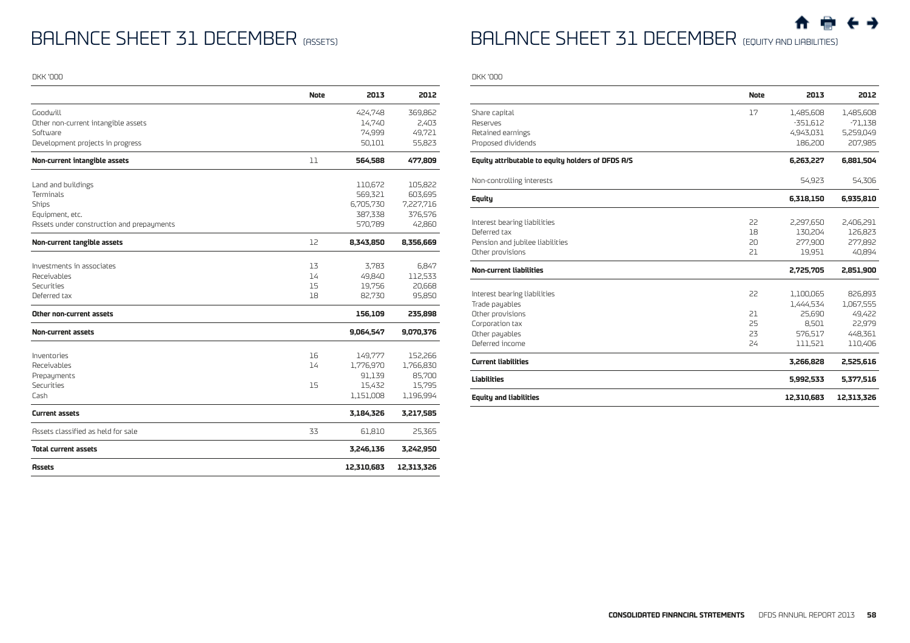# BALANCE SHEET 31 DECEMBER (ASSETS)

DKK '000

| | Note | 2013 | 2012 |
|---|---|---|---|
| Goodwill | | 424,748 | 369,862 |
| Other non-current intangible assets | | 14,740 | 2,403 |
| Software | | 74,999 | 49,721 |
| Development projects in progress | | 50,101 | 55,823 |
| **Non-current intangible assets** | 11 | **564,588** | **477,809** |
| Land and buildings | | 110,672 | 105,822 |
| Terminals | | 569,321 | 603,695 |
| Ships | | 6,705,730 | 7,227,716 |
| Equipment, etc. | | 387,338 | 376,576 |
| Assets under construction and prepayments | | 570,789 | 42,860 |
| **Non-current tangible assets** | 12 | **8,343,850** | **8,356,669** |
| Investments in associates | 13 | 3,783 | 6,847 |
| Receivables | 14 | 49,840 | 112,533 |
| Securities | 15 | 19,756 | 20,668 |
| Deferred tax | 18 | 82,730 | 95,850 |
| **Other non-current assets** | | **156,109** | **235,898** |
| **Non-current assets** | | **9,064,547** | **9,070,376** |
| Inventories | 16 | 149,777 | 152,266 |
| Receivables | 14 | 1,776,970 | 1,766,830 |
| Prepayments | | 91,139 | 85,700 |
| Securities | 15 | 15,432 | 15,795 |
| Cash | | 1,151,008 | 1,196,994 |
| **Current assets** | | **3,184,326** | **3,217,585** |
| Assets classified as held for sale | 33 | 61,810 | 25,365 |
| **Total current assets** | | **3,246,136** | **3,242,950** |
| **Assets** | | **12,310,683** | **12,313,326** |

# BALANCE SHEET 31 DECEMBER (EQUITY AND LIABILITIES)

DKK '000

| | Note | 2013 | 2012 |
|---|---|---|---|
| Share capital | 17 | 1,485,608 | 1,485,608 |
| Reserves | | -351,612 | -71,138 |
| Retained earnings | | 4,943,031 | 5,259,049 |
| Proposed dividends | | 186,200 | 207,985 |
| **Equity attributable to equity holders of DFDS A/S** | | **6,263,227** | **6,881,504** |
| Non-controlling interests | | 54,923 | 54,306 |
| **Equity** | | **6,318,150** | **6,935,810** |
| Interest bearing liabilities | 22 | 2,297,650 | 2,406,291 |
| Deferred tax | 18 | 130,204 | 126,823 |
| Pension and jubilee liabilities | 20 | 277,900 | 277,892 |
| Other provisions | 21 | 19,951 | 40,894 |
| **Non-current liabilities** | | **2,725,705** | **2,851,900** |
| Interest bearing liabilities | 22 | 1,100,065 | 826,893 |
| Trade payables | | 1,444,534 | 1,067,555 |
| Other provisions | 21 | 25,690 | 49,422 |
| Corporation tax | 25 | 8,501 | 22,979 |
| Other payables | 23 | 576,517 | 448,361 |
| Deferred income | 24 | 111,521 | 110,406 |
| **Current liabilities** | | **3,266,828** | **2,525,616** |
| **Liabilities** | | **5,992,533** | **5,377,516** |
| **Equity and liabilities** | | **12,310,683** | **12,313,326** |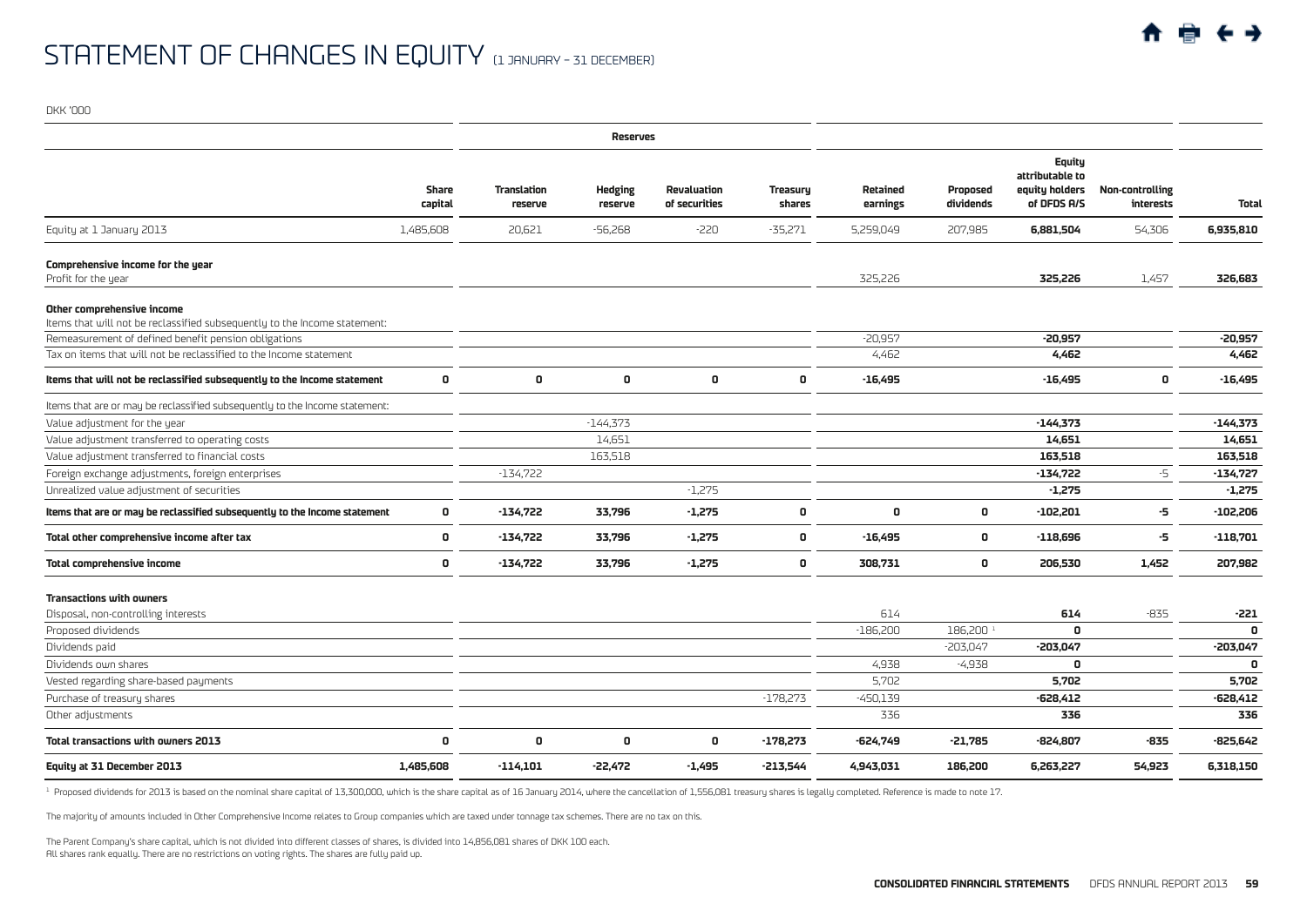# STATEMENT OF CHANGES IN EQUITY (1 JANUARY – 31 DECEMBER)

DKK '000

| | | Reserves | | | | | | | | |
|---|---|---|---|---|---|---|---|---|---|---|
| | Share capital | Translation reserve | Hedging reserve | Revaluation of securities | Treasury shares | Retained earnings | Proposed dividends | Equity attributable to equity holders of DFDS A/S | Non-controlling interests | Total |
| Equity at 1 January 2013 | 1,485,608 | 20,621 | -56,268 | -220 | -35,271 | 5,259,049 | 207,985 | **6,881,504** | 54,306 | **6,935,810** |
| **Comprehensive income for the year** | | | | | | | | | | |
| Profit for the year | | | | | | 325,226 | | **325,226** | 1,457 | **326,683** |
| **Other comprehensive income** | | | | | | | | | | |
| Items that will not be reclassified subsequently to the Income statement: | | | | | | | | | | |
| Remeasurement of defined benefit pension obligations | | | | | | -20,957 | | **-20,957** | | **-20,957** |
| Tax on items that will not be reclassified to the Income statement | | | | | | 4,462 | | **4,462** | | **4,462** |
| **Items that will not be reclassified subsequently to the Income statement** | **0** | **0** | **0** | **0** | **0** | **-16,495** | | **-16,495** | **0** | **-16,495** |
| Items that are or may be reclassified subsequently to the Income statement: | | | | | | | | | | |
| Value adjustment for the year | | | -144,373 | | | | | **-144,373** | | **-144,373** |
| Value adjustment transferred to operating costs | | | 14,651 | | | | | **14,651** | | **14,651** |
| Value adjustment transferred to financial costs | | | 163,518 | | | | | **163,518** | | **163,518** |
| Foreign exchange adjustments, foreign enterprises | | -134,722 | | | | | | **-134,722** | -5 | **-134,727** |
| Unrealized value adjustment of securities | | | | -1,275 | | | | **-1,275** | | **-1,275** |
| **Items that are or may be reclassified subsequently to the Income statement** | **0** | **-134,722** | **33,796** | **-1,275** | **0** | **0** | **0** | **-102,201** | **-5** | **-102,206** |
| **Total other comprehensive income after tax** | **0** | **-134,722** | **33,796** | **-1,275** | **0** | **-16,495** | **0** | **-118,696** | **-5** | **-118,701** |
| **Total comprehensive income** | **0** | **-134,722** | **33,796** | **-1,275** | **0** | **308,731** | **0** | **206,530** | **1,452** | **207,982** |
| **Transactions with owners** | | | | | | | | | | |
| Disposal, non-controlling interests | | | | | | 614 | | **614** | -835 | **-221** |
| Proposed dividends | | | | | | -186,200 | 186,200 [1] | **0** | | **0** |
| Dividends paid | | | | | | | -203,047 | **-203,047** | | **-203,047** |
| Dividends own shares | | | | | | 4,938 | -4,938 | **0** | | **0** |
| Vested regarding share-based payments | | | | | | 5,702 | | **5,702** | | **5,702** |
| Purchase of treasury shares | | | | | -178,273 | -450,139 | | **-628,412** | | **-628,412** |
| Other adjustments | | | | | | 336 | | **336** | | **336** |
| **Total transactions with owners 2013** | **0** | **0** | **0** | **0** | **-178,273** | **-624,749** | **-21,785** | **-824,807** | **-835** | **-825,642** |
| **Equity at 31 December 2013** | **1,485,608** | **-114,101** | **-22,472** | **-1,495** | **-213,544** | **4,943,031** | **186,200** | **6,263,227** | **54,923** | **6,318,150** |

[1] Proposed dividends for 2013 is based on the nominal share capital of 13,300,000, which is the share capital as of 16 January 2014, where the cancellation of 1,556,081 treasury shares is legally completed. Reference is made to note 17.

The majority of amounts included in Other Comprehensive Income relates to Group companies which are taxed under tonnage tax schemes. There are no tax on this.

The Parent Company's share capital, which is not divided into different classes of shares, is divided into 14,856,081 shares of DKK 100 each.
All shares rank equally. There are no restrictions on voting rights. The shares are fully paid up.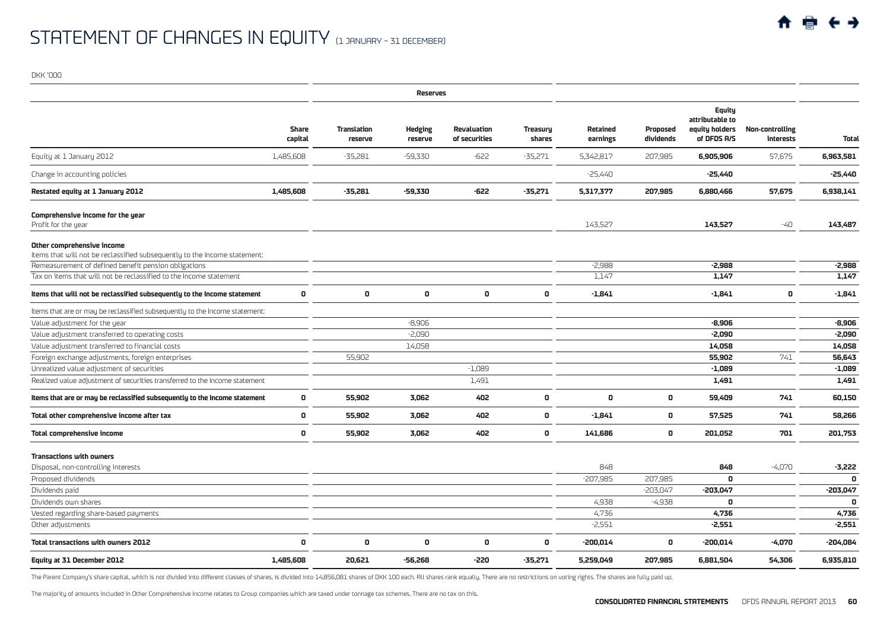# STATEMENT OF CHANGES IN EQUITY (1 JANUARY – 31 DECEMBER)

DKK '000

| | Share capital | Reserves | | | | Retained earnings | Proposed dividends | Equity attributable to equity holders of DFDS A/S | Non-controlling interests | Total |
|---|---|---|---|---|---|---|---|---|---|---|
| | | Translation reserve | Hedging reserve | Revaluation of securities | Treasury shares | | | | | |
| Equity at 1 January 2012 | 1,485,608 | -35,281 | -59,330 | -622 | -35,271 | 5,342,817 | 207,985 | **6,905,906** | 57,675 | **6,963,581** |
| Change in accounting policies | | | | | | -25,440 | | **-25,440** | | **-25,440** |
| **Restated equity at 1 January 2012** | **1,485,608** | **-35,281** | **-59,330** | **-622** | **-35,271** | **5,317,377** | **207,985** | **6,880,466** | **57,675** | **6,938,141** |
| **Comprehensive income for the year** | | | | | | | | | | |
| Profit for the year | | | | | | 143,527 | | **143,527** | -40 | **143,487** |
| **Other comprehensive income** | | | | | | | | | | |
| Items that will not be reclassified subsequently to the Income statement: | | | | | | | | | | |
| Remeasurement of defined benefit pension obligations | | | | | | -2,988 | | **-2,988** | | **-2,988** |
| Tax on items that will not be reclassified to the Income statement | | | | | | 1,147 | | **1,147** | | **1,147** |
| **Items that will not be reclassified subsequently to the Income statement** | **0** | **0** | **0** | **0** | **0** | **-1,841** | | **-1,841** | **0** | **-1,841** |
| Items that are or may be reclassified subsequently to the Income statement: | | | | | | | | | | |
| Value adjustment for the year | | | -8,906 | | | | | **-8,906** | | **-8,906** |
| Value adjustment transferred to operating costs | | | -2,090 | | | | | **-2,090** | | **-2,090** |
| Value adjustment transferred to financial costs | | | 14,058 | | | | | **14,058** | | **14,058** |
| Foreign exchange adjustments, foreign enterprises | | 55,902 | | | | | | **55,902** | 741 | **56,643** |
| Unrealized value adjustment of securities | | | | -1,089 | | | | **-1,089** | | **-1,089** |
| Realized value adjustment of securities transferred to the Income statement | | | | 1,491 | | | | **1,491** | | **1,491** |
| **Items that are or may be reclassified subsequently to the Income statement** | **0** | **55,902** | **3,062** | **402** | **0** | **0** | **0** | **59,409** | **741** | **60,150** |
| **Total other comprehensive income after tax** | **0** | **55,902** | **3,062** | **402** | **0** | **-1,841** | **0** | **57,525** | **741** | **58,266** |
| **Total comprehensive income** | **0** | **55,902** | **3,062** | **402** | **0** | **141,686** | **0** | **201,052** | **701** | **201,753** |
| **Transactions with owners** | | | | | | | | | | |
| Disposal, non-controlling interests | | | | | | 848 | | **848** | -4,070 | **-3,222** |
| Proposed dividends | | | | | | -207,985 | 207,985 | **0** | | **0** |
| Dividends paid | | | | | | | -203,047 | **-203,047** | | **-203,047** |
| Dividends own shares | | | | | | 4,938 | -4,938 | **0** | | **0** |
| Vested regarding share-based payments | | | | | | 4,736 | | **4,736** | | **4,736** |
| Other adjustments | | | | | | -2,551 | | **-2,551** | | **-2,551** |
| **Total transactions with owners 2012** | **0** | **0** | **0** | **0** | **0** | **-200,014** | **0** | **-200,014** | **-4,070** | **-204,084** |
| **Equity at 31 December 2012** | **1,485,608** | **20,621** | **-56,268** | **-220** | **-35,271** | **5,259,049** | **207,985** | **6,881,504** | **54,306** | **6,935,810** |

The Parent Company's share capital, which is not divided into different classes of shares, is divided into 14,856,081 shares of DKK 100 each. All shares rank equally. There are no restrictions on voting rights. The shares are fully paid up.

The majority of amounts included in Other Comprehensive Income relates to Group companies which are taxed under tonnage tax schemes. There are no tax on this.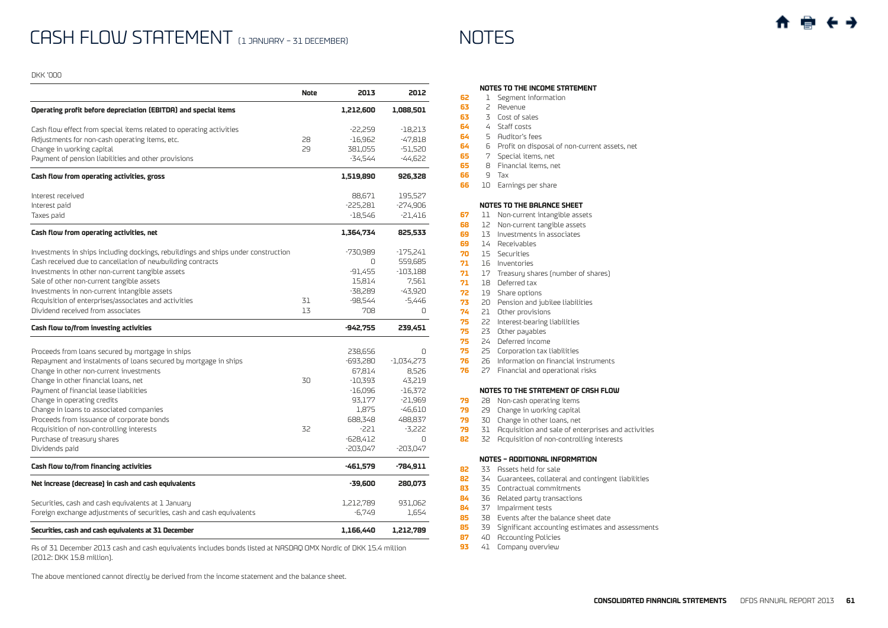# CASH FLOW STATEMENT (1 JANUARY – 31 DECEMBER)

DKK '000

| | Note | 2013 | 2012 |
|---|---|---|---|
| **Operating profit before depreciation (EBITDA) and special items** | | **1,212,600** | **1,088,501** |
| Cash flow effect from special items related to operating activities | | -22,259 | -18,213 |
| Adjustments for non-cash operating items, etc. | 28 | -16,962 | -47,818 |
| Change in working capital | 29 | 381,055 | -51,520 |
| Payment of pension liabilities and other provisions | | -34,544 | -44,622 |
| **Cash flow from operating activities, gross** | | **1,519,890** | **926,328** |
| Interest received | | 88,671 | 195,527 |
| Interest paid | | -225,281 | -274,906 |
| Taxes paid | | -18,546 | -21,416 |
| **Cash flow from operating activities, net** | | **1,364,734** | **825,533** |
| Investments in ships including dockings, rebuildings and ships under construction | | -730,989 | -175,241 |
| Cash received due to cancellation of newbuilding contracts | | 0 | 559,685 |
| Investments in other non-current tangible assets | | -91,455 | -103,188 |
| Sale of other non-current tangible assets | | 15,814 | 7,561 |
| Investments in non-current intangible assets | | -38,289 | -43,920 |
| Acquisition of enterprises/associates and activities | 31 | -98,544 | -5,446 |
| Dividend received from associates | 13 | 708 | 0 |
| **Cash flow to/from investing activities** | | **-942,755** | **239,451** |
| Proceeds from loans secured by mortgage in ships | | 238,656 | 0 |
| Repayment and instalments of loans secured by mortgage in ships | | -693,280 | -1,034,273 |
| Change in other non-current investments | | 67,814 | 8,526 |
| Change in other financial loans, net | 30 | -10,393 | 43,219 |
| Payment of financial lease liabilities | | -16,096 | -16,372 |
| Change in operating credits | | 93,177 | -21,969 |
| Change in loans to associated companies | | 1,875 | -46,610 |
| Proceeds from issuance of corporate bonds | | 688,348 | 488,837 |
| Acquisition of non-controlling interests | 32 | -221 | -3,222 |
| Purchase of treasury shares | | -628,412 | 0 |
| Dividends paid | | -203,047 | -203,047 |
| **Cash flow to/from financing activities** | | **-461,579** | **-784,911** |
| **Net increase (decrease) in cash and cash equivalents** | | **-39,600** | **280,073** |
| Securities, cash and cash equivalents at 1 January | | 1,212,789 | 931,062 |
| Foreign exchange adjustments of securities, cash and cash equivalents | | -6,749 | 1,654 |
| **Securities, cash and cash equivalents at 31 December** | | **1,166,440** | **1,212,789** |

As of 31 December 2013 cash and cash equivalents includes bonds listed at NASDAQ OMX Nordic of DKK 15.4 million (2012: DKK 15.8 million).

The above mentioned cannot directly be derived from the income statement and the balance sheet.

# NOTES

### NOTES TO THE INCOME STATEMENT

| Page | No. | Note |
|---|---|---|
| 62 | 1 | Segment information |
| 63 | 2 | Revenue |
| 63 | 3 | Cost of sales |
| 64 | 4 | Staff costs |
| 64 | 5 | Auditor's fees |
| 64 | 6 | Profit on disposal of non-current assets, net |
| 65 | 7 | Special items, net |
| 65 | 8 | Financial items, net |
| 66 | 9 | Tax |
| 66 | 10 | Earnings per share |

### NOTES TO THE BALANCE SHEET

| Page | No. | Note |
|---|---|---|
| 67 | 11 | Non-current intangible assets |
| 68 | 12 | Non-current tangible assets |
| 69 | 13 | Investments in associates |
| 69 | 14 | Receivables |
| 70 | 15 | Securities |
| 71 | 16 | Inventories |
| 71 | 17 | Treasury shares (number of shares) |
| 71 | 18 | Deferred tax |
| 72 | 19 | Share options |
| 73 | 20 | Pension and jubilee liabilities |
| 74 | 21 | Other provisions |
| 75 | 22 | Interest-bearing liabilities |
| 75 | 23 | Other payables |
| 75 | 24 | Deferred income |
| 75 | 25 | Corporation tax liabilities |
| 76 | 26 | Information on financial instruments |
| 76 | 27 | Financial and operational risks |

### NOTES TO THE STATEMENT OF CASH FLOW

| Page | No. | Note |
|---|---|---|
| 79 | 28 | Non-cash operating items |
| 79 | 29 | Change in working capital |
| 79 | 30 | Change in other loans, net |
| 79 | 31 | Acquisition and sale of enterprises and activities |
| 82 | 32 | Acquisition of non-controlling interests |

### NOTES – ADDITIONAL INFORMATION

| Page | No. | Note |
|---|---|---|
| 82 | 33 | Assets held for sale |
| 82 | 34 | Guarantees, collateral and contingent liabilities |
| 83 | 35 | Contractual commitments |
| 84 | 36 | Related party transactions |
| 84 | 37 | Impairment tests |
| 85 | 38 | Events after the balance sheet date |
| 85 | 39 | Significant accounting estimates and assessments |
| 87 | 40 | Accounting Policies |
| 93 | 41 | Company overview |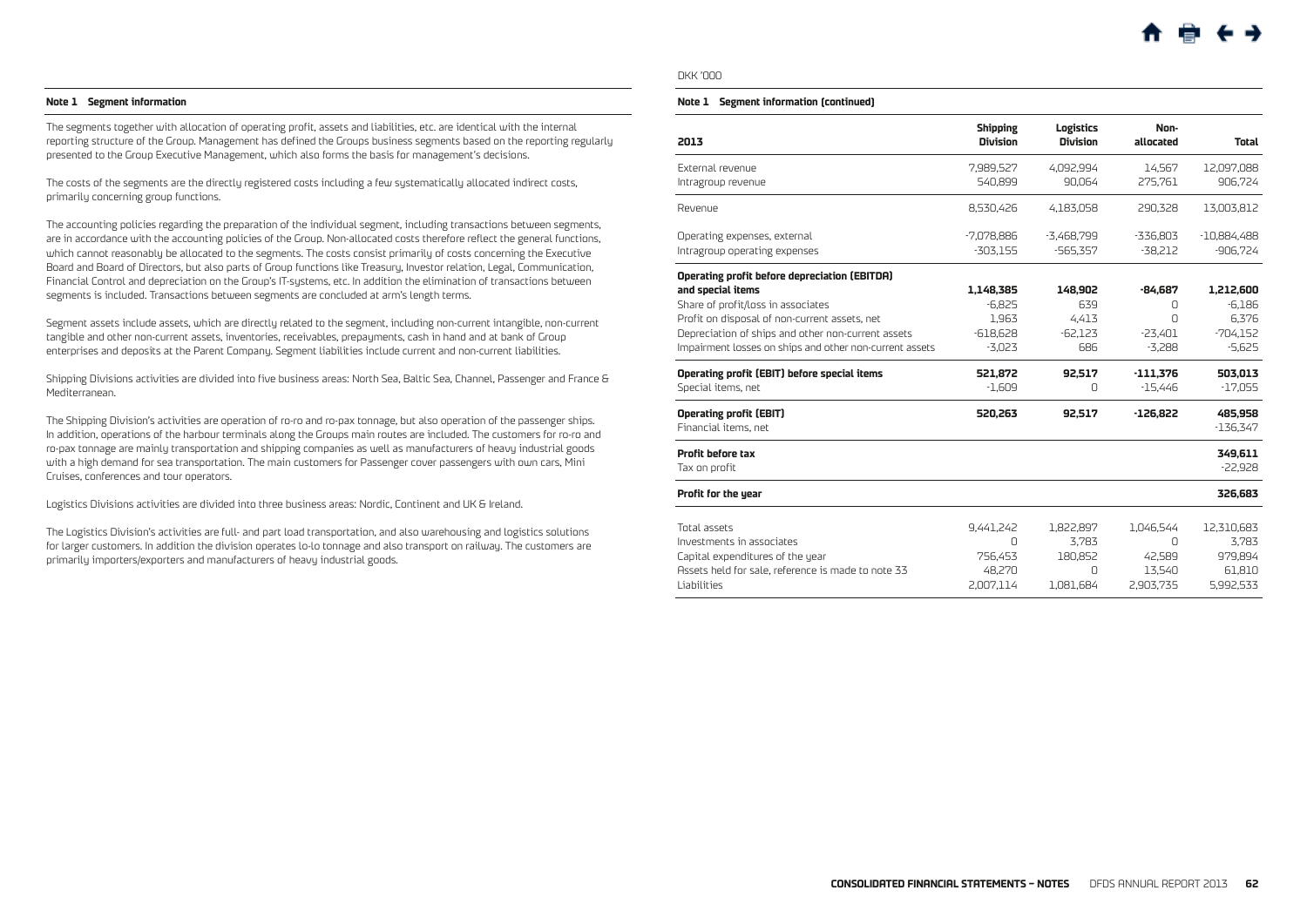### Note 1 Segment information

The segments together with allocation of operating profit, assets and liabilities, etc. are identical with the internal reporting structure of the Group. Management has defined the Groups business segments based on the reporting regularly presented to the Group Executive Management, which also forms the basis for management's decisions.

The costs of the segments are the directly registered costs including a few systematically allocated indirect costs, primarily concerning group functions.

The accounting policies regarding the preparation of the individual segment, including transactions between segments, are in accordance with the accounting policies of the Group. Non-allocated costs therefore reflect the general functions, which cannot reasonably be allocated to the segments. The costs consist primarily of costs concerning the Executive Board and Board of Directors, but also parts of Group functions like Treasury, Investor relation, Legal, Communication, Financial Control and depreciation on the Group's IT-systems, etc. In addition the elimination of transactions between segments is included. Transactions between segments are concluded at arm's length terms.

Segment assets include assets, which are directly related to the segment, including non-current intangible, non-current tangible and other non-current assets, inventories, receivables, prepayments, cash in hand and at bank of Group enterprises and deposits at the Parent Company. Segment liabilities include current and non-current liabilities.

Shipping Divisions activities are divided into five business areas: North Sea, Baltic Sea, Channel, Passenger and France & Mediterranean.

The Shipping Division's activities are operation of ro-ro and ro-pax tonnage, but also operation of the passenger ships. In addition, operations of the harbour terminals along the Groups main routes are included. The customers for ro-ro and ro-pax tonnage are mainly transportation and shipping companies as well as manufacturers of heavy industrial goods with a high demand for sea transportation. The main customers for Passenger cover passengers with own cars, Mini Cruises, conferences and tour operators.

Logistics Divisions activities are divided into three business areas: Nordic, Continent and UK & Ireland.

The Logistics Division's activities are full- and part load transportation, and also warehousing and logistics solutions for larger customers. In addition the division operates lo-lo tonnage and also transport on railway. The customers are primarily importers/exporters and manufacturers of heavy industrial goods.

DKK '000

### Note 1 Segment information (continued)

| 2013 | Shipping Division | Logistics Division | Non-allocated | Total |
|---|---|---|---|---|
| External revenue | 7,989,527 | 4,092,994 | 14,567 | 12,097,088 |
| Intragroup revenue | 540,899 | 90,064 | 275,761 | 906,724 |
| Revenue | 8,530,426 | 4,183,058 | 290,328 | 13,003,812 |
| Operating expenses, external | -7,078,886 | -3,468,799 | -336,803 | -10,884,488 |
| Intragroup operating expenses | -303,155 | -565,357 | -38,212 | -906,724 |
| **Operating profit before depreciation (EBITDA) and special items** | **1,148,385** | **148,902** | **-84,687** | **1,212,600** |
| Share of profit/loss in associates | -6,825 | 639 | 0 | -6,186 |
| Profit on disposal of non-current assets, net | 1,963 | 4,413 | 0 | 6,376 |
| Depreciation of ships and other non-current assets | -618,628 | -62,123 | -23,401 | -704,152 |
| Impairment losses on ships and other non-current assets | -3,023 | 686 | -3,288 | -5,625 |
| **Operating profit (EBIT) before special items** | **521,872** | **92,517** | **-111,376** | **503,013** |
| Special items, net | -1,609 | 0 | -15,446 | -17,055 |
| **Operating profit (EBIT)** | **520,263** | **92,517** | **-126,822** | **485,958** |
| Financial items, net | | | | -136,347 |
| **Profit before tax** | | | | **349,611** |
| Tax on profit | | | | -22,928 |
| **Profit for the year** | | | | **326,683** |
| Total assets | 9,441,242 | 1,822,897 | 1,046,544 | 12,310,683 |
| Investments in associates | 0 | 3,783 | 0 | 3,783 |
| Capital expenditures of the year | 756,453 | 180,852 | 42,589 | 979,894 |
| Assets held for sale, reference is made to note 33 | 48,270 | 0 | 13,540 | 61,810 |
| Liabilities | 2,007,114 | 1,081,684 | 2,903,735 | 5,992,533 |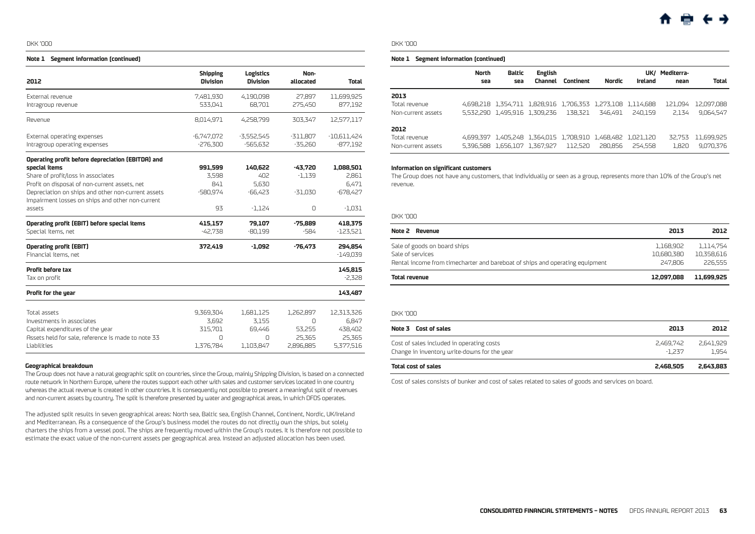DKK '000

**Note 1 Segment information (continued)**

| 2012 | Shipping Division | Logistics Division | Non-allocated | Total |
|---|---|---|---|---|
| External revenue | 7,481,930 | 4,190,098 | 27,897 | 11,699,925 |
| Intragroup revenue | 533,041 | 68,701 | 275,450 | 877,192 |
| Revenue | 8,014,971 | 4,258,799 | 303,347 | 12,577,117 |
| External operating expenses | -6,747,072 | -3,552,545 | -311,807 | -10,611,424 |
| Intragroup operating expenses | -276,300 | -565,632 | -35,260 | -877,192 |
| **Operating profit before depreciation (EBITDA) and special items** | **991,599** | **140,622** | **-43,720** | **1,088,501** |
| Share of profit/loss in associates | 3,598 | 402 | -1,139 | 2,861 |
| Profit on disposal of non-current assets, net | 841 | 5,630 | | 6,471 |
| Depreciation on ships and other non-current assets | -580,974 | -66,423 | -31,030 | -678,427 |
| Impairment losses on ships and other non-current assets | 93 | -1,124 | 0 | -1,031 |
| **Operating profit (EBIT) before special items** | **415,157** | **79,107** | **-75,889** | **418,375** |
| Special items, net | -42,738 | -80,199 | -584 | -123,521 |
| **Operating profit (EBIT)** | **372,419** | **-1,092** | **-76,473** | **294,854** |
| Financial items, net | | | | -149,039 |
| **Profit before tax** | | | | **145,815** |
| Tax on profit | | | | -2,328 |
| **Profit for the year** | | | | **143,487** |
| Total assets | 9,369,304 | 1,681,125 | 1,262,897 | 12,313,326 |
| Investments in associates | 3,692 | 3,155 | 0 | 6,847 |
| Capital expenditures of the year | 315,701 | 69,446 | 53,255 | 438,402 |
| Assets held for sale, reference is made to note 33 | 0 | 0 | 25,365 | 25,365 |
| Liabilities | 1,376,784 | 1,103,847 | 2,896,885 | 5,377,516 |

**Geographical breakdown**

The Group does not have a natural geographic split on countries, since the Group, mainly Shipping Division, is based on a connected route network in Northern Europe, where the routes support each other with sales and customer services located in one country whereas the actual revenue is created in other countries. It is consequently not possible to present a meaningful split of revenues and non-current assets by country. The split is therefore presented by water and geographical areas, in which DFDS operates.

The adjusted split results in seven geographical areas: North sea, Baltic sea, English Channel, Continent, Nordic, UK/Ireland and Mediterranean. As a consequence of the Group's business model the routes do not directly own the ships, but solely charters the ships from a vessel pool. The ships are frequently moved within the Group's routes. It is therefore not possible to estimate the exact value of the non-current assets per geographical area. Instead an adjusted allocation has been used.

DKK '000

**Note 1 Segment information (continued)**

| | North sea | Baltic sea | English Channel | Continent | Nordic | UK/ Ireland | Mediterra-nean | Total |
|---|---|---|---|---|---|---|---|---|
| **2013** | | | | | | | | |
| Total revenue | 4,698,218 | 1,354,711 | 1,828,916 | 1,706,353 | 1,273,108 | 1,114,688 | 121,094 | 12,097,088 |
| Non-current assets | 5,532,290 | 1,495,916 | 1,309,236 | 138,321 | 346,491 | 240,159 | 2,134 | 9,064,547 |
| **2012** | | | | | | | | |
| Total revenue | 4,699,397 | 1,405,248 | 1,364,015 | 1,708,910 | 1,468,482 | 1,021,120 | 32,753 | 11,699,925 |
| Non-current assets | 5,396,588 | 1,656,107 | 1,367,927 | 112,520 | 280,856 | 254,558 | 1,820 | 9,070,376 |

**Information on significant customers**

The Group does not have any customers, that individually or seen as a group, represents more than 10% of the Group's net revenue.

DKK '000

| Note 2 Revenue | 2013 | 2012 |
|---|---|---|
| Sale of goods on board ships | 1,168,902 | 1,114,754 |
| Sale of services | 10,680,380 | 10,358,616 |
| Rental income from timecharter and bareboat of ships and operating equipment | 247,806 | 226,555 |
| **Total revenue** | **12,097,088** | **11,699,925** |

DKK '000

| Note 3 Cost of sales | 2013 | 2012 |
|---|---|---|
| Cost of sales included in operating costs | 2,469,742 | 2,641,929 |
| Change in inventory write-downs for the year | -1,237 | 1,954 |
| **Total cost of sales** | **2,468,505** | **2,643,883** |

Cost of sales consists of bunker and cost of sales related to sales of goods and services on board.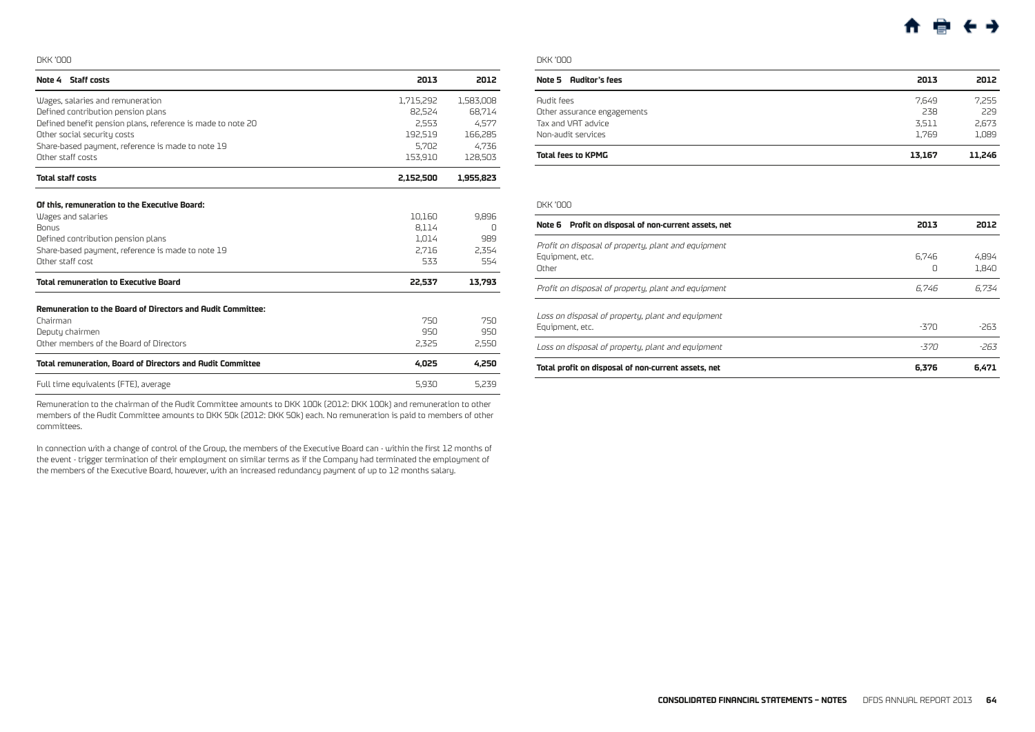DKK '000

| Note 4 Staff costs | 2013 | 2012 |
|---|---|---|
| Wages, salaries and remuneration | 1,715,292 | 1,583,008 |
| Defined contribution pension plans | 82,524 | 68,714 |
| Defined benefit pension plans, reference is made to note 20 | 2,553 | 4,577 |
| Other social security costs | 192,519 | 166,285 |
| Share-based payment, reference is made to note 19 | 5,702 | 4,736 |
| Other staff costs | 153,910 | 128,503 |
| **Total staff costs** | **2,152,500** | **1,955,823** |
| **Of this, remuneration to the Executive Board:** | | |
| Wages and salaries | 10,160 | 9,896 |
| Bonus | 8,114 | 0 |
| Defined contribution pension plans | 1,014 | 989 |
| Share-based payment, reference is made to note 19 | 2,716 | 2,354 |
| Other staff cost | 533 | 554 |
| **Total remuneration to Executive Board** | **22,537** | **13,793** |
| **Remuneration to the Board of Directors and Audit Committee:** | | |
| Chairman | 750 | 750 |
| Deputy chairmen | 950 | 950 |
| Other members of the Board of Directors | 2,325 | 2,550 |
| **Total remuneration, Board of Directors and Audit Committee** | **4,025** | **4,250** |
| Full time equivalents (FTE), average | 5,930 | 5,239 |

Remuneration to the chairman of the Audit Committee amounts to DKK 100k (2012: DKK 100k) and remuneration to other members of the Audit Committee amounts to DKK 50k (2012: DKK 50k) each. No remuneration is paid to members of other committees.

In connection with a change of control of the Group, the members of the Executive Board can - within the first 12 months of the event - trigger termination of their employment on similar terms as if the Company had terminated the employment of the members of the Executive Board, however, with an increased redundancy payment of up to 12 months salary.

DKK '000

| Note 5 Auditor's fees | 2013 | 2012 |
|---|---|---|
| Audit fees | 7,649 | 7,255 |
| Other assurance engagements | 238 | 229 |
| Tax and VAT advice | 3,511 | 2,673 |
| Non-audit services | 1,769 | 1,089 |
| **Total fees to KPMG** | **13,167** | **11,246** |

DKK '000

| Note 6 Profit on disposal of non-current assets, net | 2013 | 2012 |
|---|---|---|
| *Profit on disposal of property, plant and equipment* | | |
| Equipment, etc. | 6,746 | 4,894 |
| Other | 0 | 1,840 |
| *Profit on disposal of property, plant and equipment* | *6,746* | *6,734* |
| *Loss on disposal of property, plant and equipment* | | |
| Equipment, etc. | -370 | -263 |
| *Loss on disposal of property, plant and equipment* | *-370* | *-263* |
| **Total profit on disposal of non-current assets, net** | **6,376** | **6,471** |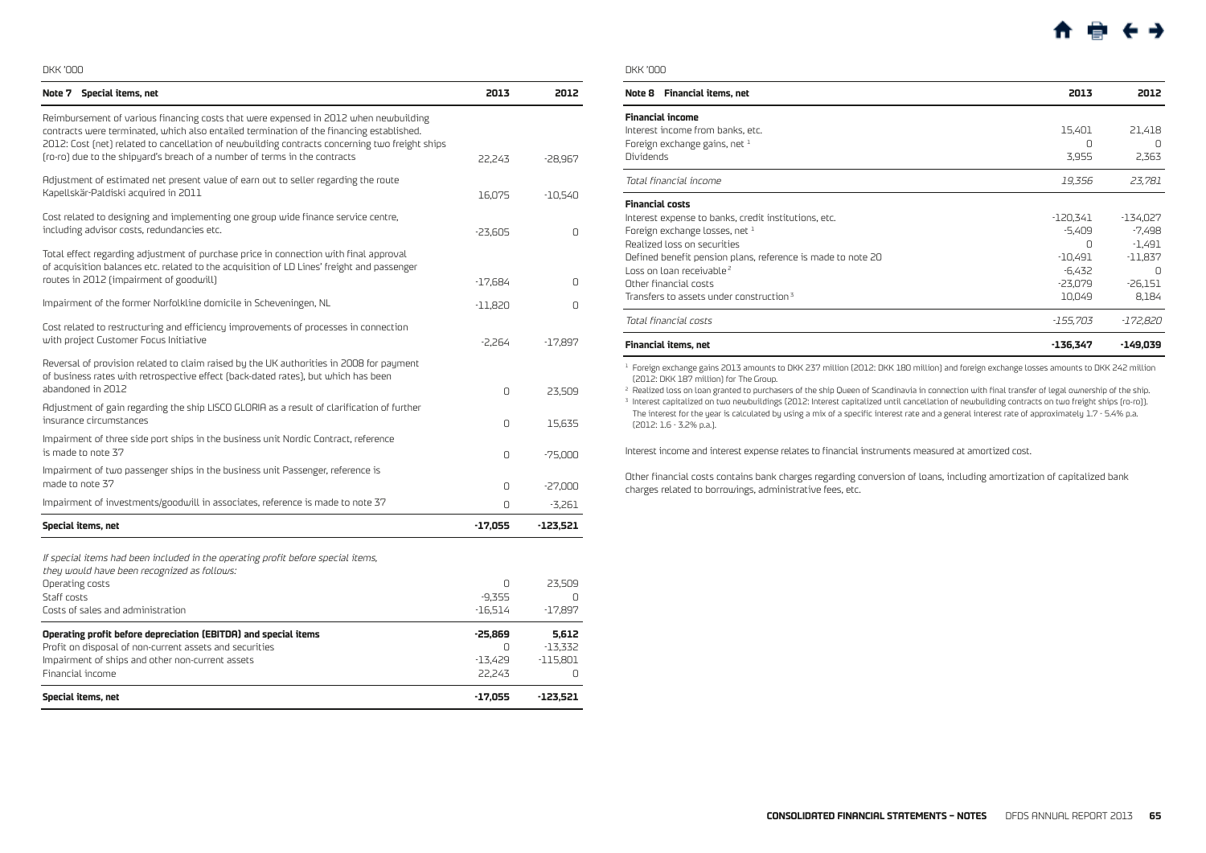DKK '000

| Note 7 Special items, net | 2013 | 2012 |
|---|---|---|
| Reimbursement of various financing costs that were expensed in 2012 when newbuilding contracts were terminated, which also entailed termination of the financing established. 2012: Cost (net) related to cancellation of newbuilding contracts concerning two freight ships (ro-ro) due to the shipyard's breach of a number of terms in the contracts | 22,243 | -28,967 |
| Adjustment of estimated net present value of earn out to seller regarding the route Kapellskär-Paldiski acquired in 2011 | 16,075 | -10,540 |
| Cost related to designing and implementing one group wide finance service centre, including advisor costs, redundancies etc. | -23,605 | 0 |
| Total effect regarding adjustment of purchase price in connection with final approval of acquisition balances etc. related to the acquisition of LD Lines' freight and passenger routes in 2012 (impairment of goodwill) | -17,684 | 0 |
| Impairment of the former Norfolkline domicile in Scheveningen, NL | -11,820 | 0 |
| Cost related to restructuring and efficiency improvements of processes in connection with project Customer Focus Initiative | -2,264 | -17,897 |
| Reversal of provision related to claim raised by the UK authorities in 2008 for payment of business rates with retrospective effect (back-dated rates), but which has been abandoned in 2012 | 0 | 23,509 |
| Adjustment of gain regarding the ship LISCO GLORIA as a result of clarification of further insurance circumstances | 0 | 15,635 |
| Impairment of three side port ships in the business unit Nordic Contract, reference is made to note 37 | 0 | -75,000 |
| Impairment of two passenger ships in the business unit Passenger, reference is made to note 37 | 0 | -27,000 |
| Impairment of investments/goodwill in associates, reference is made to note 37 | 0 | -3,261 |
| **Special items, net** | **-17,055** | **-123,521** |
| *If special items had been included in the operating profit before special items, they would have been recognized as follows:* | | |
| Operating costs | 0 | 23,509 |
| Staff costs | -9,355 | 0 |
| Costs of sales and administration | -16,514 | -17,897 |
| **Operating profit before depreciation (EBITDA) and special items** | **-25,869** | **5,612** |
| Profit on disposal of non-current assets and securities | 0 | -13,332 |
| Impairment of ships and other non-current assets | -13,429 | -115,801 |
| Financial income | 22,243 | 0 |
| **Special items, net** | **-17,055** | **-123,521** |

DKK '000

| Note 8 Financial items, net | 2013 | 2012 |
|---|---|---|
| **Financial income** | | |
| Interest income from banks, etc. | 15,401 | 21,418 |
| Foreign exchange gains, net [1] | 0 | 0 |
| Dividends | 3,955 | 2,363 |
| *Total financial income* | *19,356* | *23,781* |
| **Financial costs** | | |
| Interest expense to banks, credit institutions, etc. | -120,341 | -134,027 |
| Foreign exchange losses, net [1] | -5,409 | -7,498 |
| Realized loss on securities | 0 | -1,491 |
| Defined benefit pension plans, reference is made to note 20 | -10,491 | -11,837 |
| Loss on loan receivable [2] | -6,432 | 0 |
| Other financial costs | -23,079 | -26,151 |
| Transfers to assets under construction [3] | 10,049 | 8,184 |
| *Total financial costs* | *-155,703* | *-172,820* |
| **Financial items, net** | **-136,347** | **-149,039** |

[1] Foreign exchange gains 2013 amounts to DKK 237 million (2012: DKK 180 million) and foreign exchange losses amounts to DKK 242 million (2012: DKK 187 million) for The Group.

[2] Realized loss on loan granted to purchasers of the ship Queen of Scandinavia in connection with final transfer of legal ownership of the ship.

[3] Interest capitalized on two newbuildings (2012: Interest capitalized until cancellation of newbuilding contracts on two freight ships (ro-ro)). The interest for the year is calculated by using a mix of a specific interest rate and a general interest rate of approximately 1.7 - 5.4% p.a. (2012: 1.6 - 3.2% p.a.).

Interest income and interest expense relates to financial instruments measured at amortized cost.

Other financial costs contains bank charges regarding conversion of loans, including amortization of capitalized bank charges related to borrowings, administrative fees, etc.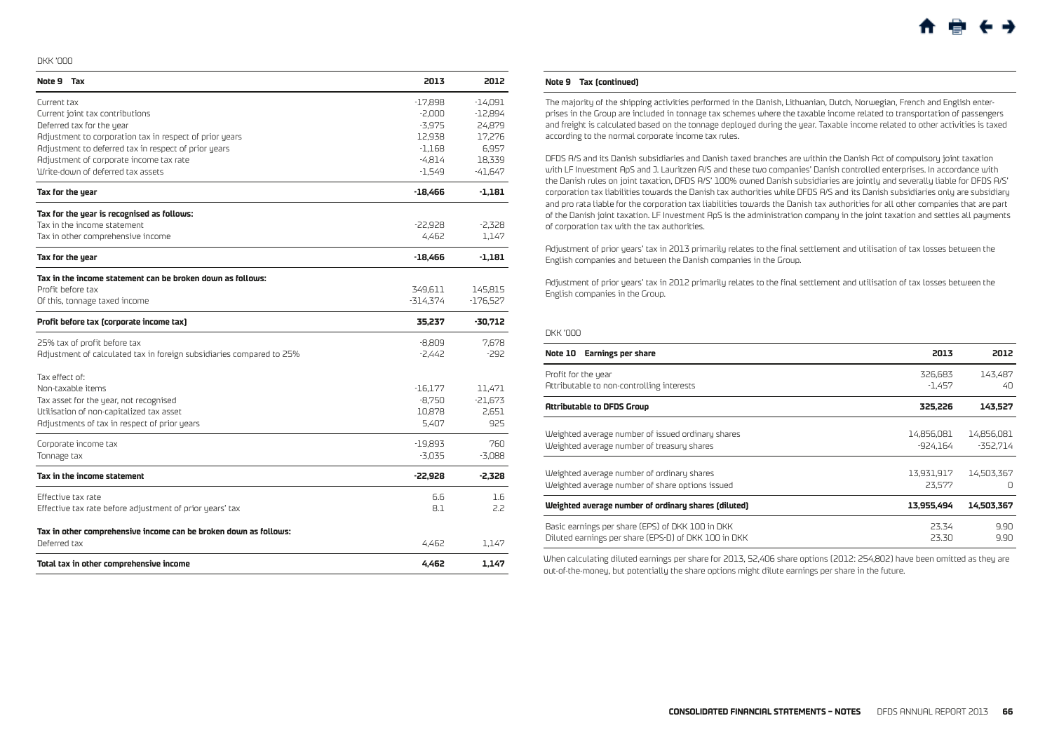DKK '000

| Note 9 Tax | 2013 | 2012 |
|---|---|---|
| Current tax | -17,898 | -14,091 |
| Current joint tax contributions | -2,000 | -12,894 |
| Deferred tax for the year | -3,975 | 24,879 |
| Adjustment to corporation tax in respect of prior years | 12,938 | 17,276 |
| Adjustment to deferred tax in respect of prior years | -1,168 | 6,957 |
| Adjustment of corporate income tax rate | -4,814 | 18,339 |
| Write-down of deferred tax assets | -1,549 | -41,647 |
| **Tax for the year** | **-18,466** | **-1,181** |
| **Tax for the year is recognised as follows:** | | |
| Tax in the income statement | -22,928 | -2,328 |
| Tax in other comprehensive income | 4,462 | 1,147 |
| **Tax for the year** | **-18,466** | **-1,181** |
| **Tax in the income statement can be broken down as follows:** | | |
| Profit before tax | 349,611 | 145,815 |
| Of this, tonnage taxed income | -314,374 | -176,527 |
| **Profit before tax (corporate income tax)** | **35,237** | **-30,712** |
| 25% tax of profit before tax | -8,809 | 7,678 |
| Adjustment of calculated tax in foreign subsidiaries compared to 25% | -2,442 | -292 |
| Tax effect of: | | |
| Non-taxable items | -16,177 | 11,471 |
| Tax asset for the year, not recognised | -8,750 | -21,673 |
| Utilisation of non-capitalized tax asset | 10,878 | 2,651 |
| Adjustments of tax in respect of prior years | 5,407 | 925 |
| Corporate income tax | -19,893 | 760 |
| Tonnage tax | -3,035 | -3,088 |
| **Tax in the income statement** | **-22,928** | **-2,328** |
| Effective tax rate | 6.6 | 1.6 |
| Effective tax rate before adjustment of prior years' tax | 8.1 | 2.2 |
| **Tax in other comprehensive income can be broken down as follows:** | | |
| Deferred tax | 4,462 | 1,147 |
| **Total tax in other comprehensive income** | **4,462** | **1,147** |

**Note 9 Tax (continued)**

The majority of the shipping activities performed in the Danish, Lithuanian, Dutch, Norwegian, French and English enterprises in the Group are included in tonnage tax schemes where the taxable income related to transportation of passengers and freight is calculated based on the tonnage deployed during the year. Taxable income related to other activities is taxed according to the normal corporate income tax rules.

DFDS A/S and its Danish subsidiaries and Danish taxed branches are within the Danish Act of compulsory joint taxation with LF Investment ApS and J. Lauritzen A/S and these two companies' Danish controlled enterprises. In accordance with the Danish rules on joint taxation, DFDS A/S' 100% owned Danish subsidiaries are jointly and severally liable for DFDS A/S' corporation tax liabilities towards the Danish tax authorities while DFDS A/S and its Danish subsidiaries only are subsidiary and pro rata liable for the corporation tax liabilities towards the Danish tax authorities for all other companies that are part of the Danish joint taxation. LF Investment ApS is the administration company in the joint taxation and settles all payments of corporation tax with the tax authorities.

Adjustment of prior years' tax in 2013 primarily relates to the final settlement and utilisation of tax losses between the English companies and between the Danish companies in the Group.

Adjustment of prior years' tax in 2012 primarily relates to the final settlement and utilisation of tax losses between the English companies in the Group.

DKK '000

| Note 10 Earnings per share | 2013 | 2012 |
|---|---|---|
| Profit for the year | 326,683 | 143,487 |
| Attributable to non-controlling interests | -1,457 | 40 |
| **Attributable to DFDS Group** | **325,226** | **143,527** |
| Weighted average number of issued ordinary shares | 14,856,081 | 14,856,081 |
| Weighted average number of treasury shares | -924,164 | -352,714 |
| Weighted average number of ordinary shares | 13,931,917 | 14,503,367 |
| Weighted average number of share options issued | 23,577 | 0 |
| **Weighted average number of ordinary shares (diluted)** | **13,955,494** | **14,503,367** |
| Basic earnings per share (EPS) of DKK 100 in DKK | 23.34 | 9.90 |
| Diluted earnings per share (EPS-D) of DKK 100 in DKK | 23.30 | 9.90 |

When calculating diluted earnings per share for 2013, 52,406 share options (2012: 254,802) have been omitted as they are out-of-the-money, but potentially the share options might dilute earnings per share in the future.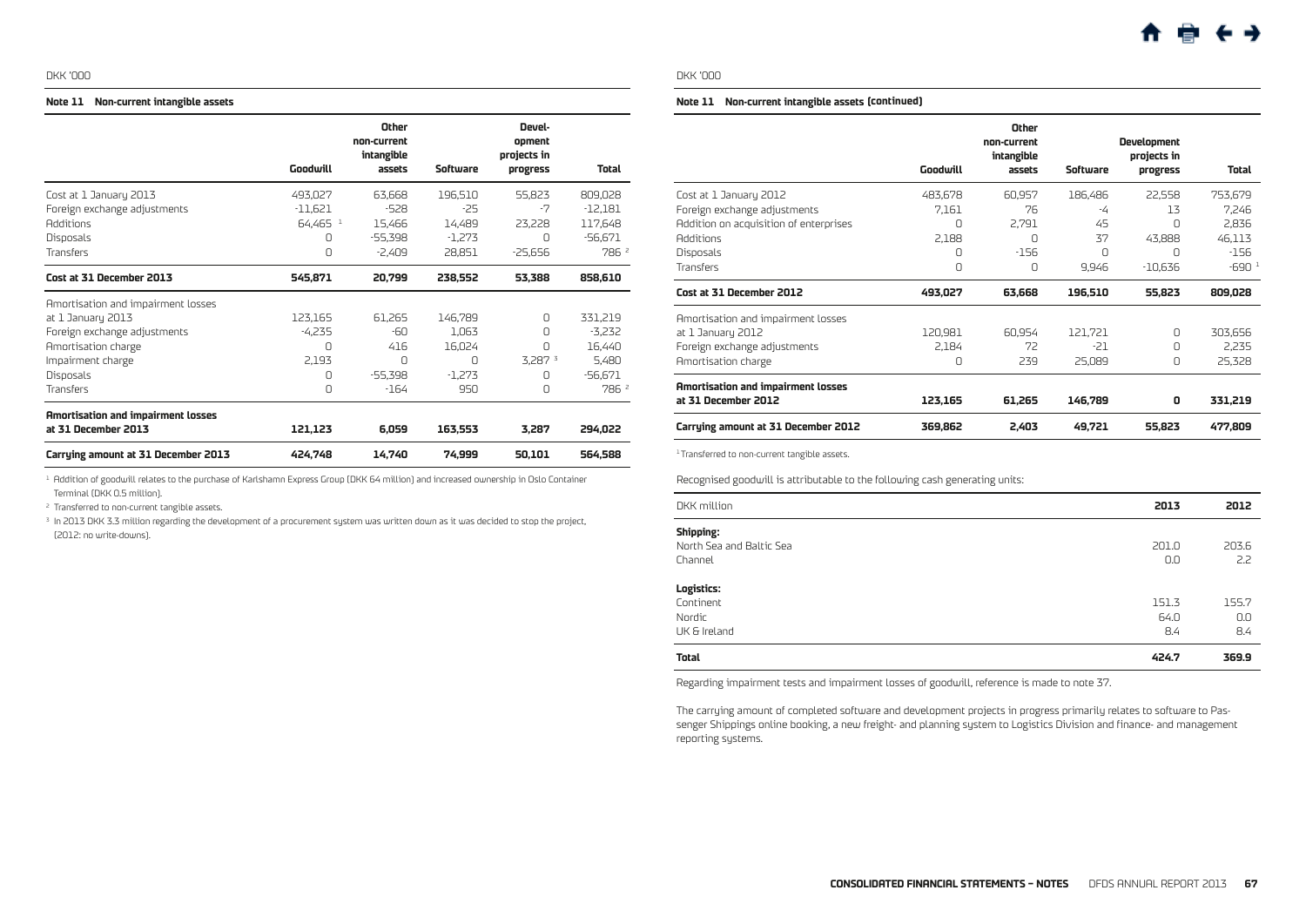DKK '000

**Note 11 Non-current intangible assets**

| | Goodwill | Other non-current intangible assets | Software | Devel-opment projects in progress | Total |
|---|---|---|---|---|---|
| Cost at 1 January 2013 | 493,027 | 63,668 | 196,510 | 55,823 | 809,028 |
| Foreign exchange adjustments | -11,621 | -528 | -25 | -7 | -12,181 |
| Additions | 64,465 [1] | 15,466 | 14,489 | 23,228 | 117,648 |
| Disposals | 0 | -55,398 | -1,273 | 0 | -56,671 |
| Transfers | 0 | -2,409 | 28,851 | -25,656 | 786 [2] |
| **Cost at 31 December 2013** | **545,871** | **20,799** | **238,552** | **53,388** | **858,610** |
| Amortisation and impairment losses at 1 January 2013 | 123,165 | 61,265 | 146,789 | 0 | 331,219 |
| Foreign exchange adjustments | -4,235 | -60 | 1,063 | 0 | -3,232 |
| Amortisation charge | 0 | 416 | 16,024 | 0 | 16,440 |
| Impairment charge | 2,193 | 0 | 0 | 3,287 [3] | 5,480 |
| Disposals | 0 | -55,398 | -1,273 | 0 | -56,671 |
| Transfers | 0 | -164 | 950 | 0 | 786 [2] |
| **Amortisation and impairment losses at 31 December 2013** | **121,123** | **6,059** | **163,553** | **3,287** | **294,022** |
| **Carrying amount at 31 December 2013** | **424,748** | **14,740** | **74,999** | **50,101** | **564,588** |

[1] Addition of goodwill relates to the purchase of Karlshamn Express Group (DKK 64 million) and increased ownership in Oslo Container Terminal (DKK 0.5 million).

[2] Transferred to non-current tangible assets.

[3] In 2013 DKK 3.3 million regarding the development of a procurement system was written down as it was decided to stop the project, (2012: no write-downs).

DKK '000

**Note 11 Non-current intangible assets (continued)**

| | Goodwill | Other non-current intangible assets | Software | Development projects in progress | Total |
|---|---|---|---|---|---|
| Cost at 1 January 2012 | 483,678 | 60,957 | 186,486 | 22,558 | 753,679 |
| Foreign exchange adjustments | 7,161 | 76 | -4 | 13 | 7,246 |
| Addition on acquisition of enterprises | 0 | 2,791 | 45 | 0 | 2,836 |
| Additions | 2,188 | 0 | 37 | 43,888 | 46,113 |
| Disposals | 0 | -156 | 0 | 0 | -156 |
| Transfers | 0 | 0 | 9,946 | -10,636 | -690 [1] |
| **Cost at 31 December 2012** | **493,027** | **63,668** | **196,510** | **55,823** | **809,028** |
| Amortisation and impairment losses at 1 January 2012 | 120,981 | 60,954 | 121,721 | 0 | 303,656 |
| Foreign exchange adjustments | 2,184 | 72 | -21 | 0 | 2,235 |
| Amortisation charge | 0 | 239 | 25,089 | 0 | 25,328 |
| **Amortisation and impairment losses at 31 December 2012** | **123,165** | **61,265** | **146,789** | **0** | **331,219** |
| **Carrying amount at 31 December 2012** | **369,862** | **2,403** | **49,721** | **55,823** | **477,809** |

[1] Transferred to non-current tangible assets.

Recognised goodwill is attributable to the following cash generating units:

| DKK million | 2013 | 2012 |
|---|---|---|
| **Shipping:** | | |
| North Sea and Baltic Sea | 201.0 | 203.6 |
| Channel | 0.0 | 2.2 |
| **Logistics:** | | |
| Continent | 151.3 | 155.7 |
| Nordic | 64.0 | 0.0 |
| UK & Ireland | 8.4 | 8.4 |
| **Total** | **424.7** | **369.9** |

Regarding impairment tests and impairment losses of goodwill, reference is made to note 37.

The carrying amount of completed software and development projects in progress primarily relates to software to Passenger Shippings online booking, a new freight- and planning system to Logistics Division and finance- and management reporting systems.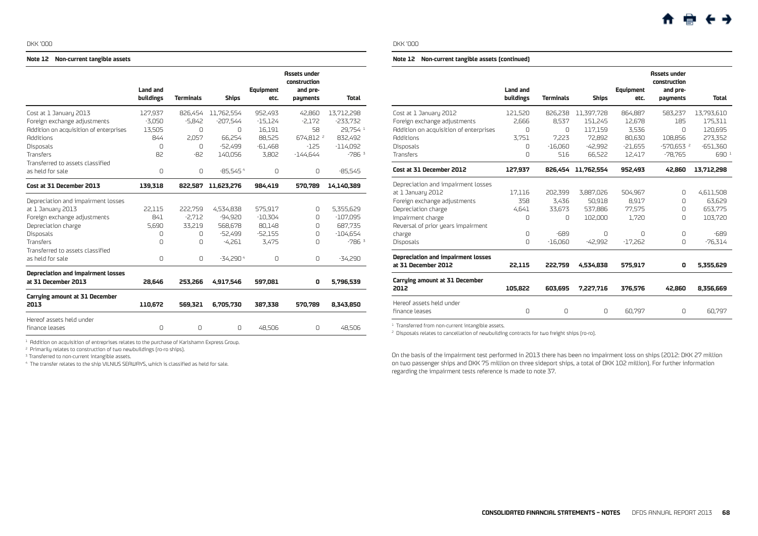DKK '000

## Note 12 Non-current tangible assets

| | Land and buildings | Terminals | Ships | Equipment etc. | Assets under construction and pre-payments | Total |
|---|---|---|---|---|---|---|
| Cost at 1 January 2013 | 127,937 | 826,454 | 11,762,554 | 952,493 | 42,860 | 13,712,298 |
| Foreign exchange adjustments | -3,050 | -5,842 | -207,544 | -15,124 | -2,172 | -233,732 |
| Addition on acquisition of enterprises | 13,505 | 0 | 0 | 16,191 | 58 | 29,754 [1] |
| Additions | 844 | 2,057 | 66,254 | 88,525 | 674,812 [2] | 832,492 |
| Disposals | 0 | 0 | -52,499 | -61,468 | -125 | -114,092 |
| Transfers | 82 | -82 | 140,056 | 3,802 | -144,644 | -786 [3] |
| Transferred to assets classified as held for sale | 0 | 0 | -85,545 [4] | 0 | 0 | -85,545 |
| **Cost at 31 December 2013** | **139,318** | **822,587** | **11,623,276** | **984,419** | **570,789** | **14,140,389** |
| Depreciation and impairment losses at 1 January 2013 | 22,115 | 222,759 | 4,534,838 | 575,917 | 0 | 5,355,629 |
| Foreign exchange adjustments | 841 | -2,712 | -94,920 | -10,304 | 0 | -107,095 |
| Depreciation charge | 5,690 | 33,219 | 568,678 | 80,148 | 0 | 687,735 |
| Disposals | 0 | 0 | -52,499 | -52,155 | 0 | -104,654 |
| Transfers | 0 | 0 | -4,261 | 3,475 | 0 | -786 [3] |
| Transferred to assets classified as held for sale | 0 | 0 | -34,290 [4] | 0 | 0 | -34,290 |
| **Depreciation and impairment losses at 31 December 2013** | **28,646** | **253,266** | **4,917,546** | **597,081** | **0** | **5,796,539** |
| **Carrying amount at 31 December 2013** | **110,672** | **569,321** | **6,705,730** | **387,338** | **570,789** | **8,343,850** |
| Hereof assets held under finance leases | 0 | 0 | 0 | 48,506 | 0 | 48,506 |

[1] Addition on acquisition of entreprises relates to the purchase of Karlshamn Express Group.

[2] Primarily relates to construction of two newbuildings (ro-ro ships).

[3] Transferred to non-current intangible assets.

[4] The transfer relates to the ship VILNIUS SEAWAYS, which is classified as held for sale.

DKK '000

## Note 12 Non-current tangible assets (continued)

| | Land and buildings | Terminals | Ships | Equipment etc. | Assets under construction and pre-payments | Total |
|---|---|---|---|---|---|---|
| Cost at 1 January 2012 | 121,520 | 826,238 | 11,397,728 | 864,887 | 583,237 | 13,793,610 |
| Foreign exchange adjustments | 2,666 | 8,537 | 151,245 | 12,678 | 185 | 175,311 |
| Addition on acquisition of enterprises | 0 | 0 | 117,159 | 3,536 | 0 | 120,695 |
| Additions | 3,751 | 7,223 | 72,892 | 80,630 | 108,856 | 273,352 |
| Disposals | 0 | -16,060 | -42,992 | -21,655 | -570,653 [2] | -651,360 |
| Transfers | 0 | 516 | 66,522 | 12,417 | -78,765 | 690 [1] |
| **Cost at 31 December 2012** | **127,937** | **826,454** | **11,762,554** | **952,493** | **42,860** | **13,712,298** |
| Depreciation and impairment losses at 1 January 2012 | 17,116 | 202,399 | 3,887,026 | 504,967 | 0 | 4,611,508 |
| Foreign exchange adjustments | 358 | 3,436 | 50,918 | 8,917 | 0 | 63,629 |
| Depreciation charge | 4,641 | 33,673 | 537,886 | 77,575 | 0 | 653,775 |
| Impairment charge | 0 | 0 | 102,000 | 1,720 | 0 | 103,720 |
| Reversal of prior years impairment charge | 0 | -689 | 0 | 0 | 0 | -689 |
| Disposals | 0 | -16,060 | -42,992 | -17,262 | 0 | -76,314 |
| **Depreciation and impairment losses at 31 December 2012** | **22,115** | **222,759** | **4,534,838** | **575,917** | **0** | **5,355,629** |
| **Carrying amount at 31 December 2012** | **105,822** | **603,695** | **7,227,716** | **376,576** | **42,860** | **8,356,669** |
| Hereof assets held under finance leases | 0 | 0 | 0 | 60,797 | 0 | 60,797 |

[1] Transferred from non-current intangible assets.

[2] Disposals relates to cancellation of newbuilding contracts for two freight ships (ro-ro).

On the basis of the impairment test performed in 2013 there has been no impairment loss on ships (2012: DKK 27 million on two passenger ships and DKK 75 million on three sideport ships, a total of DKK 102 million). For further information regarding the impairment tests reference is made to note 37.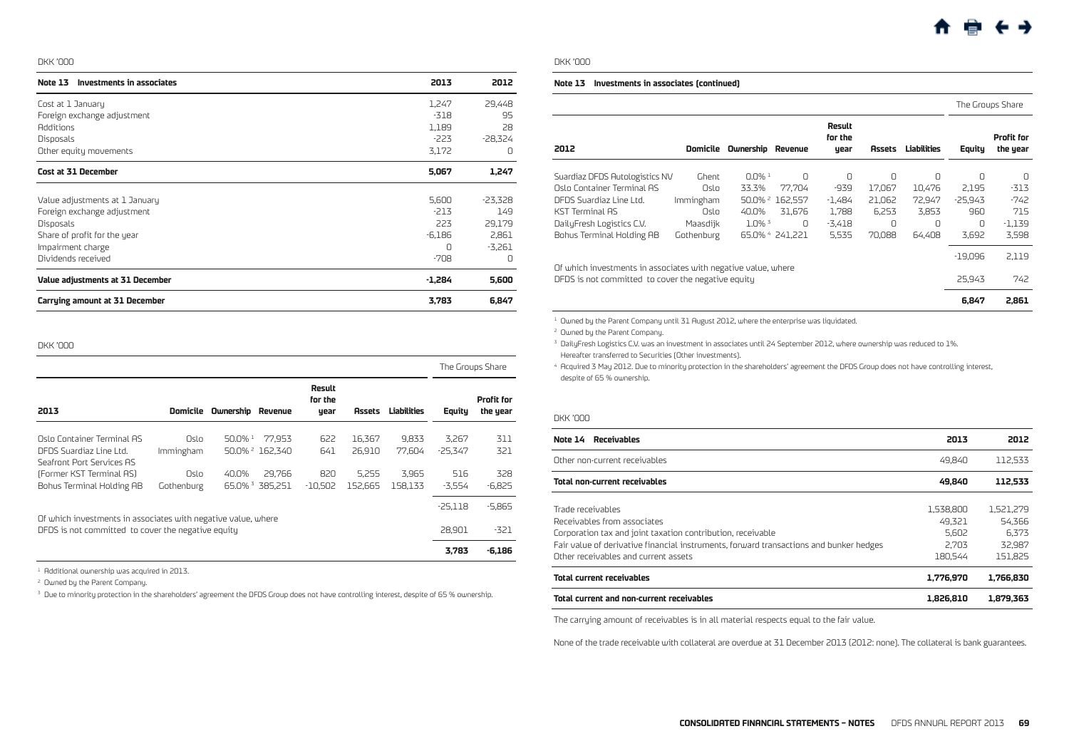DKK '000

| Note 13 Investments in associates | 2013 | 2012 |
|---|---|---|
| Cost at 1 January | 1,247 | 29,448 |
| Foreign exchange adjustment | -318 | 95 |
| Additions | 1,189 | 28 |
| Disposals | -223 | -28,324 |
| Other equity movements | 3,172 | 0 |
| **Cost at 31 December** | **5,067** | **1,247** |
| Value adjustments at 1 January | 5,600 | -23,328 |
| Foreign exchange adjustment | -213 | 149 |
| Disposals | 223 | 29,179 |
| Share of profit for the year | -6,186 | 2,861 |
| Impairment charge | 0 | -3,261 |
| Dividends received | -708 | 0 |
| **Value adjustments at 31 December** | **-1,284** | **5,600** |
| **Carrying amount at 31 December** | **3,783** | **6,847** |

DKK '000

| | | | | | | | The Groups Share | |
|---|---|---|---|---|---|---|---|---|
| **2013** | **Domicile** | **Ownership** | **Revenue** | **Result for the year** | **Assets** | **Liabilities** | **Equity** | **Profit for the year** |
| Oslo Container Terminal AS | Oslo | 50.0% [1] | 77,953 | 622 | 16,367 | 9,833 | 3,267 | 311 |
| DFDS Suardiaz Line Ltd. | Immingham | 50.0% [2] | 162,340 | 641 | 26,910 | 77,604 | -25,347 | 321 |
| Seafront Port Services AS (Former KST Terminal AS) | Oslo | 40.0% | 29,766 | 820 | 5,255 | 3,965 | 516 | 328 |
| Bohus Terminal Holding AB | Gothenburg | 65.0% [3] | 385,251 | -10,502 | 152,665 | 158,133 | -3,554 | -6,825 |
| | | | | | | | -25,118 | -5,865 |
| Of which investments in associates with negative value, where DFDS is not committed to cover the negative equity | | | | | | | 28,901 | -321 |
| | | | | | | | **3,783** | **-6,186** |

[1] Additional ownership was acquired in 2013.

[2] Owned by the Parent Company.

[3] Due to minority protection in the shareholders' agreement the DFDS Group does not have controlling interest, despite of 65 % ownership.

DKK '000

**Note 13 Investments in associates (continued)**

| | | | | | | | The Groups Share | |
|---|---|---|---|---|---|---|---|---|
| **2012** | **Domicile** | **Ownership** | **Revenue** | **Result for the year** | **Assets** | **Liabilities** | **Equity** | **Profit for the year** |
| Suardiaz DFDS Autologistics NV | Ghent | 0.0% [1] | 0 | 0 | 0 | 0 | 0 | 0 |
| Oslo Container Terminal AS | Oslo | 33.3% | 77,704 | -939 | 17,067 | 10,476 | 2,195 | -313 |
| DFDS Suardiaz Line Ltd. | Immingham | 50.0% [2] | 162,557 | -1,484 | 21,062 | 72,947 | -25,943 | -742 |
| KST Terminal AS | Oslo | 40.0% | 31,676 | 1,788 | 6,253 | 3,853 | 960 | 715 |
| DailyFresh Logistics C.V. | Maasdijk | 1.0% [3] | 0 | -3,418 | 0 | 0 | 0 | -1,139 |
| Bohus Terminal Holding AB | Gothenburg | 65.0% [4] | 241,221 | 5,535 | 70,088 | 64,408 | 3,692 | 3,598 |
| | | | | | | | -19,096 | 2,119 |
| Of which investments in associates with negative value, where DFDS is not committed to cover the negative equity | | | | | | | 25,943 | 742 |
| | | | | | | | **6,847** | **2,861** |

[1] Owned by the Parent Company until 31 August 2012, where the enterprise was liquidated.

[2] Owned by the Parent Company.

[3] DailyFresh Logistics C.V. was an investment in associates until 24 September 2012, where ownership was reduced to 1%. Hereafter transferred to Securities (Other investments).

[4] Acquired 3 May 2012. Due to minority protection in the shareholders' agreement the DFDS Group does not have controlling interest, despite of 65 % ownership.

DKK '000

| Note 14 Receivables | 2013 | 2012 |
|---|---|---|
| Other non-current receivables | 49,840 | 112,533 |
| **Total non-current receivables** | **49,840** | **112,533** |
| Trade receivables | 1,538,800 | 1,521,279 |
| Receivables from associates | 49,321 | 54,366 |
| Corporation tax and joint taxation contribution, receivable | 5,602 | 6,373 |
| Fair value of derivative financial instruments, forward transactions and bunker hedges | 2,703 | 32,987 |
| Other receivables and current assets | 180,544 | 151,825 |
| **Total current receivables** | **1,776,970** | **1,766,830** |
| **Total current and non-current receivables** | **1,826,810** | **1,879,363** |

The carrying amount of receivables is in all material respects equal to the fair value.

None of the trade receivable with collateral are overdue at 31 December 2013 (2012: none). The collateral is bank guarantees.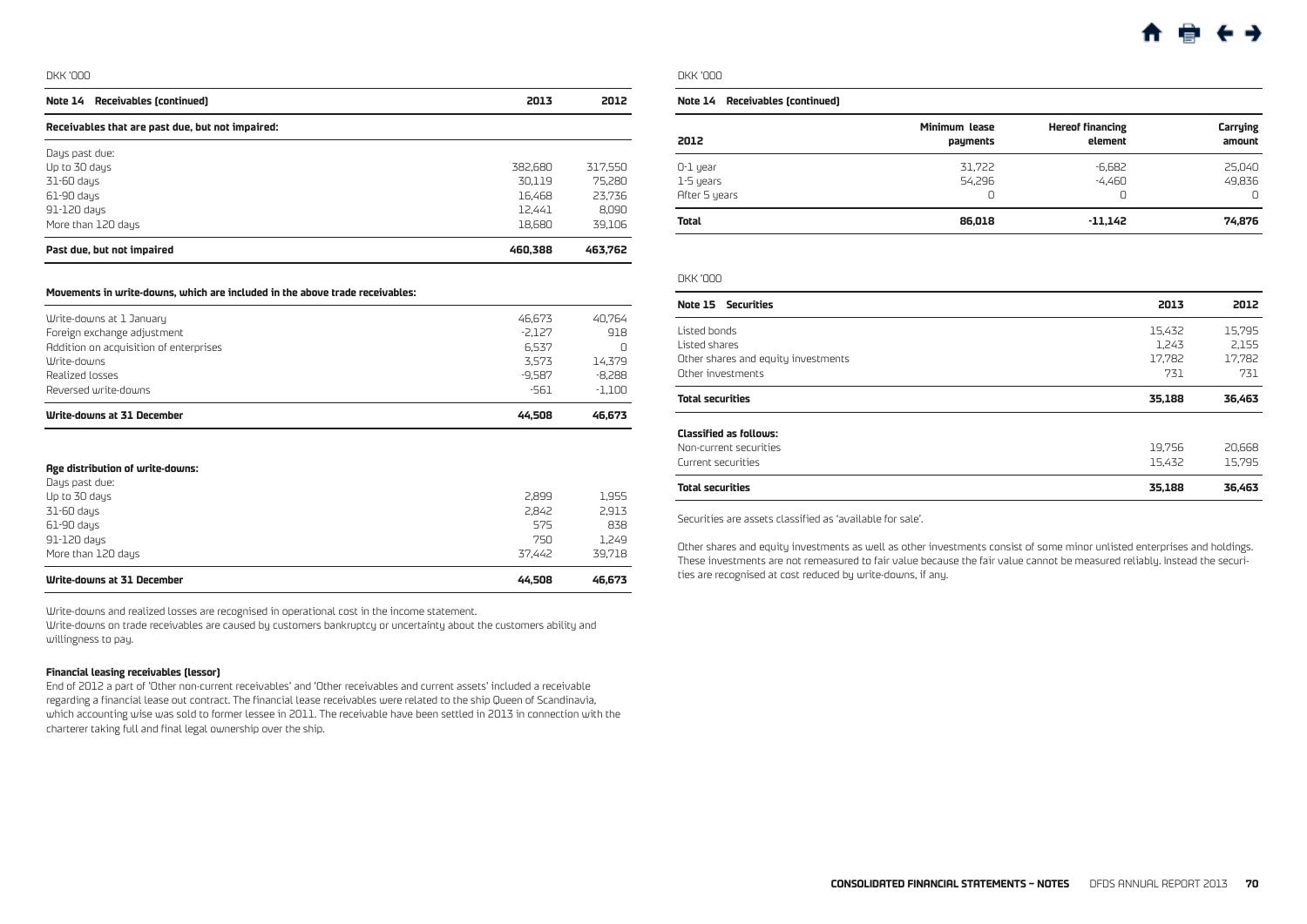DKK '000

| Note 14 Receivables (continued) | 2013 | 2012 |
|---|---|---|
| **Receivables that are past due, but not impaired:** | | |
| Days past due: | | |
| Up to 30 days | 382,680 | 317,550 |
| 31-60 days | 30,119 | 75,280 |
| 61-90 days | 16,468 | 23,736 |
| 91-120 days | 12,441 | 8,090 |
| More than 120 days | 18,680 | 39,106 |
| **Past due, but not impaired** | **460,388** | **463,762** |

**Movements in write-downs, which are included in the above trade receivables:**

| | 2013 | 2012 |
|---|---|---|
| Write-downs at 1 January | 46,673 | 40,764 |
| Foreign exchange adjustment | -2,127 | 918 |
| Addition on acquisition of enterprises | 6,537 | 0 |
| Write-downs | 3,573 | 14,379 |
| Realized losses | -9,587 | -8,288 |
| Reversed write-downs | -561 | -1,100 |
| **Write-downs at 31 December** | **44,508** | **46,673** |

**Age distribution of write-downs:**

| | 2013 | 2012 |
|---|---|---|
| Days past due: | | |
| Up to 30 days | 2,899 | 1,955 |
| 31-60 days | 2,842 | 2,913 |
| 61-90 days | 575 | 838 |
| 91-120 days | 750 | 1,249 |
| More than 120 days | 37,442 | 39,718 |
| **Write-downs at 31 December** | **44,508** | **46,673** |

Write-downs and realized losses are recognised in operational cost in the income statement.
Write-downs on trade receivables are caused by customers bankruptcy or uncertainty about the customers ability and willingness to pay.

**Financial leasing receivables (lessor)**

End of 2012 a part of 'Other non-current receivables' and 'Other receivables and current assets' included a receivable regarding a financial lease out contract. The financial lease receivables were related to the ship Queen of Scandinavia, which accounting wise was sold to former lessee in 2011. The receivable have been settled in 2013 in connection with the charterer taking full and final legal ownership over the ship.

DKK '000

**Note 14 Receivables (continued)**

| 2012 | Minimum lease payments | Hereof financing element | Carrying amount |
|---|---|---|---|
| 0-1 year | 31,722 | -6,682 | 25,040 |
| 1-5 years | 54,296 | -4,460 | 49,836 |
| After 5 years | 0 | 0 | 0 |
| **Total** | **86,018** | **-11,142** | **74,876** |

DKK '000

| Note 15 Securities | 2013 | 2012 |
|---|---|---|
| Listed bonds | 15,432 | 15,795 |
| Listed shares | 1,243 | 2,155 |
| Other shares and equity investments | 17,782 | 17,782 |
| Other investments | 731 | 731 |
| **Total securities** | **35,188** | **36,463** |
| **Classified as follows:** | | |
| Non-current securities | 19,756 | 20,668 |
| Current securities | 15,432 | 15,795 |
| **Total securities** | **35,188** | **36,463** |

Securities are assets classified as 'available for sale'.

Other shares and equity investments as well as other investments consist of some minor unlisted enterprises and holdings. These investments are not remeasured to fair value because the fair value cannot be measured reliably. Instead the securities are recognised at cost reduced by write-downs, if any.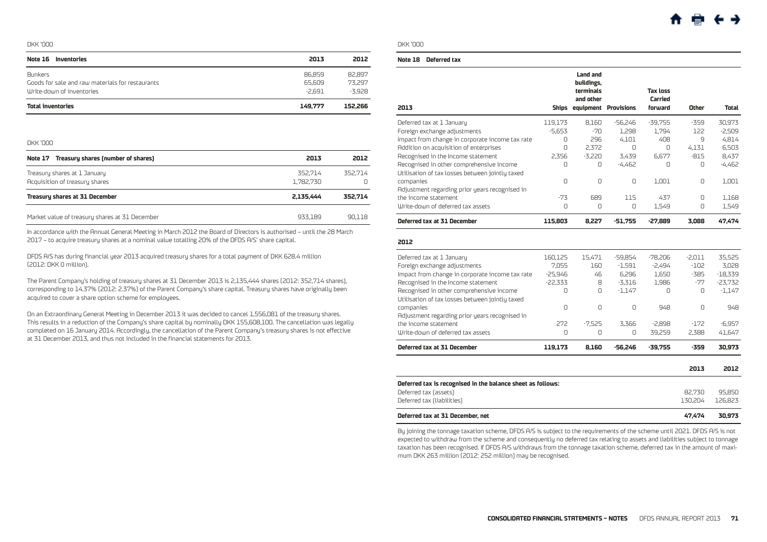DKK '000

| Note 16 Inventories | 2013 | 2012 |
|---|---|---|
| Bunkers | 86,859 | 82,897 |
| Goods for sale and raw materials for restaurants | 65,609 | 73,297 |
| Write-down of inventories | -2,691 | -3,928 |
| **Total inventories** | **149,777** | **152,266** |

DKK '000

| Note 17 Treasury shares (number of shares) | 2013 | 2012 |
|---|---|---|
| Treasury shares at 1 January | 352,714 | 352,714 |
| Acquisition of treasury shares | 1,782,730 | 0 |
| **Treasury shares at 31 December** | **2,135,444** | **352,714** |
| Market value of treasury shares at 31 December | 933,189 | 90,118 |

In accordance with the Annual General Meeting in March 2012 the Board of Directors is authorised – until the 28 March 2017 – to acquire treasury shares at a nominal value totalling 20% of the DFDS A/S' share capital.

DFDS A/S has during financial year 2013 acquired treasury shares for a total payment of DKK 628.4 million (2012: DKK 0 million).

The Parent Company's holding of treasury shares at 31 December 2013 is 2,135,444 shares (2012: 352,714 shares), corresponding to 14.37% (2012: 2.37%) of the Parent Company's share capital. Treasury shares have originally been acquired to cover a share option scheme for employees.

On an Extraordinary General Meeting in December 2013 it was decided to cancel 1,556,081 of the treasury shares. This results in a reduction of the Company's share capital by nominally DKK 155,608,100. The cancellation was legally completed on 16 January 2014. Accordingly, the cancellation of the Parent Company's treasury shares is not effective at 31 December 2013, and thus not included in the financial statements for 2013.

DKK '000

**Note 18 Deferred tax**

| 2013 | Ships | Land and buildings, terminals and other equipment | Provisions | Tax loss Carried forward | Other | Total |
|---|---|---|---|---|---|---|
| Deferred tax at 1 January | 119,173 | 8,160 | -56,246 | -39,755 | -359 | 30,973 |
| Foreign exchange adjustments | -5,653 | -70 | 1,298 | 1,794 | 122 | -2,509 |
| Impact from change in corporate income tax rate | 0 | 296 | 4,101 | 408 | 9 | 4,814 |
| Addition on acquisition of enterprises | 0 | 2,372 | 0 | 0 | 4,131 | 6,503 |
| Recognised in the Income statement | 2,356 | -3,220 | 3,439 | 6,677 | -815 | 8,437 |
| Recognised in other comprehensive income | 0 | 0 | -4,462 | 0 | 0 | -4,462 |
| Utilisation of tax losses between jointly taxed companies | 0 | 0 | 0 | 1,001 | 0 | 1,001 |
| Adjustment regarding prior years recognised in the income statement | -73 | 689 | 115 | 437 | 0 | 1,168 |
| Write-down of deferred tax assets | 0 | 0 | 0 | 1,549 | 0 | 1,549 |
| **Deferred tax at 31 December** | **115,803** | **8,227** | **-51,755** | **-27,889** | **3,088** | **47,474** |
| **2012** | | | | | | |
| Deferred tax at 1 January | 160,125 | 15,471 | -59,854 | -78,206 | -2,011 | 35,525 |
| Foreign exchange adjustments | 7,055 | 160 | -1,591 | -2,494 | -102 | 3,028 |
| Impact from change in corporate income tax rate | -25,946 | 46 | 6,296 | 1,650 | -385 | -18,339 |
| Recognised in the Income statement | -22,333 | 8 | -3,316 | 1,986 | -77 | -23,732 |
| Recognised in other comprehensive income | 0 | 0 | -1,147 | 0 | 0 | -1,147 |
| Utilisation of tax losses between jointly taxed companies | 0 | 0 | 0 | 948 | 0 | 948 |
| Adjustment regarding prior years recognised in the income statement | 272 | -7,525 | 3,366 | -2,898 | -172 | -6,957 |
| Write-down of deferred tax assets | 0 | 0 | 0 | 39,259 | 2,388 | 41,647 |
| **Deferred tax at 31 December** | **119,173** | **8,160** | **-56,246** | **-39,755** | **-359** | **30,973** |

| | 2013 | 2012 |
|---|---|---|
| **Deferred tax is recognised in the balance sheet as follows:** | | |
| Deferred tax (assets) | 82,730 | 95,850 |
| Deferred tax (liabilities) | 130,204 | 126,823 |
| **Deferred tax at 31 December, net** | **47,474** | **30,973** |

By joining the tonnage taxation scheme, DFDS A/S is subject to the requirements of the scheme until 2021. DFDS A/S is not expected to withdraw from the scheme and consequently no deferred tax relating to assets and liabilities subject to tonnage taxation has been recognised. If DFDS A/S withdraws from the tonnage taxation scheme, deferred tax in the amount of maximum DKK 263 million (2012: 252 million) may be recognised.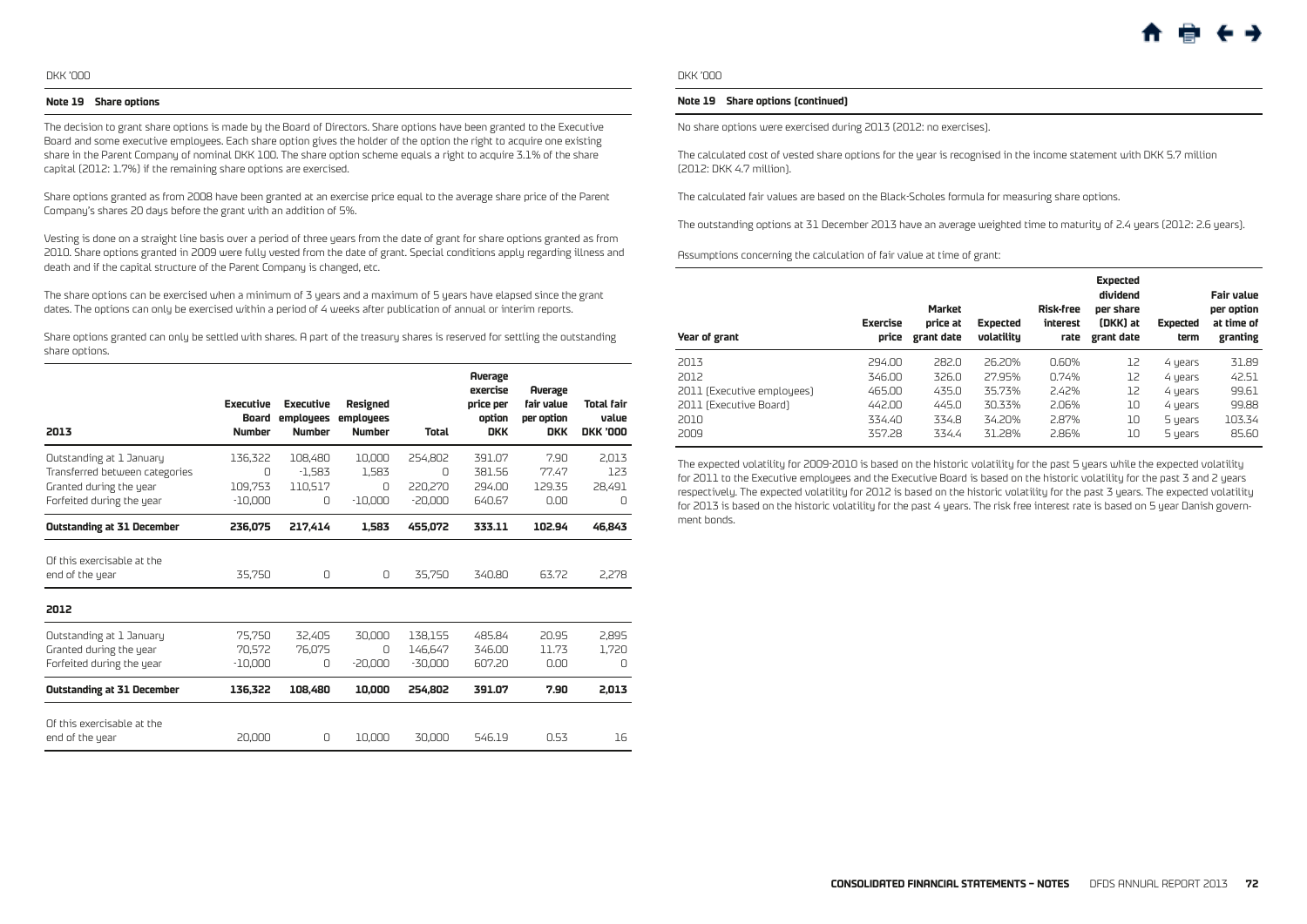DKK '000

**Note 19 Share options**

The decision to grant share options is made by the Board of Directors. Share options have been granted to the Executive Board and some executive employees. Each share option gives the holder of the option the right to acquire one existing share in the Parent Company of nominal DKK 100. The share option scheme equals a right to acquire 3.1% of the share capital (2012: 1.7%) if the remaining share options are exercised.

Share options granted as from 2008 have been granted at an exercise price equal to the average share price of the Parent Company's shares 20 days before the grant with an addition of 5%.

Vesting is done on a straight line basis over a period of three years from the date of grant for share options granted as from 2010. Share options granted in 2009 were fully vested from the date of grant. Special conditions apply regarding illness and death and if the capital structure of the Parent Company is changed, etc.

The share options can be exercised when a minimum of 3 years and a maximum of 5 years have elapsed since the grant dates. The options can only be exercised within a period of 4 weeks after publication of annual or interim reports.

Share options granted can only be settled with shares. A part of the treasury shares is reserved for settling the outstanding share options.

| 2013 | Executive Board Number | Executive employees Number | Resigned employees Number | Total | Average exercise price per option DKK | Average fair value per option DKK | Total fair value DKK '000 |
|---|---|---|---|---|---|---|---|
| Outstanding at 1 January | 136,322 | 108,480 | 10,000 | 254,802 | 391.07 | 7.90 | 2,013 |
| Transferred between categories | 0 | -1,583 | 1,583 | 0 | 381.56 | 77.47 | 123 |
| Granted during the year | 109,753 | 110,517 | 0 | 220,270 | 294.00 | 129.35 | 28,491 |
| Forfeited during the year | -10,000 | 0 | -10,000 | -20,000 | 640.67 | 0.00 | 0 |
| **Outstanding at 31 December** | **236,075** | **217,414** | **1,583** | **455,072** | **333.11** | **102.94** | **46,843** |
| Of this exercisable at the end of the year | 35,750 | 0 | 0 | 35,750 | 340.80 | 63.72 | 2,278 |
| **2012** | | | | | | | |
| Outstanding at 1 January | 75,750 | 32,405 | 30,000 | 138,155 | 485.84 | 20.95 | 2,895 |
| Granted during the year | 70,572 | 76,075 | 0 | 146,647 | 346.00 | 11.73 | 1,720 |
| Forfeited during the year | -10,000 | 0 | -20,000 | -30,000 | 607.20 | 0.00 | 0 |
| **Outstanding at 31 December** | **136,322** | **108,480** | **10,000** | **254,802** | **391.07** | **7.90** | **2,013** |
| Of this exercisable at the end of the year | 20,000 | 0 | 10,000 | 30,000 | 546.19 | 0.53 | 16 |

**Note 19 Share options (continued)**

No share options were exercised during 2013 (2012: no exercises).

The calculated cost of vested share options for the year is recognised in the income statement with DKK 5.7 million (2012: DKK 4.7 million).

The calculated fair values are based on the Black-Scholes formula for measuring share options.

The outstanding options at 31 December 2013 have an average weighted time to maturity of 2.4 years (2012: 2.6 years).

Assumptions concerning the calculation of fair value at time of grant:

| Year of grant | Exercise price | Market price at grant date | Expected volatility | Risk-free interest rate | Expected dividend per share (DKK) at grant date | Expected term | Fair value per option at time of granting |
|---|---|---|---|---|---|---|---|
| 2013 | 294.00 | 282.0 | 26.20% | 0.60% | 12 | 4 years | 31.89 |
| 2012 | 346.00 | 326.0 | 27.95% | 0.74% | 12 | 4 years | 42.51 |
| 2011 (Executive employees) | 465.00 | 435.0 | 35.73% | 2.42% | 12 | 4 years | 99.61 |
| 2011 (Executive Board) | 442.00 | 445.0 | 30.33% | 2.06% | 10 | 4 years | 99.88 |
| 2010 | 334.40 | 334.8 | 34.20% | 2.87% | 10 | 5 years | 103.34 |
| 2009 | 357.28 | 334.4 | 31.28% | 2.86% | 10 | 5 years | 85.60 |

The expected volatility for 2009-2010 is based on the historic volatility for the past 5 years while the expected volatility for 2011 to the Executive employees and the Executive Board is based on the historic volatility for the past 3 and 2 years respectively. The expected volatility for 2012 is based on the historic volatility for the past 3 years. The expected volatility for 2013 is based on the historic volatility for the past 4 years. The risk free interest rate is based on 5 year Danish government bonds.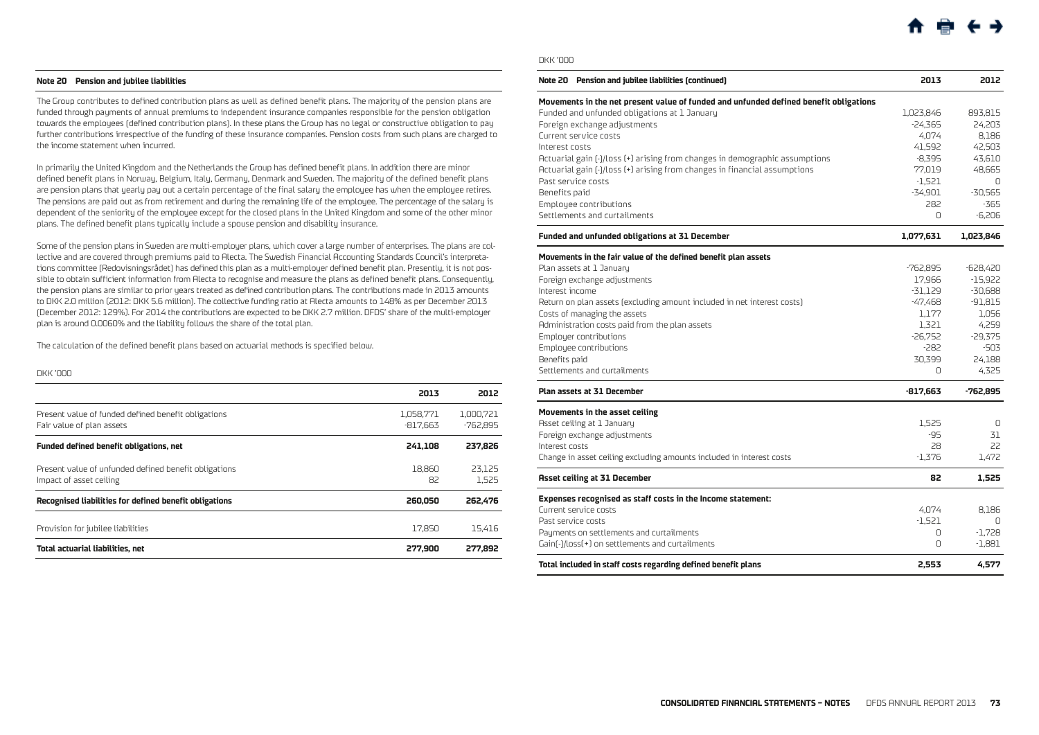### Note 20 Pension and jubilee liabilities

The Group contributes to defined contribution plans as well as defined benefit plans. The majority of the pension plans are funded through payments of annual premiums to independent insurance companies responsible for the pension obligation towards the employees (defined contribution plans). In these plans the Group has no legal or constructive obligation to pay further contributions irrespective of the funding of these insurance companies. Pension costs from such plans are charged to the income statement when incurred.

In primarily the United Kingdom and the Netherlands the Group has defined benefit plans. In addition there are minor defined benefit plans in Norway, Belgium, Italy, Germany, Denmark and Sweden. The majority of the defined benefit plans are pension plans that yearly pay out a certain percentage of the final salary the employee has when the employee retires. The pensions are paid out as from retirement and during the remaining life of the employee. The percentage of the salary is dependent of the seniority of the employee except for the closed plans in the United Kingdom and some of the other minor plans. The defined benefit plans typically include a spouse pension and disability insurance.

Some of the pension plans in Sweden are multi-employer plans, which cover a large number of enterprises. The plans are collective and are covered through premiums paid to Alecta. The Swedish Financial Accounting Standards Council's interpretations committee (Redovisningsrådet) has defined this plan as a multi-employer defined benefit plan. Presently, it is not possible to obtain sufficient information from Alecta to recognise and measure the plans as defined benefit plans. Consequently, the pension plans are similar to prior years treated as defined contribution plans. The contributions made in 2013 amounts to DKK 2.0 million (2012: DKK 5.6 million). The collective funding ratio at Alecta amounts to 148% as per December 2013 (December 2012: 129%). For 2014 the contributions are expected to be DKK 2.7 million. DFDS' share of the multi-employer plan is around 0.0060% and the liability follows the share of the total plan.

The calculation of the defined benefit plans based on actuarial methods is specified below.

DKK '000

| | 2013 | 2012 |
|---|---|---|
| Present value of funded defined benefit obligations | 1,058,771 | 1,000,721 |
| Fair value of plan assets | -817,663 | -762,895 |
| **Funded defined benefit obligations, net** | **241,108** | **237,826** |
| Present value of unfunded defined benefit obligations | 18,860 | 23,125 |
| Impact of asset ceiling | 82 | 1,525 |
| **Recognised liabilities for defined benefit obligations** | **260,050** | **262,476** |
| Provision for jubilee liabilities | 17,850 | 15,416 |
| **Total actuarial liabilities, net** | **277,900** | **277,892** |

DKK '000

| Note 20 Pension and jubilee liabilities (continued) | 2013 | 2012 |
|---|---|---|
| **Movements in the net present value of funded and unfunded defined benefit obligations** | | |
| Funded and unfunded obligations at 1 January | 1,023,846 | 893,815 |
| Foreign exchange adjustments | -24,365 | 24,203 |
| Current service costs | 4,074 | 8,186 |
| Interest costs | 41,592 | 42,503 |
| Actuarial gain (-)/loss (+) arising from changes in demographic assumptions | -8,395 | 43,610 |
| Actuarial gain (-)/loss (+) arising from changes in financial assumptions | 77,019 | 48,665 |
| Past service costs | -1,521 | 0 |
| Benefits paid | -34,901 | -30,565 |
| Employee contributions | 282 | -365 |
| Settlements and curtailments | 0 | -6,206 |
| **Funded and unfunded obligations at 31 December** | **1,077,631** | **1,023,846** |
| **Movements in the fair value of the defined benefit plan assets** | | |
| Plan assets at 1 January | -762,895 | -628,420 |
| Foreign exchange adjustments | 17,966 | -15,922 |
| Interest income | -31,129 | -30,688 |
| Return on plan assets (excluding amount included in net interest costs) | -47,468 | -91,815 |
| Costs of managing the assets | 1,177 | 1,056 |
| Administration costs paid from the plan assets | 1,321 | 4,259 |
| Employer contributions | -26,752 | -29,375 |
| Employee contributions | -282 | -503 |
| Benefits paid | 30,399 | 24,188 |
| Settlements and curtailments | 0 | 4,325 |
| **Plan assets at 31 December** | **-817,663** | **-762,895** |
| **Movements in the asset ceiling** | | |
| Asset ceiling at 1 January | 1,525 | 0 |
| Foreign exchange adjustments | -95 | 31 |
| Interest costs | 28 | 22 |
| Change in asset ceiling excluding amounts included in interest costs | -1,376 | 1,472 |
| **Asset ceiling at 31 December** | **82** | **1,525** |
| **Expenses recognised as staff costs in the Income statement:** | | |
| Current service costs | 4,074 | 8,186 |
| Past service costs | -1,521 | 0 |
| Payments on settlements and curtailments | 0 | -1,728 |
| Gain(-)/loss(+) on settlements and curtailments | 0 | -1,881 |
| **Total included in staff costs regarding defined benefit plans** | **2,553** | **4,577** |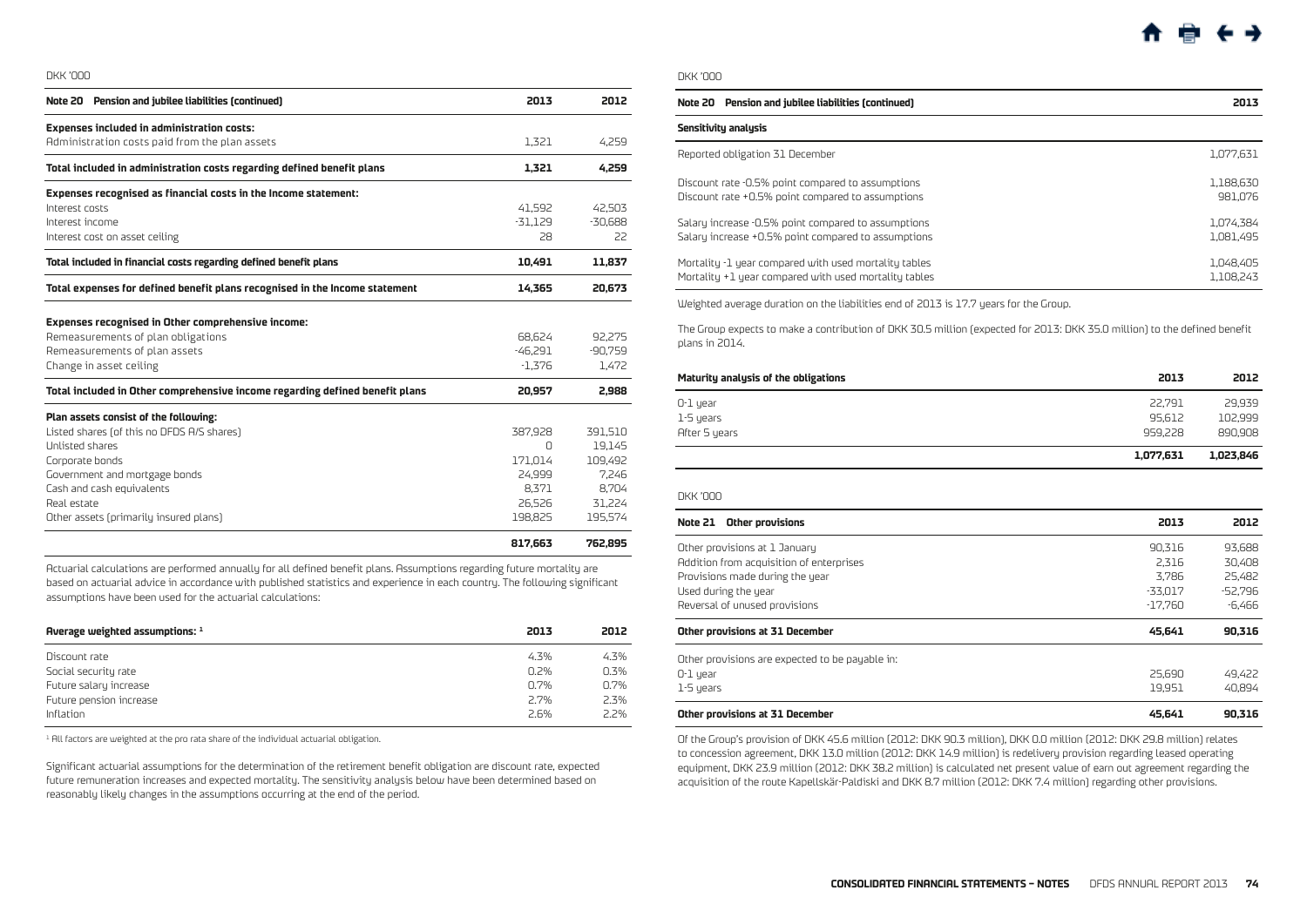DKK '000

| Note 20 Pension and jubilee liabilities (continued) | 2013 | 2012 |
|---|---|---|
| **Expenses included in administration costs:** | | |
| Administration costs paid from the plan assets | 1,321 | 4,259 |
| **Total included in administration costs regarding defined benefit plans** | **1,321** | **4,259** |
| **Expenses recognised as financial costs in the Income statement:** | | |
| Interest costs | 41,592 | 42,503 |
| Interest income | -31,129 | -30,688 |
| Interest cost on asset ceiling | 28 | 22 |
| **Total included in financial costs regarding defined benefit plans** | **10,491** | **11,837** |
| **Total expenses for defined benefit plans recognised in the Income statement** | **14,365** | **20,673** |
| **Expenses recognised in Other comprehensive income:** | | |
| Remeasurements of plan obligations | 68,624 | 92,275 |
| Remeasurements of plan assets | -46,291 | -90,759 |
| Change in asset ceiling | -1,376 | 1,472 |
| **Total included in Other comprehensive income regarding defined benefit plans** | **20,957** | **2,988** |
| **Plan assets consist of the following:** | | |
| Listed shares (of this no DFDS A/S shares) | 387,928 | 391,510 |
| Unlisted shares | 0 | 19,145 |
| Corporate bonds | 171,014 | 109,492 |
| Government and mortgage bonds | 24,999 | 7,246 |
| Cash and cash equivalents | 8,371 | 8,704 |
| Real estate | 26,526 | 31,224 |
| Other assets (primarily insured plans) | 198,825 | 195,574 |
| | **817,663** | **762,895** |

Actuarial calculations are performed annually for all defined benefit plans. Assumptions regarding future mortality are based on actuarial advice in accordance with published statistics and experience in each country. The following significant assumptions have been used for the actuarial calculations:

| Average weighted assumptions: [1] | 2013 | 2012 |
|---|---|---|
| Discount rate | 4.3% | 4.3% |
| Social security rate | 0.2% | 0.3% |
| Future salary increase | 0.7% | 0.7% |
| Future pension increase | 2.7% | 2.3% |
| Inflation | 2.6% | 2.2% |

[1] All factors are weighted at the pro rata share of the individual actuarial obligation.

Significant actuarial assumptions for the determination of the retirement benefit obligation are discount rate, expected future remuneration increases and expected mortality. The sensitivity analysis below have been determined based on reasonably likely changes in the assumptions occurring at the end of the period.

DKK '000

| Note 20 Pension and jubilee liabilities (continued) | 2013 |
|---|---|
| **Sensitivity analysis** | |
| Reported obligation 31 December | 1,077,631 |
| Discount rate -0.5% point compared to assumptions | 1,188,630 |
| Discount rate +0.5% point compared to assumptions | 981,076 |
| Salary increase -0.5% point compared to assumptions | 1,074,384 |
| Salary increase +0.5% point compared to assumptions | 1,081,495 |
| Mortality -1 year compared with used mortality tables | 1,048,405 |
| Mortality +1 year compared with used mortality tables | 1,108,243 |

Weighted average duration on the liabilities end of 2013 is 17.7 years for the Group.

The Group expects to make a contribution of DKK 30.5 million (expected for 2013: DKK 35.0 million) to the defined benefit plans in 2014.

| Maturity analysis of the obligations | 2013 | 2012 |
|---|---|---|
| 0-1 year | 22,791 | 29,939 |
| 1-5 years | 95,612 | 102,999 |
| After 5 years | 959,228 | 890,908 |
| | **1,077,631** | **1,023,846** |

DKK '000

| Note 21 Other provisions | 2013 | 2012 |
|---|---|---|
| Other provisions at 1 January | 90,316 | 93,688 |
| Addition from acquisition of enterprises | 2,316 | 30,408 |
| Provisions made during the year | 3,786 | 25,482 |
| Used during the year | -33,017 | -52,796 |
| Reversal of unused provisions | -17,760 | -6,466 |
| **Other provisions at 31 December** | **45,641** | **90,316** |
| Other provisions are expected to be payable in: | | |
| 0-1 year | 25,690 | 49,422 |
| 1-5 years | 19,951 | 40,894 |
| **Other provisions at 31 December** | **45,641** | **90,316** |

Of the Group's provision of DKK 45.6 million (2012: DKK 90.3 million), DKK 0.0 million (2012: DKK 29.8 million) relates to concession agreement, DKK 13.0 million (2012: DKK 14.9 million) is redelivery provision regarding leased operating equipment, DKK 23.9 million (2012: DKK 38.2 million) is calculated net present value of earn out agreement regarding the acquisition of the route Kapellskär-Paldiski and DKK 8.7 million (2012: DKK 7.4 million) regarding other provisions.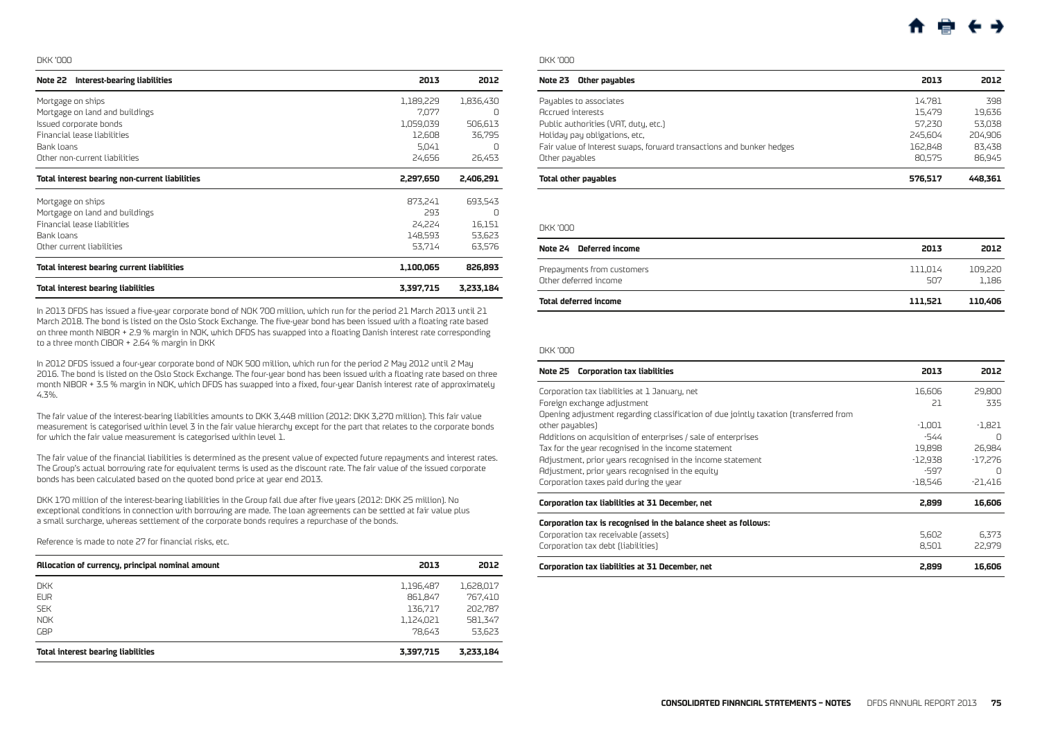DKK '000

| Note 22 Interest-bearing liabilities | 2013 | 2012 |
|---|---|---|
| Mortgage on ships | 1,189,229 | 1,836,430 |
| Mortgage on land and buildings | 7,077 | 0 |
| Issued corporate bonds | 1,059,039 | 506,613 |
| Financial lease liabilities | 12,608 | 36,795 |
| Bank loans | 5,041 | 0 |
| Other non-current liabilities | 24,656 | 26,453 |
| **Total interest bearing non-current liabilities** | **2,297,650** | **2,406,291** |
| Mortgage on ships | 873,241 | 693,543 |
| Mortgage on land and buildings | 293 | 0 |
| Financial lease liabilities | 24,224 | 16,151 |
| Bank loans | 148,593 | 53,623 |
| Other current liabilities | 53,714 | 63,576 |
| **Total interest bearing current liabilities** | **1,100,065** | **826,893** |
| **Total interest bearing liabilities** | **3,397,715** | **3,233,184** |

In 2013 DFDS has issued a five-year corporate bond of NOK 700 million, which run for the period 21 March 2013 until 21 March 2018. The bond is listed on the Oslo Stock Exchange. The five-year bond has been issued with a floating rate based on three month NIBOR + 2.9 % margin in NOK, which DFDS has swapped into a floating Danish interest rate corresponding to a three month CIBOR + 2.64 % margin in DKK

In 2012 DFDS issued a four-year corporate bond of NOK 500 million, which run for the period 2 May 2012 until 2 May 2016. The bond is listed on the Oslo Stock Exchange. The four-year bond has been issued with a floating rate based on three month NIBOR + 3.5 % margin in NOK, which DFDS has swapped into a fixed, four-year Danish interest rate of approximately 4.3%.

The fair value of the interest-bearing liabilities amounts to DKK 3,448 million (2012: DKK 3,270 million). This fair value measurement is categorised within level 3 in the fair value hierarchy except for the part that relates to the corporate bonds for which the fair value measurement is categorised within level 1.

The fair value of the financial liabilities is determined as the present value of expected future repayments and interest rates. The Group's actual borrowing rate for equivalent terms is used as the discount rate. The fair value of the issued corporate bonds has been calculated based on the quoted bond price at year end 2013.

DKK 170 million of the interest-bearing liabilities in the Group fall due after five years (2012: DKK 25 million). No exceptional conditions in connection with borrowing are made. The loan agreements can be settled at fair value plus a small surcharge, whereas settlement of the corporate bonds requires a repurchase of the bonds.

Reference is made to note 27 for financial risks, etc.

| Allocation of currency, principal nominal amount | 2013 | 2012 |
|---|---|---|
| DKK | 1,196,487 | 1,628,017 |
| EUR | 861,847 | 767,410 |
| SEK | 136,717 | 202,787 |
| NOK | 1,124,021 | 581,347 |
| GBP | 78,643 | 53,623 |
| **Total interest bearing liabilities** | **3,397,715** | **3,233,184** |

DKK '000

| Note 23 Other payables | 2013 | 2012 |
|---|---|---|
| Payables to associates | 14.781 | 398 |
| Accrued interests | 15,479 | 19,636 |
| Public authorities (VAT, duty, etc.) | 57,230 | 53,038 |
| Holiday pay obligations, etc, | 245,604 | 204,906 |
| Fair value of Interest swaps, forward transactions and bunker hedges | 162,848 | 83,438 |
| Other payables | 80,575 | 86,945 |
| **Total other payables** | **576,517** | **448,361** |

DKK '000

| Note 24 Deferred income | 2013 | 2012 |
|---|---|---|
| Prepayments from customers | 111,014 | 109,220 |
| Other deferred income | 507 | 1,186 |
| **Total deferred income** | **111,521** | **110,406** |

DKK '000

| Note 25 Corporation tax liabilities | 2013 | 2012 |
|---|---|---|
| Corporation tax liabilities at 1 January, net | 16,606 | 29,800 |
| Foreign exchange adjustment | 21 | 335 |
| Opening adjustment regarding classification of due jointly taxation (transferred from other payables) | -1,001 | -1,821 |
| Additions on acquisition of enterprises / sale of enterprises | -544 | 0 |
| Tax for the year recognised in the income statement | 19,898 | 26,984 |
| Adjustment, prior years recognised in the income statement | -12,938 | -17,276 |
| Adjustment, prior years recognised in the equity | -597 | 0 |
| Corporation taxes paid during the year | -18,546 | -21,416 |
| **Corporation tax liabilities at 31 December, net** | **2,899** | **16,606** |
| **Corporation tax is recognised in the balance sheet as follows:** | | |
| Corporation tax receivable (assets) | 5,602 | 6,373 |
| Corporation tax debt (liabilities) | 8,501 | 22,979 |
| **Corporation tax liabilities at 31 December, net** | **2,899** | **16,606** |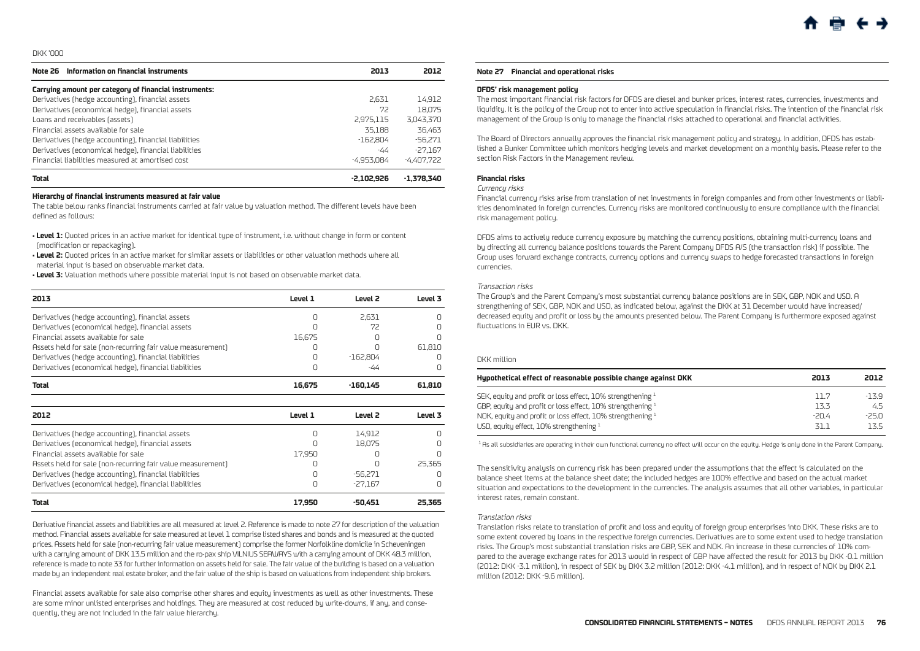DKK '000

| Note 26 Information on financial instruments | 2013 | 2012 |
|---|---|---|
| **Carrying amount per category of financial instruments:** | | |
| Derivatives (hedge accounting), financial assets | 2,631 | 14,912 |
| Derivatives (economical hedge), financial assets | 72 | 18,075 |
| Loans and receivables (assets) | 2,975,115 | 3,043,370 |
| Financial assets available for sale | 35,188 | 36,463 |
| Derivatives (hedge accounting), financial liabilities | -162,804 | -56,271 |
| Derivatives (economical hedge), financial liabilities | -44 | -27,167 |
| Financial liabilities measured at amortised cost | -4,953,084 | -4,407,722 |
| **Total** | **-2,102,926** | **-1,378,340** |

**Hierarchy of financial instruments measured at fair value**

The table below ranks financial instruments carried at fair value by valuation method. The different levels have been defined as follows:

- **Level 1:** Quoted prices in an active market for identical type of instrument, i.e. without change in form or content (modification or repackaging).
- **Level 2:** Quoted prices in an active market for similar assets or liabilities or other valuation methods where all material input is based on observable market data.
- **Level 3:** Valuation methods where possible material input is not based on observable market data.

| 2013 | Level 1 | Level 2 | Level 3 |
|---|---|---|---|
| Derivatives (hedge accounting), financial assets | 0 | 2,631 | 0 |
| Derivatives (economical hedge), financial assets | 0 | 72 | 0 |
| Financial assets available for sale | 16,675 | 0 | 0 |
| Assets held for sale (non-recurring fair value measurement) | 0 | 0 | 61,810 |
| Derivatives (hedge accounting), financial liabilities | 0 | -162,804 | 0 |
| Derivatives (economical hedge), financial liabilities | 0 | -44 | 0 |
| **Total** | **16,675** | **-160,145** | **61,810** |

| 2012 | Level 1 | Level 2 | Level 3 |
|---|---|---|---|
| Derivatives (hedge accounting), financial assets | 0 | 14,912 | 0 |
| Derivatives (economical hedge), financial assets | 0 | 18,075 | 0 |
| Financial assets available for sale | 17,950 | 0 | 0 |
| Assets held for sale (non-recurring fair value measurement) | 0 | 0 | 25,365 |
| Derivatives (hedge accounting), financial liabilities | 0 | -56,271 | 0 |
| Derivatives (economical hedge), financial liabilities | 0 | -27,167 | 0 |
| **Total** | **17,950** | **-50,451** | **25,365** |

Derivative financial assets and liabilities are all measured at level 2. Reference is made to note 27 for description of the valuation method. Financial assets available for sale measured at level 1 comprise listed shares and bonds and is measured at the quoted prices. Assets held for sale (non-recurring fair value measurement) comprise the former Norfolkline domicile in Scheveningen with a carrying amount of DKK 13.5 million and the ro-pax ship VILNIUS SEAWAYS with a carrying amount of DKK 48.3 million, reference is made to note 33 for further information on assets held for sale. The fair value of the building is based on a valuation made by an independent real estate broker, and the fair value of the ship is based on valuations from independent ship brokers.

Financial assets available for sale also comprise other shares and equity investments as well as other investments. These are some minor unlisted enterprises and holdings. They are measured at cost reduced by write-downs, if any, and consequently, they are not included in the fair value hierarchy.

## Note 27 Financial and operational risks

**DFDS' risk management policy**

The most important financial risk factors for DFDS are diesel and bunker prices, interest rates, currencies, investments and liquidity. It is the policy of the Group not to enter into active speculation in financial risks. The intention of the financial risk management of the Group is only to manage the financial risks attached to operational and financial activities.

The Board of Directors annually approves the financial risk management policy and strategy. In addition, DFDS has established a Bunker Committee which monitors hedging levels and market development on a monthly basis. Please refer to the section Risk Factors in the Management review.

**Financial risks**

*Currency risks*

Financial currency risks arise from translation of net investments in foreign companies and from other investments or liabilities denominated in foreign currencies. Currency risks are monitored continuously to ensure compliance with the financial risk management policy.

DFDS aims to actively reduce currency exposure by matching the currency positions, obtaining multi-currency loans and by directing all currency balance positions towards the Parent Company DFDS A/S (the transaction risk) if possible. The Group uses forward exchange contracts, currency options and currency swaps to hedge forecasted transactions in foreign currencies.

*Transaction risks*

The Group's and the Parent Company's most substantial currency balance positions are in SEK, GBP, NOK and USD. A strengthening of SEK, GBP, NOK and USD, as indicated below, against the DKK at 31 December would have increased/decreased equity and profit or loss by the amounts presented below. The Parent Company is furthermore exposed against fluctuations in EUR vs. DKK.

DKK million

| Hypothetical effect of reasonable possible change against DKK | 2013 | 2012 |
|---|---|---|
| SEK, equity and profit or loss effect, 10% strengthening [1] | 11.7 | -13.9 |
| GBP, equity and profit or loss effect, 10% strengthening [1] | 13.3 | 4.5 |
| NOK, equity and profit or loss effect, 10% strengthening [1] | -20.4 | -25.0 |
| USD, equity effect, 10% strengthening [1] | 31.1 | 13.5 |

[1] As all subsidiaries are operating in their own functional currency no effect will occur on the equity. Hedge is only done in the Parent Company.

The sensitivity analysis on currency risk has been prepared under the assumptions that the effect is calculated on the balance sheet items at the balance sheet date; the included hedges are 100% effective and based on the actual market situation and expectations to the development in the currencies. The analysis assumes that all other variables, in particular interest rates, remain constant.

*Translation risks*

Translation risks relate to translation of profit and loss and equity of foreign group enterprises into DKK. These risks are to some extent covered by loans in the respective foreign currencies. Derivatives are to some extent used to hedge translation risks. The Group's most substantial translation risks are GBP, SEK and NOK. An increase in these currencies of 10% compared to the average exchange rates for 2013 would in respect of GBP have affected the result for 2013 by DKK -0.1 million (2012: DKK -3.1 million), in respect of SEK by DKK 3.2 million (2012: DKK -4.1 million), and in respect of NOK by DKK 2.1 million (2012: DKK -9.6 million).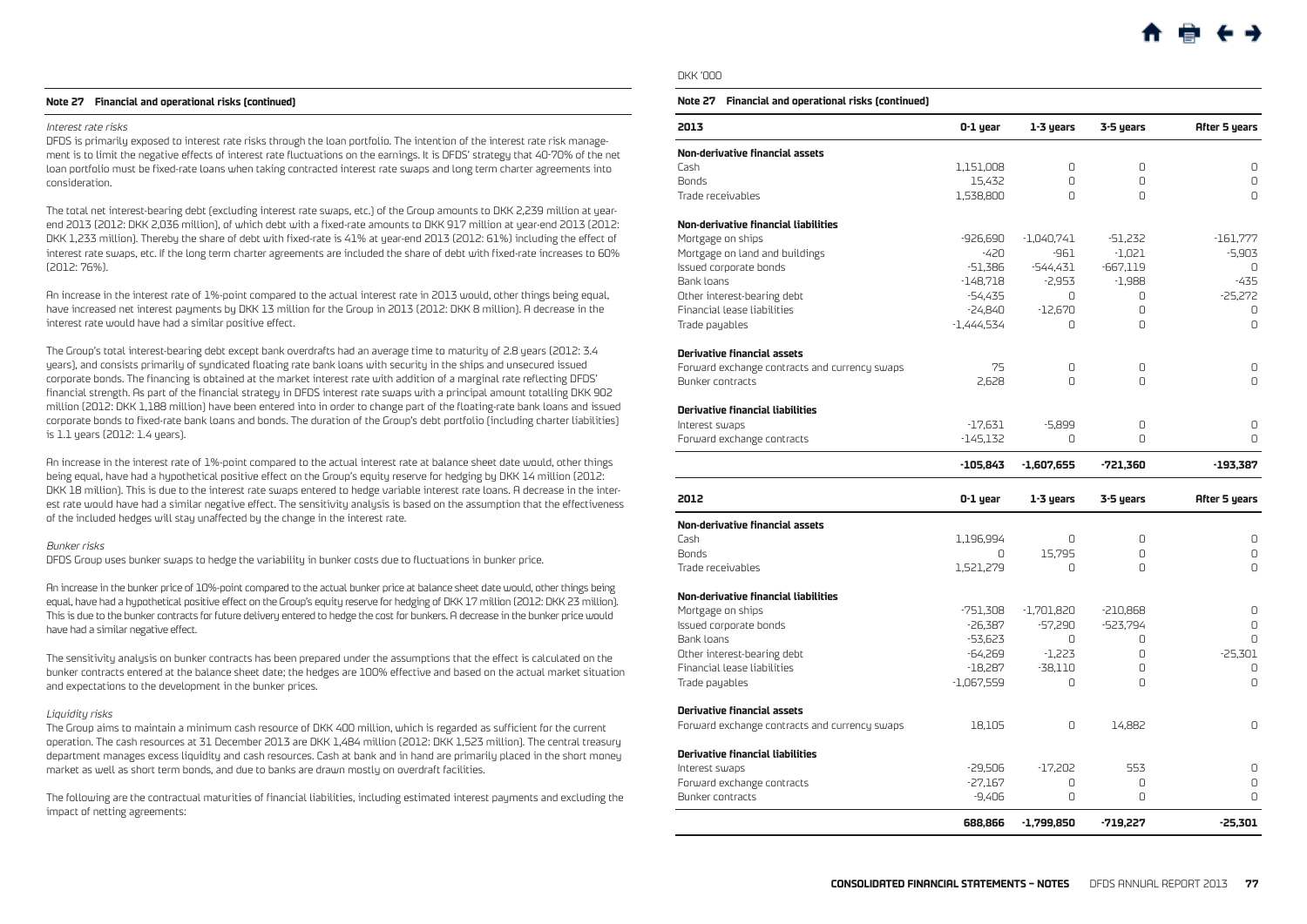**Note 27 Financial and operational risks (continued)**

*Interest rate risks*

DFDS is primarily exposed to interest rate risks through the loan portfolio. The intention of the interest rate risk management is to limit the negative effects of interest rate fluctuations on the earnings. It is DFDS' strategy that 40-70% of the net loan portfolio must be fixed-rate loans when taking contracted interest rate swaps and long term charter agreements into consideration.

The total net interest-bearing debt (excluding interest rate swaps, etc.) of the Group amounts to DKK 2,239 million at year-end 2013 (2012: DKK 2,036 million), of which debt with a fixed-rate amounts to DKK 917 million at year-end 2013 (2012: DKK 1,233 million). Thereby the share of debt with fixed-rate is 41% at year-end 2013 (2012: 61%) including the effect of interest rate swaps, etc. If the long term charter agreements are included the share of debt with fixed-rate increases to 60% (2012: 76%).

An increase in the interest rate of 1%-point compared to the actual interest rate in 2013 would, other things being equal, have increased net interest payments by DKK 13 million for the Group in 2013 (2012: DKK 8 million). A decrease in the interest rate would have had a similar positive effect.

The Group's total interest-bearing debt except bank overdrafts had an average time to maturity of 2.8 years (2012: 3.4 years), and consists primarily of syndicated floating rate bank loans with security in the ships and unsecured issued corporate bonds. The financing is obtained at the market interest rate with addition of a marginal rate reflecting DFDS' financial strength. As part of the financial strategy in DFDS interest rate swaps with a principal amount totalling DKK 902 million (2012: DKK 1,188 million) have been entered into in order to change part of the floating-rate bank loans and issued corporate bonds to fixed-rate bank loans and bonds. The duration of the Group's debt portfolio (including charter liabilities) is 1.1 years (2012: 1.4 years).

An increase in the interest rate of 1%-point compared to the actual interest rate at balance sheet date would, other things being equal, have had a hypothetical positive effect on the Group's equity reserve for hedging by DKK 14 million (2012: DKK 18 million). This is due to the interest rate swaps entered to hedge variable interest rate loans. A decrease in the interest rate would have had a similar negative effect. The sensitivity analysis is based on the assumption that the effectiveness of the included hedges will stay unaffected by the change in the interest rate.

*Bunker risks*

DFDS Group uses bunker swaps to hedge the variability in bunker costs due to fluctuations in bunker price.

An increase in the bunker price of 10%-point compared to the actual bunker price at balance sheet date would, other things being equal, have had a hypothetical positive effect on the Group's equity reserve for hedging of DKK 17 million (2012: DKK 23 million). This is due to the bunker contracts for future delivery entered to hedge the cost for bunkers. A decrease in the bunker price would have had a similar negative effect.

The sensitivity analysis on bunker contracts has been prepared under the assumptions that the effect is calculated on the bunker contracts entered at the balance sheet date; the hedges are 100% effective and based on the actual market situation and expectations to the development in the bunker prices.

*Liquidity risks*

The Group aims to maintain a minimum cash resource of DKK 400 million, which is regarded as sufficient for the current operation. The cash resources at 31 December 2013 are DKK 1,484 million (2012: DKK 1,523 million). The central treasury department manages excess liquidity and cash resources. Cash at bank and in hand are primarily placed in the short money market as well as short term bonds, and due to banks are drawn mostly on overdraft facilities.

The following are the contractual maturities of financial liabilities, including estimated interest payments and excluding the impact of netting agreements:

DKK '000

**Note 27 Financial and operational risks (continued)**

| 2013 | 0-1 year | 1-3 years | 3-5 years | After 5 years |
|---|---|---|---|---|
| **Non-derivative financial assets** | | | | |
| Cash | 1,151,008 | 0 | 0 | 0 |
| Bonds | 15,432 | 0 | 0 | 0 |
| Trade receivables | 1,538,800 | 0 | 0 | 0 |
| **Non-derivative financial liabilities** | | | | |
| Mortgage on ships | -926,690 | -1,040,741 | -51,232 | -161,777 |
| Mortgage on land and buildings | -420 | -961 | -1,021 | -5,903 |
| Issued corporate bonds | -51,386 | -544,431 | -667,119 | 0 |
| Bank loans | -148,718 | -2,953 | -1,988 | -435 |
| Other interest-bearing debt | -54,435 | 0 | 0 | -25,272 |
| Financial lease liabilities | -24,840 | -12,670 | 0 | 0 |
| Trade payables | -1,444,534 | 0 | 0 | 0 |
| **Derivative financial assets** | | | | |
| Forward exchange contracts and currency swaps | 75 | 0 | 0 | 0 |
| Bunker contracts | 2,628 | 0 | 0 | 0 |
| **Derivative financial liabilities** | | | | |
| Interest swaps | -17,631 | -5,899 | 0 | 0 |
| Forward exchange contracts | -145,132 | 0 | 0 | 0 |
| | **-105,843** | **-1,607,655** | **-721,360** | **-193,387** |

| 2012 | 0-1 year | 1-3 years | 3-5 years | After 5 years |
|---|---|---|---|---|
| **Non-derivative financial assets** | | | | |
| Cash | 1,196,994 | 0 | 0 | 0 |
| Bonds | 0 | 15,795 | 0 | 0 |
| Trade receivables | 1,521,279 | 0 | 0 | 0 |
| **Non-derivative financial liabilities** | | | | |
| Mortgage on ships | -751,308 | -1,701,820 | -210,868 | 0 |
| Issued corporate bonds | -26,387 | -57,290 | -523,794 | 0 |
| Bank loans | -53,623 | 0 | 0 | 0 |
| Other interest-bearing debt | -64,269 | -1,223 | 0 | -25,301 |
| Financial lease liabilities | -18,287 | -38,110 | 0 | 0 |
| Trade payables | -1,067,559 | 0 | 0 | 0 |
| **Derivative financial assets** | | | | |
| Forward exchange contracts and currency swaps | 18,105 | 0 | 14,882 | 0 |
| **Derivative financial liabilities** | | | | |
| Interest swaps | -29,506 | -17,202 | 553 | 0 |
| Forward exchange contracts | -27,167 | 0 | 0 | 0 |
| Bunker contracts | -9,406 | 0 | 0 | 0 |
| | **688,866** | **-1,799,850** | **-719,227** | **-25,301** |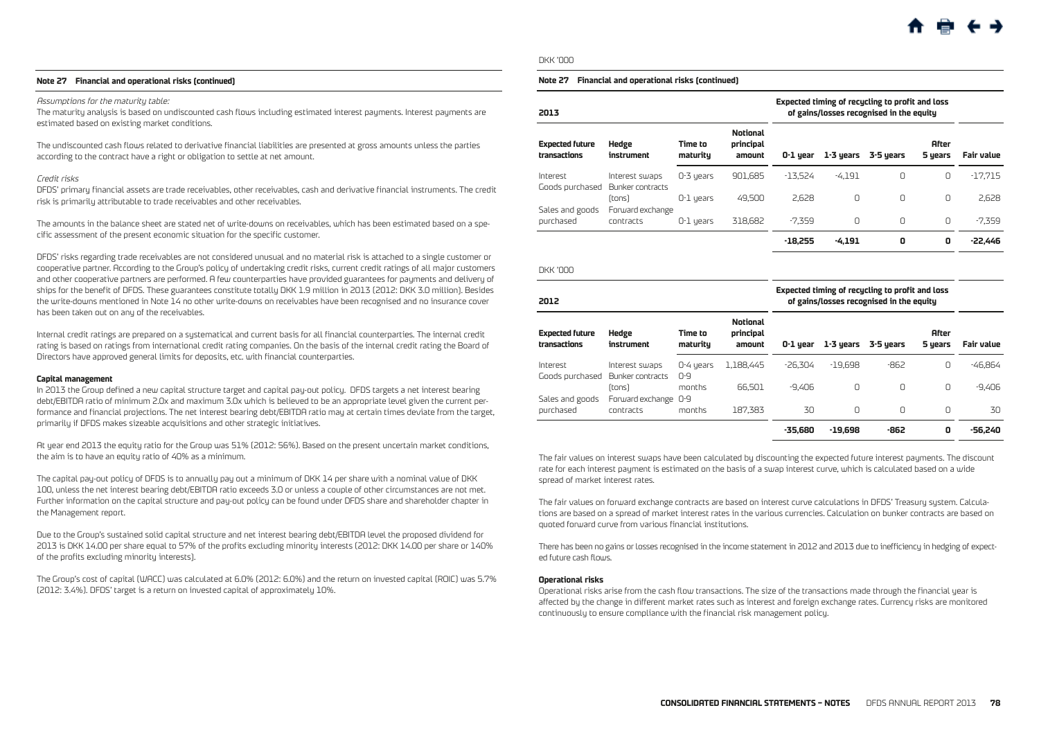### Note 27 Financial and operational risks (continued)

*Assumptions for the maturity table:*
The maturity analysis is based on undiscounted cash flows including estimated interest payments. Interest payments are estimated based on existing market conditions.

The undiscounted cash flows related to derivative financial liabilities are presented at gross amounts unless the parties according to the contract have a right or obligation to settle at net amount.

*Credit risks*
DFDS' primary financial assets are trade receivables, other receivables, cash and derivative financial instruments. The credit risk is primarily attributable to trade receivables and other receivables.

The amounts in the balance sheet are stated net of write-downs on receivables, which has been estimated based on a specific assessment of the present economic situation for the specific customer.

DFDS' risks regarding trade receivables are not considered unusual and no material risk is attached to a single customer or cooperative partner. According to the Group's policy of undertaking credit risks, current credit ratings of all major customers and other cooperative partners are performed. A few counterparties have provided guarantees for payments and delivery of ships for the benefit of DFDS. These guarantees constitute totally DKK 1.9 million in 2013 (2012: DKK 3.0 million). Besides the write-downs mentioned in Note 14 no other write-downs on receivables have been recognised and no insurance cover has been taken out on any of the receivables.

Internal credit ratings are prepared on a systematical and current basis for all financial counterparties. The internal credit rating is based on ratings from international credit rating companies. On the basis of the internal credit rating the Board of Directors have approved general limits for deposits, etc. with financial counterparties.

**Capital management**
In 2013 the Group defined a new capital structure target and capital pay-out policy. DFDS targets a net interest bearing debt/EBITDA ratio of minimum 2.0x and maximum 3.0x which is believed to be an appropriate level given the current performance and financial projections. The net interest bearing debt/EBITDA ratio may at certain times deviate from the target, primarily if DFDS makes sizeable acquisitions and other strategic initiatives.

At year end 2013 the equity ratio for the Group was 51% (2012: 56%). Based on the present uncertain market conditions, the aim is to have an equity ratio of 40% as a minimum.

The capital pay-out policy of DFDS is to annually pay out a minimum of DKK 14 per share with a nominal value of DKK 100, unless the net interest bearing debt/EBITDA ratio exceeds 3.0 or unless a couple of other circumstances are not met. Further information on the capital structure and pay-out policy can be found under DFDS share and shareholder chapter in the Management report.

Due to the Group's sustained solid capital structure and net interest bearing debt/EBITDA level the proposed dividend for 2013 is DKK 14.00 per share equal to 57% of the profits excluding minority interests (2012: DKK 14.00 per share or 140% of the profits excluding minority interests).

The Group's cost of capital (WACC) was calculated at 6.0% (2012: 6.0%) and the return on invested capital (ROIC) was 5.7% (2012: 3.4%). DFDS' target is a return on invested capital of approximately 10%.

DKK '000

### Note 27 Financial and operational risks (continued)

| 2013 | | | | Expected timing of recycling to profit and loss of gains/losses recognised in the equity | | | | |
|---|---|---|---|---|---|---|---|---|
| **Expected future transactions** | **Hedge instrument** | **Time to maturity** | **Notional principal amount** | **0-1 year** | **1-3 years** | **3-5 years** | **After 5 years** | **Fair value** |
| Interest | Interest swaps | 0-3 years | 901,685 | -13,524 | -4,191 | 0 | 0 | -17,715 |
| Goods purchased | Bunker contracts (tons) | 0-1 years | 49,500 | 2,628 | 0 | 0 | 0 | 2,628 |
| Sales and goods purchased | Forward exchange contracts | 0-1 years | 318,682 | -7,359 | 0 | 0 | 0 | -7,359 |
| | | | | **-18,255** | **-4,191** | **0** | **0** | **-22,446** |

DKK '000

| 2012 | | | | Expected timing of recycling to profit and loss of gains/losses recognised in the equity | | | | |
|---|---|---|---|---|---|---|---|---|
| **Expected future transactions** | **Hedge instrument** | **Time to maturity** | **Notional principal amount** | **0-1 year** | **1-3 years** | **3-5 years** | **After 5 years** | **Fair value** |
| Interest | Interest swaps | 0-4 years | 1,188,445 | -26,304 | -19,698 | -862 | 0 | -46,864 |
| Goods purchased | Bunker contracts (tons) | 0-9 months | 66,501 | -9,406 | 0 | 0 | 0 | -9,406 |
| Sales and goods purchased | Forward exchange contracts | 0-9 months | 187,383 | 30 | 0 | 0 | 0 | 30 |
| | | | | **-35,680** | **-19,698** | **-862** | **0** | **-56,240** |

The fair values on interest swaps have been calculated by discounting the expected future interest payments. The discount rate for each interest payment is estimated on the basis of a swap interest curve, which is calculated based on a wide spread of market interest rates.

The fair values on forward exchange contracts are based on interest curve calculations in DFDS' Treasury system. Calculations are based on a spread of market interest rates in the various currencies. Calculation on bunker contracts are based on quoted forward curve from various financial institutions.

There has been no gains or losses recognised in the income statement in 2012 and 2013 due to inefficiency in hedging of expected future cash flows.

**Operational risks**
Operational risks arise from the cash flow transactions. The size of the transactions made through the financial year is affected by the change in different market rates such as interest and foreign exchange rates. Currency risks are monitored continuously to ensure compliance with the financial risk management policy.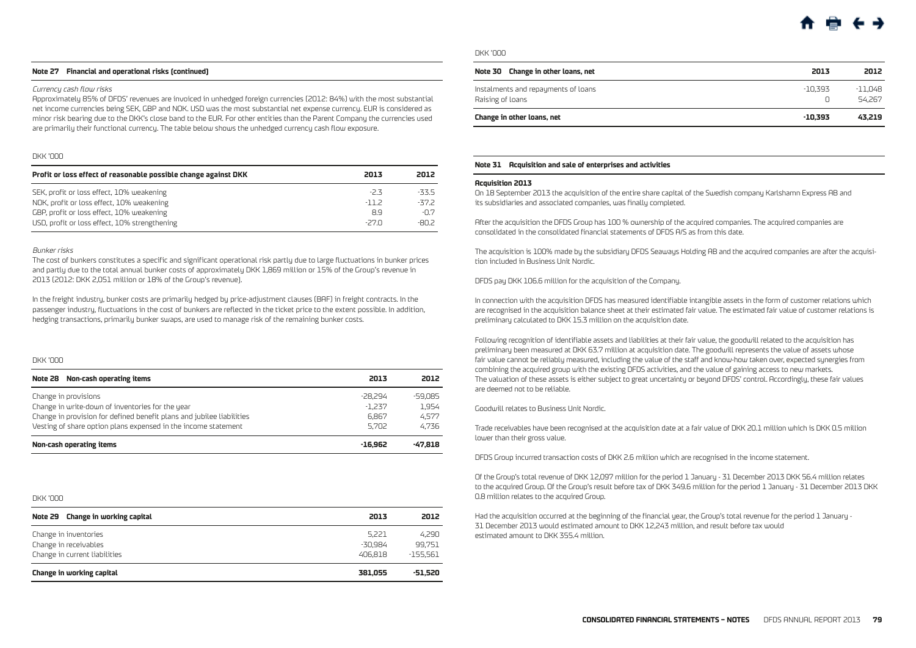#### Note 27 Financial and operational risks (continued)

*Currency cash flow risks*

Approximately 85% of DFDS' revenues are invoiced in unhedged foreign currencies (2012: 84%) with the most substantial net income currencies being SEK, GBP and NOK. USD was the most substantial net expense currency. EUR is considered as minor risk bearing due to the DKK's close band to the EUR. For other entities than the Parent Company the currencies used are primarily their functional currency. The table below shows the unhedged currency cash flow exposure.

DKK '000

| Profit or loss effect of reasonable possible change against DKK | 2013 | 2012 |
|---|---|---|
| SEK, profit or loss effect, 10% weakening | -2.3 | -33.5 |
| NOK, profit or loss effect, 10% weakening | -11.2 | -37.2 |
| GBP, profit or loss effect, 10% weakening | 8.9 | -0.7 |
| USD, profit or loss effect, 10% strengthening | -27.0 | -80.2 |

*Bunker risks*

The cost of bunkers constitutes a specific and significant operational risk partly due to large fluctuations in bunker prices and partly due to the total annual bunker costs of approximately DKK 1,869 million or 15% of the Group's revenue in 2013 (2012: DKK 2,051 million or 18% of the Group's revenue).

In the freight industry, bunker costs are primarily hedged by price-adjustment clauses (BAF) in freight contracts. In the passenger industry, fluctuations in the cost of bunkers are reflected in the ticket price to the extent possible. In addition, hedging transactions, primarily bunker swaps, are used to manage risk of the remaining bunker costs.

DKK '000

| Note 28 Non-cash operating items | 2013 | 2012 |
|---|---|---|
| Change in provisions | -28,294 | -59,085 |
| Change in write-down of inventories for the year | -1,237 | 1,954 |
| Change in provision for defined benefit plans and jubilee liabilities | 6,867 | 4,577 |
| Vesting of share option plans expensed in the income statement | 5,702 | 4,736 |
| **Non-cash operating items** | **-16,962** | **-47,818** |

DKK '000

| Note 29 Change in working capital | 2013 | 2012 |
|---|---|---|
| Change in inventories | 5,221 | 4,290 |
| Change in receivables | -30,984 | 99,751 |
| Change in current liabilities | 406,818 | -155,561 |
| **Change in working capital** | **381,055** | **-51,520** |

DKK '000

| Note 30 Change in other loans, net | 2013 | 2012 |
|---|---|---|
| Instalments and repayments of loans | -10,393 | -11,048 |
| Raising of loans | 0 | 54,267 |
| **Change in other loans, net** | **-10,393** | **43,219** |

#### Note 31 Acquisition and sale of enterprises and activities

**Acquisition 2013**

On 18 September 2013 the acquisition of the entire share capital of the Swedish company Karlshamn Express AB and its subsidiaries and associated companies, was finally completed.

After the acquisition the DFDS Group has 100 % ownership of the acquired companies. The acquired companies are consolidated in the consolidated financial statements of DFDS A/S as from this date.

The acquisition is 100% made by the subsidiary DFDS Seaways Holding AB and the acquired companies are after the acquisition included in Business Unit Nordic.

DFDS pay DKK 106.6 million for the acquisition of the Company.

In connection with the acquisition DFDS has measured identifiable intangible assets in the form of customer relations which are recognised in the acquisition balance sheet at their estimated fair value. The estimated fair value of customer relations is preliminary calculated to DKK 15.3 million on the acquisition date.

Following recognition of identifiable assets and liabilities at their fair value, the goodwill related to the acquisition has preliminary been measured at DKK 63.7 million at acquisition date. The goodwill represents the value of assets whose fair value cannot be reliably measured, including the value of the staff and know-how taken over, expected synergies from combining the acquired group with the existing DFDS activities, and the value of gaining access to new markets. The valuation of these assets is either subject to great uncertainty or beyond DFDS' control. Accordingly, these fair values are deemed not to be reliable.

Goodwill relates to Business Unit Nordic.

Trade receivables have been recognised at the acquisition date at a fair value of DKK 20.1 million which is DKK 0.5 million lower than their gross value.

DFDS Group incurred transaction costs of DKK 2.6 million which are recognised in the income statement.

Of the Group's total revenue of DKK 12,097 million for the period 1 January - 31 December 2013 DKK 56.4 million relates to the acquired Group. Of the Group's result before tax of DKK 349.6 million for the period 1 January - 31 December 2013 DKK 0.8 million relates to the acquired Group.

Had the acquisition occurred at the beginning of the financial year, the Group's total revenue for the period 1 January - 31 December 2013 would estimated amount to DKK 12,243 million, and result before tax would estimated amount to DKK 355.4 million.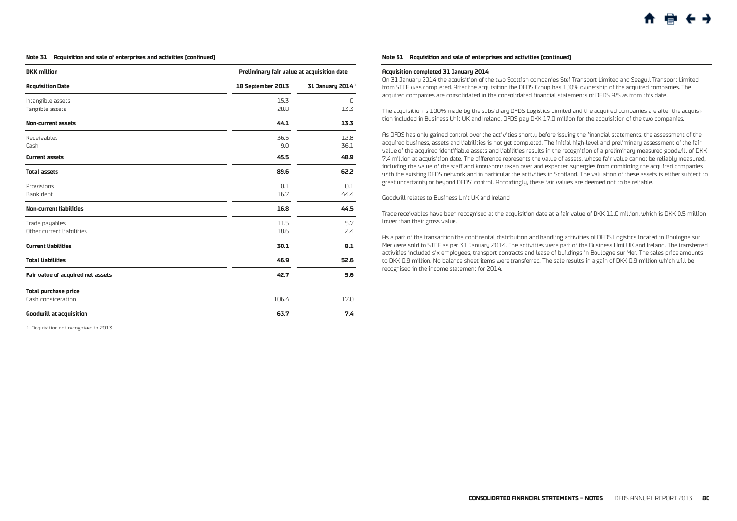**Note 31 Acquisition and sale of enterprises and activities (continued)**

| DKK million | Preliminary fair value at acquisition date | |
|---|---|---|
| **Acquisition Date** | **18 September 2013** | **31 January 2014[1]** |
| Intangible assets | 15.3 | 0 |
| Tangible assets | 28.8 | 13.3 |
| **Non-current assets** | **44.1** | **13.3** |
| Receivables | 36.5 | 12.8 |
| Cash | 9.0 | 36.1 |
| **Current assets** | **45.5** | **48.9** |
| **Total assets** | **89.6** | **62.2** |
| Provisions | 0.1 | 0.1 |
| Bank debt | 16.7 | 44.4 |
| **Non-current liabilities** | **16.8** | **44.5** |
| Trade payables | 11.5 | 5.7 |
| Other current liabilities | 18.6 | 2.4 |
| **Current liabilities** | **30.1** | **8.1** |
| **Total liabilities** | **46.9** | **52.6** |
| **Fair value of acquired net assets** | **42.7** | **9.6** |
| **Total purchase price** | | |
| Cash consideration | 106.4 | 17.0 |
| **Goodwill at acquisition** | **63.7** | **7.4** |

1 Acquisition not recognised in 2013.

**Note 31 Acquisition and sale of enterprises and activities (continued)**

**Acquisition completed 31 January 2014**

On 31 January 2014 the acquisition of the two Scottish companies Stef Transport Limited and Seagull Transport Limited from STEF was completed. After the acquisition the DFDS Group has 100% ownership of the acquired companies. The acquired companies are consolidated in the consolidated financial statements of DFDS A/S as from this date.

The acquisition is 100% made by the subsidiary DFDS Logistics Limited and the acquired companies are after the acquisition included in Business Unit UK and Ireland. DFDS pay DKK 17.0 million for the acquisition of the two companies.

As DFDS has only gained control over the activities shortly before issuing the financial statements, the assessment of the acquired business, assets and liabilities is not yet completed. The initial high-level and preliminary assessment of the fair value of the acquired identifiable assets and liabilities results in the recognition of a preliminary measured goodwill of DKK 7.4 million at acquisition date. The difference represents the value of assets, whose fair value cannot be reliably measured, including the value of the staff and know-how taken over and expected synergies from combining the acquired companies with the existing DFDS network and in particular the activities in Scotland. The valuation of these assets is either subject to great uncertainty or beyond DFDS' control. Accordingly, these fair values are deemed not to be reliable.

Goodwill relates to Business Unit UK and Ireland.

Trade receivables have been recognised at the acquisition date at a fair value of DKK 11.0 million, which is DKK 0.5 million lower than their gross value.

As a part of the transaction the continental distribution and handling activities of DFDS Logistics located in Boulogne sur Mer were sold to STEF as per 31 January 2014. The activities were part of the Business Unit UK and Ireland. The transferred activities included six employees, transport contracts and lease of buildings in Boulogne sur Mer. The sales price amounts to DKK 0.9 million. No balance sheet items were transferred. The sale results in a gain of DKK 0.9 million which will be recognised in the income statement for 2014.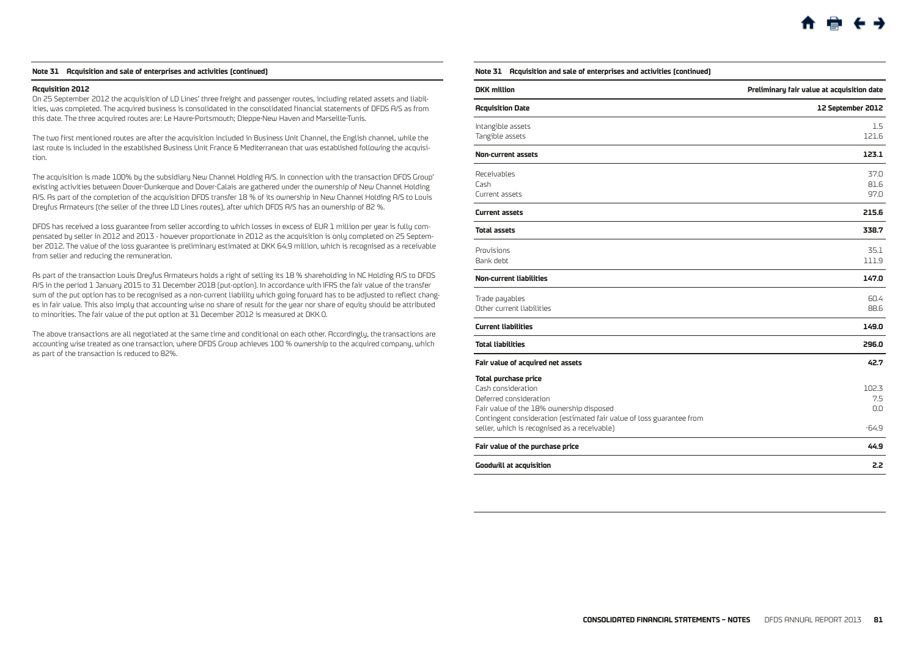### Note 31 Acquisition and sale of enterprises and activities (continued)

**Acquisition 2012**

On 25 September 2012 the acquisition of LD Lines' three freight and passenger routes, including related assets and liabilities, was completed. The acquired business is consolidated in the consolidated financial statements of DFDS A/S as from this date. The three acquired routes are: Le Havre-Portsmouth; Dieppe-New Haven and Marseille-Tunis.

The two first mentioned routes are after the acquisition included in Business Unit Channel, the English channel, while the last route is included in the established Business Unit France & Mediterranean that was established following the acquisition.

The acquisition is made 100% by the subsidiary New Channel Holding A/S. In connection with the transaction DFDS Group' existing activities between Dover-Dunkerque and Dover-Calais are gathered under the ownership of New Channel Holding A/S. As part of the completion of the acquisition DFDS transfer 18 % of its ownership in New Channel Holding A/S to Louis Dreyfus Armateurs (the seller of the three LD Lines routes), after which DFDS A/S has an ownership of 82 %.

DFDS has received a loss guarantee from seller according to which losses in excess of EUR 1 million per year is fully compensated by seller in 2012 and 2013 - however proportionate in 2012 as the acquisition is only completed on 25 September 2012. The value of the loss guarantee is preliminary estimated at DKK 64.9 million, which is recognised as a receivable from seller and reducing the remuneration.

As part of the transaction Louis Dreyfus Armateurs holds a right of selling its 18 % shareholding in NC Holding A/S to DFDS A/S in the period 1 January 2015 to 31 December 2018 (put-option). In accordance with IFRS the fair value of the transfer sum of the put option has to be recognised as a non-current liability which going forward has to be adjusted to reflect changes in fair value. This also imply that accounting wise no share of result for the year nor share of equity should be attributed to minorities. The fair value of the put option at 31 December 2012 is measured at DKK 0.

The above transactions are all negotiated at the same time and conditional on each other. Accordingly, the transactions are accounting wise treated as one transaction, where DFDS Group achieves 100 % ownership to the acquired company, which as part of the transaction is reduced to 82%.

### Note 31 Acquisition and sale of enterprises and activities (continued)

| DKK million | Preliminary fair value at acquisition date |
|---|---|
| **Acquisition Date** | **12 September 2012** |
| Intangible assets | 1.5 |
| Tangible assets | 121.6 |
| **Non-current assets** | **123.1** |
| Receivables | 37.0 |
| Cash | 81.6 |
| Current assets | 97.0 |
| **Current assets** | **215.6** |
| **Total assets** | **338.7** |
| Provisions | 35.1 |
| Bank debt | 111.9 |
| **Non-current liabilities** | **147.0** |
| Trade payables | 60.4 |
| Other current liabilities | 88.6 |
| **Current liabilities** | **149.0** |
| **Total liabilities** | **296.0** |
| **Fair value of acquired net assets** | **42.7** |
| **Total purchase price** | |
| Cash consideration | 102.3 |
| Deferred consideration | 7.5 |
| Fair value of the 18% ownership disposed | 0.0 |
| Contingent consideration (estimated fair value of loss guarantee from seller, which is recognised as a receivable) | -64.9 |
| **Fair value of the purchase price** | **44.9** |
| **Goodwill at acquisition** | **2.2** |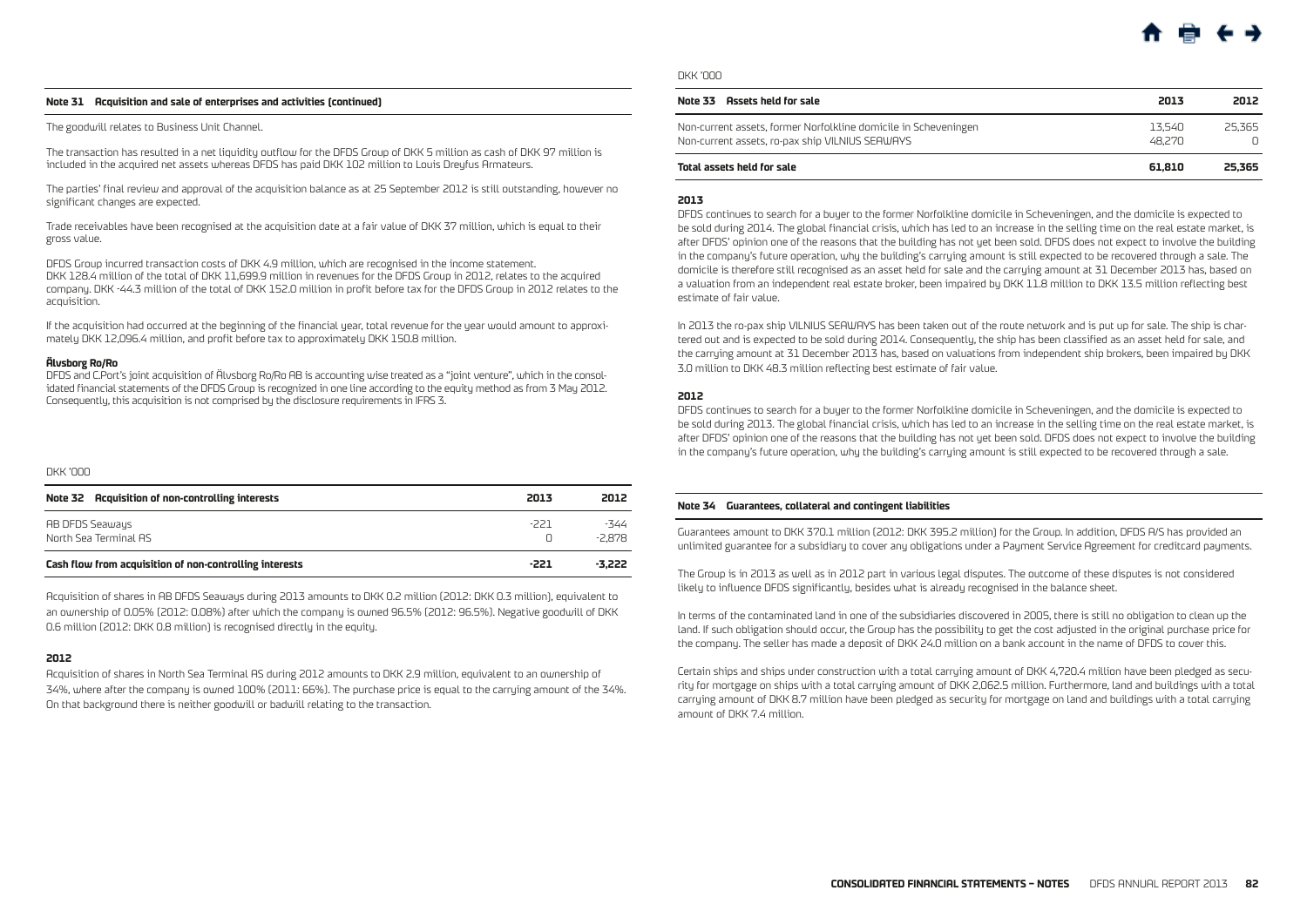### Note 31 Acquisition and sale of enterprises and activities (continued)

The goodwill relates to Business Unit Channel.

The transaction has resulted in a net liquidity outflow for the DFDS Group of DKK 5 million as cash of DKK 97 million is included in the acquired net assets whereas DFDS has paid DKK 102 million to Louis Dreyfus Armateurs.

The parties' final review and approval of the acquisition balance as at 25 September 2012 is still outstanding, however no significant changes are expected.

Trade receivables have been recognised at the acquisition date at a fair value of DKK 37 million, which is equal to their gross value.

DFDS Group incurred transaction costs of DKK 4.9 million, which are recognised in the income statement.
DKK 128.4 million of the total of DKK 11,699.9 million in revenues for the DFDS Group in 2012, relates to the acquired company. DKK -44.3 million of the total of DKK 152.0 million in profit before tax for the DFDS Group in 2012 relates to the acquisition.

If the acquisition had occurred at the beginning of the financial year, total revenue for the year would amount to approximately DKK 12,096.4 million, and profit before tax to approximately DKK 150.8 million.

**Älvsborg Ro/Ro**
DFDS and C.Port's joint acquisition of Älvsborg Ro/Ro AB is accounting wise treated as a "joint venture", which in the consolidated financial statements of the DFDS Group is recognized in one line according to the equity method as from 3 May 2012. Consequently, this acquisition is not comprised by the disclosure requirements in IFRS 3.

DKK '000

| Note 32 Acquisition of non-controlling interests | 2013 | 2012 |
|---|---|---|
| AB DFDS Seaways | -221 | -344 |
| North Sea Terminal AS | 0 | -2,878 |
| **Cash flow from acquisition of non-controlling interests** | **-221** | **-3,222** |

Acquisition of shares in AB DFDS Seaways during 2013 amounts to DKK 0.2 million (2012: DKK 0.3 million), equivalent to an ownership of 0.05% (2012: 0.08%) after which the company is owned 96.5% (2012: 96.5%). Negative goodwill of DKK 0.6 million (2012: DKK 0.8 million) is recognised directly in the equity.

**2012**

Acquisition of shares in North Sea Terminal AS during 2012 amounts to DKK 2.9 million, equivalent to an ownership of 34%, where after the company is owned 100% (2011: 66%). The purchase price is equal to the carrying amount of the 34%. On that background there is neither goodwill or badwill relating to the transaction.

DKK '000

| Note 33 Assets held for sale | 2013 | 2012 |
|---|---|---|
| Non-current assets, former Norfolkline domicile in Scheveningen | 13,540 | 25,365 |
| Non-current assets, ro-pax ship VILNIUS SEAWAYS | 48,270 | 0 |
| **Total assets held for sale** | **61,810** | **25,365** |

**2013**

DFDS continues to search for a buyer to the former Norfolkline domicile in Scheveningen, and the domicile is expected to be sold during 2014. The global financial crisis, which has led to an increase in the selling time on the real estate market, is after DFDS' opinion one of the reasons that the building has not yet been sold. DFDS does not expect to involve the building in the company's future operation, why the building's carrying amount is still expected to be recovered through a sale. The domicile is therefore still recognised as an asset held for sale and the carrying amount at 31 December 2013 has, based on a valuation from an independent real estate broker, been impaired by DKK 11.8 million to DKK 13.5 million reflecting best estimate of fair value.

In 2013 the ro-pax ship VILNIUS SEAWAYS has been taken out of the route network and is put up for sale. The ship is chartered out and is expected to be sold during 2014. Consequently, the ship has been classified as an asset held for sale, and the carrying amount at 31 December 2013 has, based on valuations from independent ship brokers, been impaired by DKK 3.0 million to DKK 48.3 million reflecting best estimate of fair value.

**2012**

DFDS continues to search for a buyer to the former Norfolkline domicile in Scheveningen, and the domicile is expected to be sold during 2013. The global financial crisis, which has led to an increase in the selling time on the real estate market, is after DFDS' opinion one of the reasons that the building has not yet been sold. DFDS does not expect to involve the building in the company's future operation, why the building's carrying amount is still expected to be recovered through a sale.

### Note 34 Guarantees, collateral and contingent liabilities

Guarantees amount to DKK 370.1 million (2012: DKK 395.2 million) for the Group. In addition, DFDS A/S has provided an unlimited guarantee for a subsidiary to cover any obligations under a Payment Service Agreement for creditcard payments.

The Group is in 2013 as well as in 2012 part in various legal disputes. The outcome of these disputes is not considered likely to influence DFDS significantly, besides what is already recognised in the balance sheet.

In terms of the contaminated land in one of the subsidiaries discovered in 2005, there is still no obligation to clean up the land. If such obligation should occur, the Group has the possibility to get the cost adjusted in the original purchase price for the company. The seller has made a deposit of DKK 24.0 million on a bank account in the name of DFDS to cover this.

Certain ships and ships under construction with a total carrying amount of DKK 4,720.4 million have been pledged as security for mortgage on ships with a total carrying amount of DKK 2,062.5 million. Furthermore, land and buildings with a total carrying amount of DKK 8.7 million have been pledged as security for mortgage on land and buildings with a total carrying amount of DKK 7.4 million.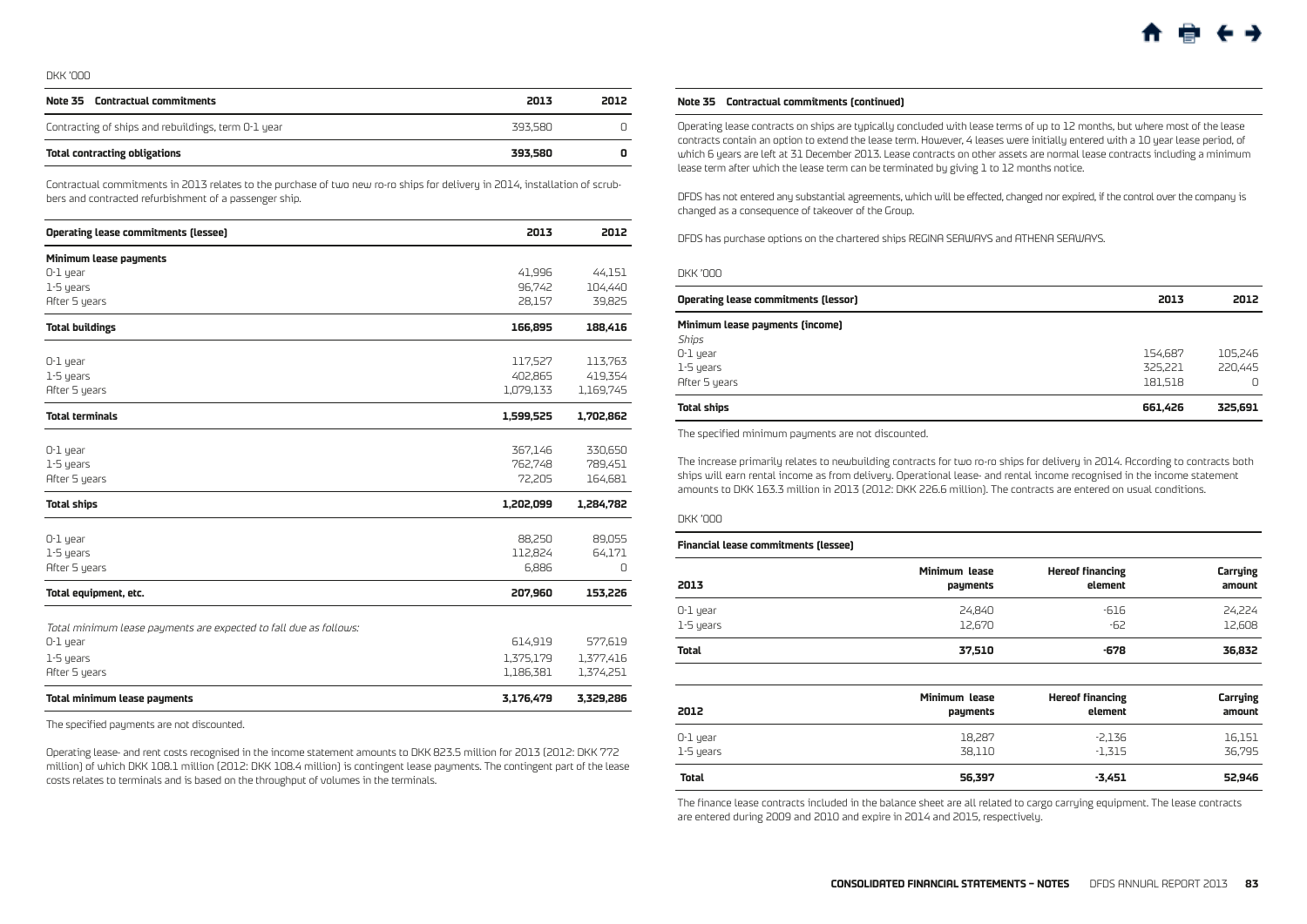DKK '000

| Note 35 Contractual commitments | 2013 | 2012 |
|---|---|---|
| Contracting of ships and rebuildings, term 0-1 year | 393,580 | 0 |
| **Total contracting obligations** | **393,580** | **0** |

Contractual commitments in 2013 relates to the purchase of two new ro-ro ships for delivery in 2014, installation of scrubbers and contracted refurbishment of a passenger ship.

| Operating lease commitments (lessee) | 2013 | 2012 |
|---|---|---|
| **Minimum lease payments** | | |
| 0-1 year | 41,996 | 44,151 |
| 1-5 years | 96,742 | 104,440 |
| After 5 years | 28,157 | 39,825 |
| **Total buildings** | **166,895** | **188,416** |
| 0-1 year | 117,527 | 113,763 |
| 1-5 years | 402,865 | 419,354 |
| After 5 years | 1,079,133 | 1,169,745 |
| **Total terminals** | **1,599,525** | **1,702,862** |
| 0-1 year | 367,146 | 330,650 |
| 1-5 years | 762,748 | 789,451 |
| After 5 years | 72,205 | 164,681 |
| **Total ships** | **1,202,099** | **1,284,782** |
| 0-1 year | 88,250 | 89,055 |
| 1-5 years | 112,824 | 64,171 |
| After 5 years | 6,886 | 0 |
| **Total equipment, etc.** | **207,960** | **153,226** |
| *Total minimum lease payments are expected to fall due as follows:* | | |
| 0-1 year | 614,919 | 577,619 |
| 1-5 years | 1,375,179 | 1,377,416 |
| After 5 years | 1,186,381 | 1,374,251 |
| **Total minimum lease payments** | **3,176,479** | **3,329,286** |

The specified payments are not discounted.

Operating lease- and rent costs recognised in the income statement amounts to DKK 823.5 million for 2013 (2012: DKK 772 million) of which DKK 108.1 million (2012: DKK 108.4 million) is contingent lease payments. The contingent part of the lease costs relates to terminals and is based on the throughput of volumes in the terminals.

**Note 35 Contractual commitments (continued)**

Operating lease contracts on ships are typically concluded with lease terms of up to 12 months, but where most of the lease contracts contain an option to extend the lease term. However, 4 leases were initially entered with a 10 year lease period, of which 6 years are left at 31 December 2013. Lease contracts on other assets are normal lease contracts including a minimum lease term after which the lease term can be terminated by giving 1 to 12 months notice.

DFDS has not entered any substantial agreements, which will be effected, changed nor expired, if the control over the company is changed as a consequence of takeover of the Group.

DFDS has purchase options on the chartered ships REGINA SEAWAYS and ATHENA SEAWAYS.

DKK '000

| Operating lease commitments (lessor) | 2013 | 2012 |
|---|---|---|
| **Minimum lease payments (income)** | | |
| *Ships* | | |
| 0-1 year | 154,687 | 105,246 |
| 1-5 years | 325,221 | 220,445 |
| After 5 years | 181,518 | 0 |
| **Total ships** | **661,426** | **325,691** |

The specified minimum payments are not discounted.

The increase primarily relates to newbuilding contracts for two ro-ro ships for delivery in 2014. According to contracts both ships will earn rental income as from delivery. Operational lease- and rental income recognised in the income statement amounts to DKK 163.3 million in 2013 (2012: DKK 226.6 million). The contracts are entered on usual conditions.

DKK '000

**Financial lease commitments (lessee)**

| 2013 | Minimum lease payments | Hereof financing element | Carrying amount |
|---|---|---|---|
| 0-1 year | 24,840 | -616 | 24,224 |
| 1-5 years | 12,670 | -62 | 12,608 |
| **Total** | **37,510** | **-678** | **36,832** |

| 2012 | Minimum lease payments | Hereof financing element | Carrying amount |
|---|---|---|---|
| 0-1 year | 18,287 | -2,136 | 16,151 |
| 1-5 years | 38,110 | -1,315 | 36,795 |
| **Total** | **56,397** | **-3,451** | **52,946** |

The finance lease contracts included in the balance sheet are all related to cargo carrying equipment. The lease contracts are entered during 2009 and 2010 and expire in 2014 and 2015, respectively.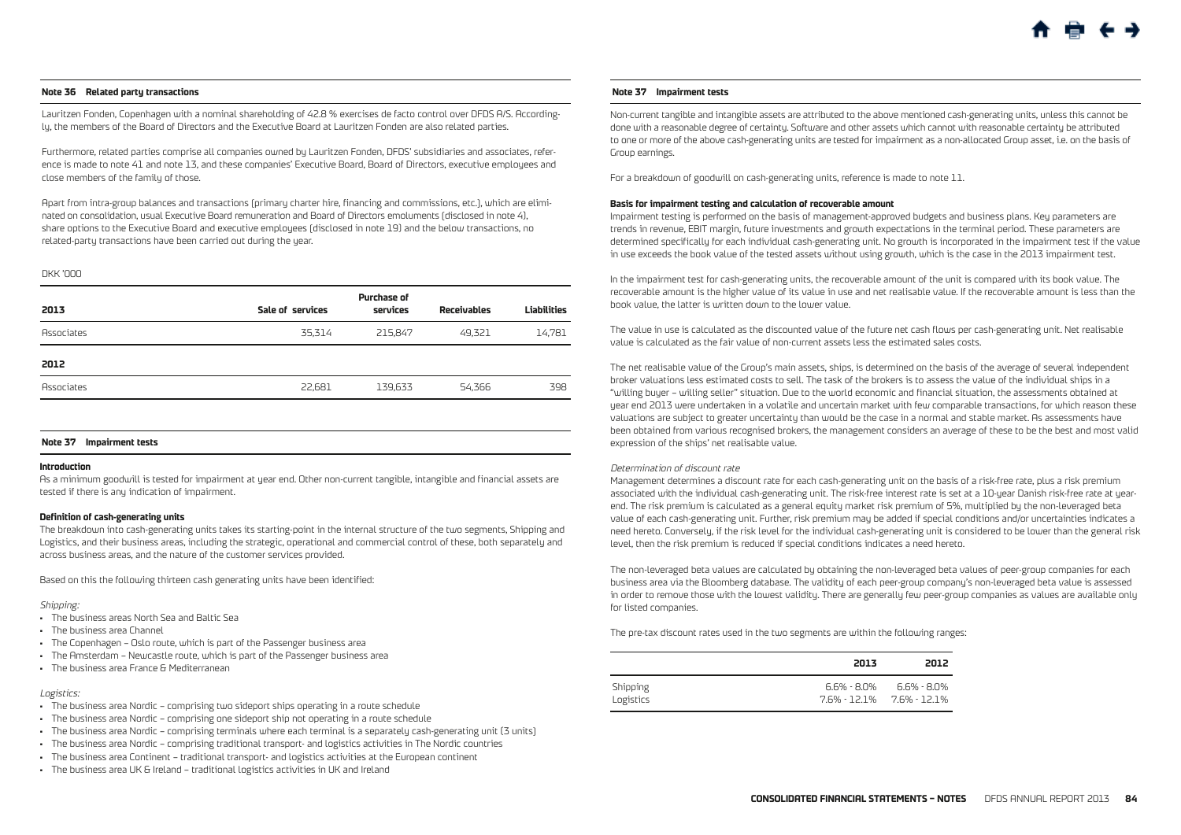## Note 36 Related party transactions

Lauritzen Fonden, Copenhagen with a nominal shareholding of 42.8 % exercises de facto control over DFDS A/S. Accordingly, the members of the Board of Directors and the Executive Board at Lauritzen Fonden are also related parties.

Furthermore, related parties comprise all companies owned by Lauritzen Fonden, DFDS' subsidiaries and associates, reference is made to note 41 and note 13, and these companies' Executive Board, Board of Directors, executive employees and close members of the family of those.

Apart from intra-group balances and transactions (primary charter hire, financing and commissions, etc.), which are eliminated on consolidation, usual Executive Board remuneration and Board of Directors emoluments (disclosed in note 4), share options to the Executive Board and executive employees (disclosed in note 19) and the below transactions, no related-party transactions have been carried out during the year.

DKK '000

| 2013 | Sale of services | Purchase of services | Receivables | Liabilities |
|---|---|---|---|---|
| Associates | 35,314 | 215,847 | 49,321 | 14,781 |
| **2012** | | | | |
| Associates | 22,681 | 139,633 | 54,366 | 398 |

## Note 37 Impairment tests

**Introduction**

As a minimum goodwill is tested for impairment at year end. Other non-current tangible, intangible and financial assets are tested if there is any indication of impairment.

**Definition of cash-generating units**

The breakdown into cash-generating units takes its starting-point in the internal structure of the two segments, Shipping and Logistics, and their business areas, including the strategic, operational and commercial control of these, both separately and across business areas, and the nature of the customer services provided.

Based on this the following thirteen cash generating units have been identified:

*Shipping:*

- The business areas North Sea and Baltic Sea
- The business area Channel
- The Copenhagen – Oslo route, which is part of the Passenger business area
- The Amsterdam – Newcastle route, which is part of the Passenger business area
- The business area France & Mediterranean

*Logistics:*

- The business area Nordic – comprising two sideport ships operating in a route schedule
- The business area Nordic – comprising one sideport ship not operating in a route schedule
- The business area Nordic – comprising terminals where each terminal is a separately cash-generating unit (3 units)
- The business area Nordic – comprising traditional transport- and logistics activities in The Nordic countries
- The business area Continent – traditional transport- and logistics activities at the European continent
- The business area UK & Ireland – traditional logistics activities in UK and Ireland

## Note 37 Impairment tests

Non-current tangible and intangible assets are attributed to the above mentioned cash-generating units, unless this cannot be done with a reasonable degree of certainty. Software and other assets which cannot with reasonable certainty be attributed to one or more of the above cash-generating units are tested for impairment as a non-allocated Group asset, i.e. on the basis of Group earnings.

For a breakdown of goodwill on cash-generating units, reference is made to note 11.

**Basis for impairment testing and calculation of recoverable amount**

Impairment testing is performed on the basis of management-approved budgets and business plans. Key parameters are trends in revenue, EBIT margin, future investments and growth expectations in the terminal period. These parameters are determined specifically for each individual cash-generating unit. No growth is incorporated in the impairment test if the value in use exceeds the book value of the tested assets without using growth, which is the case in the 2013 impairment test.

In the impairment test for cash-generating units, the recoverable amount of the unit is compared with its book value. The recoverable amount is the higher value of its value in use and net realisable value. If the recoverable amount is less than the book value, the latter is written down to the lower value.

The value in use is calculated as the discounted value of the future net cash flows per cash-generating unit. Net realisable value is calculated as the fair value of non-current assets less the estimated sales costs.

The net realisable value of the Group's main assets, ships, is determined on the basis of the average of several independent broker valuations less estimated costs to sell. The task of the brokers is to assess the value of the individual ships in a "willing buyer – willing seller" situation. Due to the world economic and financial situation, the assessments obtained at year end 2013 were undertaken in a volatile and uncertain market with few comparable transactions, for which reason these valuations are subject to greater uncertainty than would be the case in a normal and stable market. As assessments have been obtained from various recognised brokers, the management considers an average of these to be the best and most valid expression of the ships' net realisable value.

*Determination of discount rate*

Management determines a discount rate for each cash-generating unit on the basis of a risk-free rate, plus a risk premium associated with the individual cash-generating unit. The risk-free interest rate is set at a 10-year Danish risk-free rate at year-end. The risk premium is calculated as a general equity market risk premium of 5%, multiplied by the non-leveraged beta value of each cash-generating unit. Further, risk premium may be added if special conditions and/or uncertainties indicates a need hereto. Conversely, if the risk level for the individual cash-generating unit is considered to be lower than the general risk level, then the risk premium is reduced if special conditions indicates a need hereto.

The non-leveraged beta values are calculated by obtaining the non-leveraged beta values of peer-group companies for each business area via the Bloomberg database. The validity of each peer-group company's non-leveraged beta value is assessed in order to remove those with the lowest validity. There are generally few peer-group companies as values are available only for listed companies.

The pre-tax discount rates used in the two segments are within the following ranges:

| | 2013 | 2012 |
|---|---|---|
| Shipping | 6.6% - 8.0% | 6.6% - 8.0% |
| Logistics | 7.6% - 12.1% | 7.6% - 12.1% |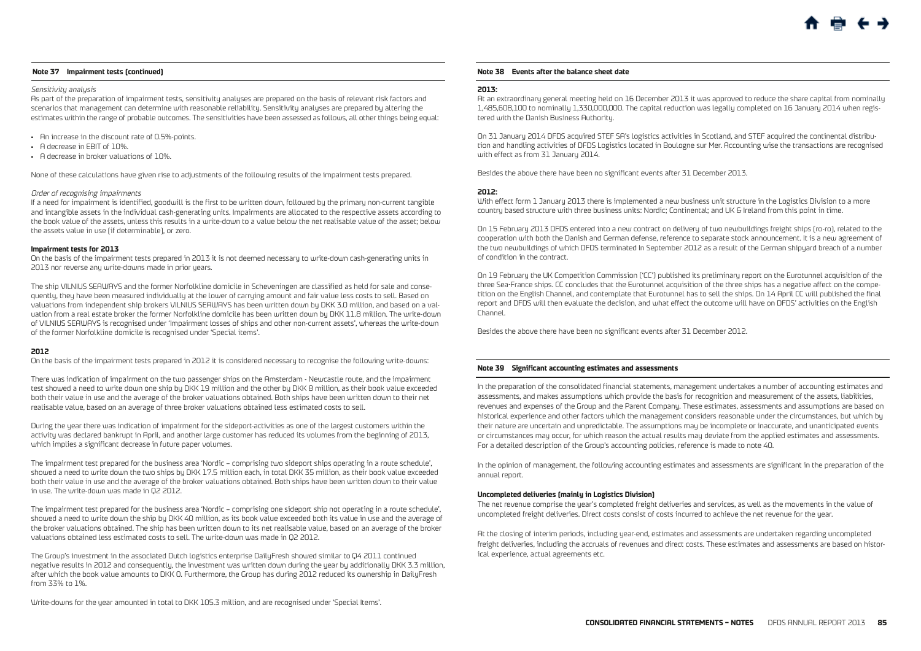## Note 37 Impairment tests (continued)

*Sensitivity analysis*

As part of the preparation of impairment tests, sensitivity analyses are prepared on the basis of relevant risk factors and scenarios that management can determine with reasonable reliability. Sensitivity analyses are prepared by altering the estimates within the range of probable outcomes. The sensitivities have been assessed as follows, all other things being equal:

- An increase in the discount rate of 0.5%-points.
- A decrease in EBIT of 10%.
- A decrease in broker valuations of 10%.

None of these calculations have given rise to adjustments of the following results of the impairment tests prepared.

*Order of recognising impairments*

If a need for impairment is identified, goodwill is the first to be written down, followed by the primary non-current tangible and intangible assets in the individual cash-generating units. Impairments are allocated to the respective assets according to the book value of the assets, unless this results in a write-down to a value below the net realisable value of the asset; below the assets value in use (if determinable), or zero.

**Impairment tests for 2013**

On the basis of the impairment tests prepared in 2013 it is not deemed necessary to write-down cash-generating units in 2013 nor reverse any write-downs made in prior years.

The ship VILNIUS SEAWAYS and the former Norfolkline domicile in Scheveningen are classified as held for sale and consequently, they have been measured individually at the lower of carrying amount and fair value less costs to sell. Based on valuations from independent ship brokers VILNIUS SEAWAYS has been written down by DKK 3.0 million, and based on a valuation from a real estate broker the former Norfolkline domicile has been written down by DKK 11.8 million. The write-down of VILNIUS SEAWAYS is recognised under 'Impairment losses of ships and other non-current assets', whereas the write-down of the former Norfolkline domicile is recognised under 'Special items'.

**2012**

On the basis of the impairment tests prepared in 2012 it is considered necessary to recognise the following write-downs:

There was indication of impairment on the two passenger ships on the Amsterdam - Newcastle route, and the impairment test showed a need to write down one ship by DKK 19 million and the other by DKK 8 million, as their book value exceeded both their value in use and the average of the broker valuations obtained. Both ships have been written down to their net realisable value, based on an average of three broker valuations obtained less estimated costs to sell.

During the year there was indication of impairment for the sideport-activities as one of the largest customers within the activity was declared bankrupt in April, and another large customer has reduced its volumes from the beginning of 2013, which implies a significant decrease in future paper volumes.

The impairment test prepared for the business area 'Nordic – comprising two sideport ships operating in a route schedule', showed a need to write down the two ships by DKK 17.5 million each, in total DKK 35 million, as their book value exceeded both their value in use and the average of the broker valuations obtained. Both ships have been written down to their value in use. The write-down was made in Q2 2012.

The impairment test prepared for the business area 'Nordic – comprising one sideport ship not operating in a route schedule', showed a need to write down the ship by DKK 40 million, as its book value exceeded both its value in use and the average of the broker valuations obtained. The ship has been written down to its net realisable value, based on an average of the broker valuations obtained less estimated costs to sell. The write-down was made in Q2 2012.

The Group's investment in the associated Dutch logistics enterprise DailyFresh showed similar to Q4 2011 continued negative results in 2012 and consequently, the investment was written down during the year by additionally DKK 3.3 million, after which the book value amounts to DKK 0. Furthermore, the Group has during 2012 reduced its ownership in DailyFresh from 33% to 1%.

Write-downs for the year amounted in total to DKK 105.3 million, and are recognised under 'Special Items'.

## Note 38 Events after the balance sheet date

**2013:**

At an extraordinary general meeting held on 16 December 2013 it was approved to reduce the share capital from nominally 1,485,608,100 to nominally 1,330,000,000. The capital reduction was legally completed on 16 January 2014 when registered with the Danish Business Authority.

On 31 January 2014 DFDS acquired STEF SA's logistics activities in Scotland, and STEF acquired the continental distribution and handling activities of DFDS Logistics located in Boulogne sur Mer. Accounting wise the transactions are recognised with effect as from 31 January 2014.

Besides the above there have been no significant events after 31 December 2013.

**2012:**

With effect form 1 January 2013 there is implemented a new business unit structure in the Logistics Division to a more country based structure with three business units: Nordic; Continental; and UK & Ireland from this point in time.

On 15 February 2013 DFDS entered into a new contract on delivery of two newbuildings freight ships (ro-ro), related to the cooperation with both the Danish and German defense, reference to separate stock announcement. It is a new agreement of the two newbuildings of which DFDS terminated In September 2012 as a result of the German shipyard breach of a number of condition in the contract.

On 19 February the UK Competition Commission ('CC') published its preliminary report on the Eurotunnel acquisition of the three Sea-France ships. CC concludes that the Eurotunnel acquisition of the three ships has a negative affect on the competition on the English Channel, and contemplate that Eurotunnel has to sell the ships. On 14 April CC will published the final report and DFDS will then evaluate the decision, and what effect the outcome will have on DFDS' activities on the English Channel.

Besides the above there have been no significant events after 31 December 2012.

## Note 39 Significant accounting estimates and assessments

In the preparation of the consolidated financial statements, management undertakes a number of accounting estimates and assessments, and makes assumptions which provide the basis for recognition and measurement of the assets, liabilities, revenues and expenses of the Group and the Parent Company. These estimates, assessments and assumptions are based on historical experience and other factors which the management considers reasonable under the circumstances, but which by their nature are uncertain and unpredictable. The assumptions may be incomplete or inaccurate, and unanticipated events or circumstances may occur, for which reason the actual results may deviate from the applied estimates and assessments. For a detailed description of the Group's accounting policies, reference is made to note 40.

In the opinion of management, the following accounting estimates and assessments are significant in the preparation of the annual report.

**Uncompleted deliveries (mainly in Logistics Division)**

The net revenue comprise the year's completed freight deliveries and services, as well as the movements in the value of uncompleted freight deliveries. Direct costs consist of costs incurred to achieve the net revenue for the year.

At the closing of interim periods, including year-end, estimates and assessments are undertaken regarding uncompleted freight deliveries, including the accruals of revenues and direct costs. These estimates and assessments are based on historical experience, actual agreements etc.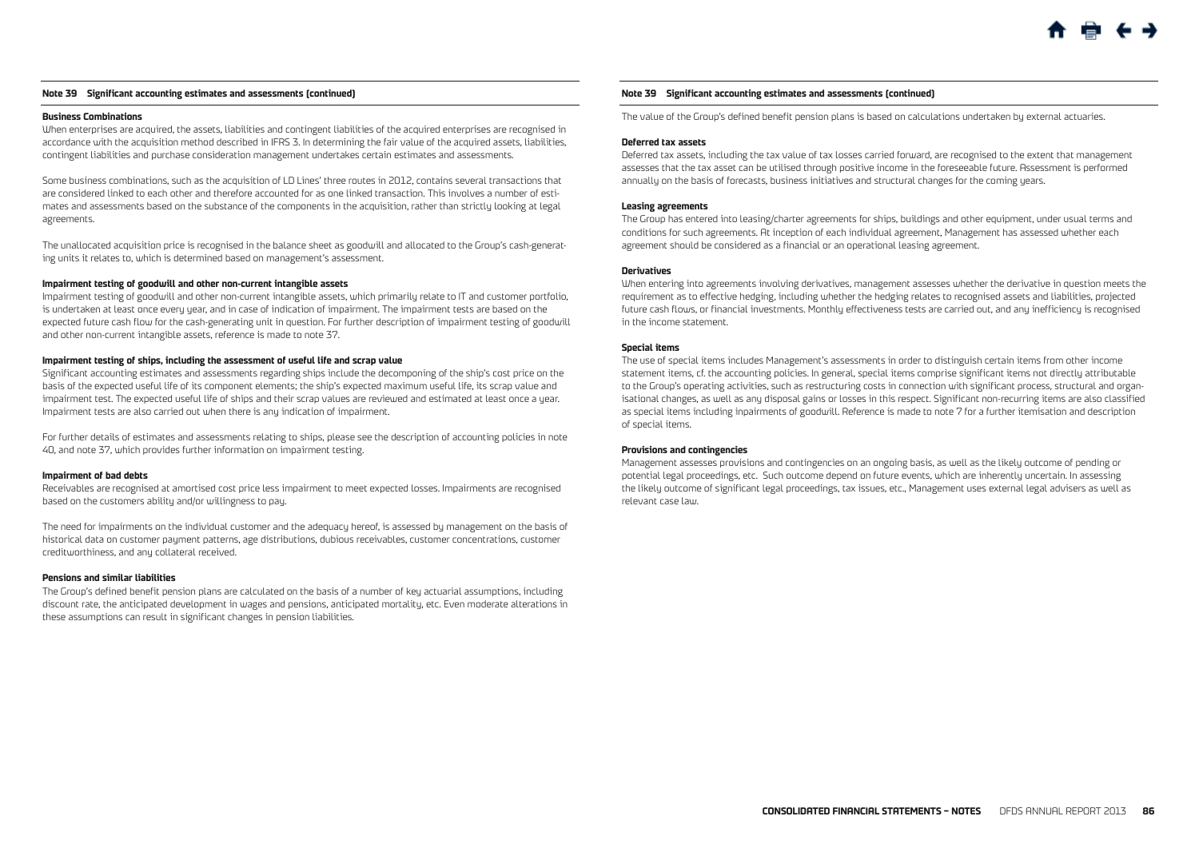## Note 39 Significant accounting estimates and assessments (continued)

**Business Combinations**

When enterprises are acquired, the assets, liabilities and contingent liabilities of the acquired enterprises are recognised in accordance with the acquisition method described in IFRS 3. In determining the fair value of the acquired assets, liabilities, contingent liabilities and purchase consideration management undertakes certain estimates and assessments.

Some business combinations, such as the acquisition of LD Lines' three routes in 2012, contains several transactions that are considered linked to each other and therefore accounted for as one linked transaction. This involves a number of estimates and assessments based on the substance of the components in the acquisition, rather than strictly looking at legal agreements.

The unallocated acquisition price is recognised in the balance sheet as goodwill and allocated to the Group's cash-generating units it relates to, which is determined based on management's assessment.

**Impairment testing of goodwill and other non-current intangible assets**

Impairment testing of goodwill and other non-current intangible assets, which primarily relate to IT and customer portfolio, is undertaken at least once every year, and in case of indication of impairment. The impairment tests are based on the expected future cash flow for the cash-generating unit in question. For further description of impairment testing of goodwill and other non-current intangible assets, reference is made to note 37.

**Impairment testing of ships, including the assessment of useful life and scrap value**

Significant accounting estimates and assessments regarding ships include the decomponing of the ship's cost price on the basis of the expected useful life of its component elements; the ship's expected maximum useful life, its scrap value and impairment test. The expected useful life of ships and their scrap values are reviewed and estimated at least once a year. Impairment tests are also carried out when there is any indication of impairment.

For further details of estimates and assessments relating to ships, please see the description of accounting policies in note 40, and note 37, which provides further information on impairment testing.

**Impairment of bad debts**

Receivables are recognised at amortised cost price less impairment to meet expected losses. Impairments are recognised based on the customers ability and/or willingness to pay.

The need for impairments on the individual customer and the adequacy hereof, is assessed by management on the basis of historical data on customer payment patterns, age distributions, dubious receivables, customer concentrations, customer creditworthiness, and any collateral received.

**Pensions and similar liabilities**

The Group's defined benefit pension plans are calculated on the basis of a number of key actuarial assumptions, including discount rate, the anticipated development in wages and pensions, anticipated mortality, etc. Even moderate alterations in these assumptions can result in significant changes in pension liabilities.

The value of the Group's defined benefit pension plans is based on calculations undertaken by external actuaries.

**Deferred tax assets**

Deferred tax assets, including the tax value of tax losses carried forward, are recognised to the extent that management assesses that the tax asset can be utilised through positive income in the foreseeable future. Assessment is performed annually on the basis of forecasts, business initiatives and structural changes for the coming years.

**Leasing agreements**

The Group has entered into leasing/charter agreements for ships, buildings and other equipment, under usual terms and conditions for such agreements. At inception of each individual agreement, Management has assessed whether each agreement should be considered as a financial or an operational leasing agreement.

**Derivatives**

When entering into agreements involving derivatives, management assesses whether the derivative in question meets the requirement as to effective hedging, including whether the hedging relates to recognised assets and liabilities, projected future cash flows, or financial investments. Monthly effectiveness tests are carried out, and any inefficiency is recognised in the income statement.

**Special items**

The use of special items includes Management's assessments in order to distinguish certain items from other income statement items, cf. the accounting policies. In general, special items comprise significant items not directly attributable to the Group's operating activities, such as restructuring costs in connection with significant process, structural and organisational changes, as well as any disposal gains or losses in this respect. Significant non-recurring items are also classified as special items including inpairments of goodwill. Reference is made to note 7 for a further itemisation and description of special items.

**Provisions and contingencies**

Management assesses provisions and contingencies on an ongoing basis, as well as the likely outcome of pending or potential legal proceedings, etc. Such outcome depend on future events, which are inherently uncertain. In assessing the likely outcome of significant legal proceedings, tax issues, etc., Management uses external legal advisers as well as relevant case law.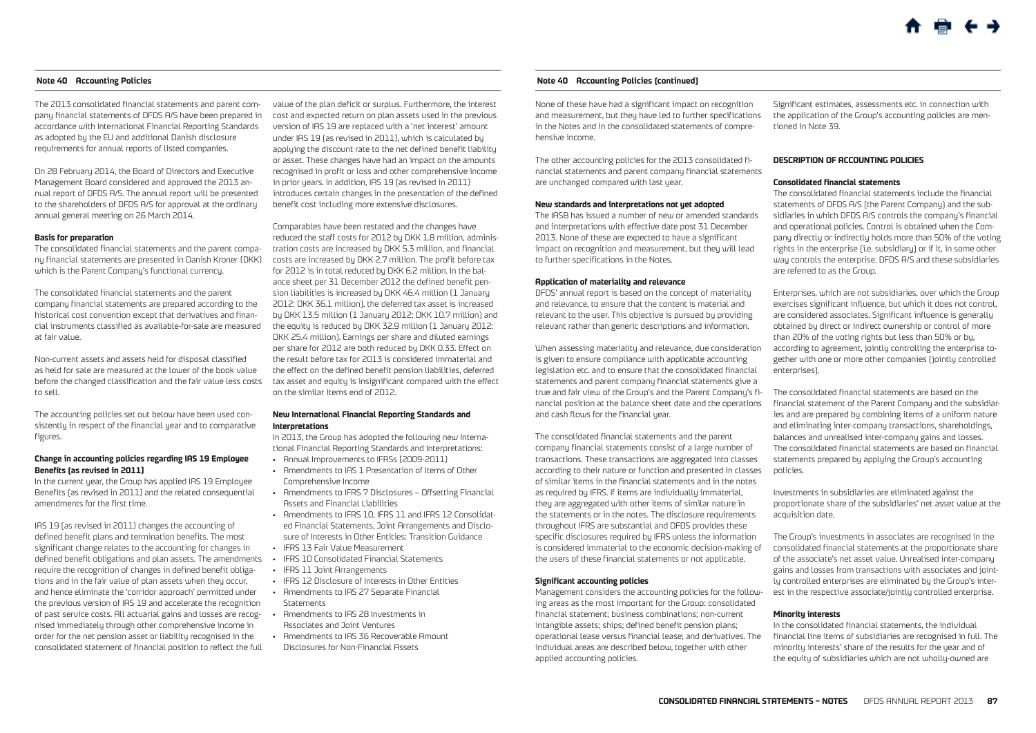## Note 40 Accounting Policies

The 2013 consolidated financial statements and parent company financial statements of DFDS A/S have been prepared in accordance with International Financial Reporting Standards as adopted by the EU and additional Danish disclosure requirements for annual reports of listed companies.

On 28 February 2014, the Board of Directors and Executive Management Board considered and approved the 2013 annual report of DFDS A/S. The annual report will be presented to the shareholders of DFDS A/S for approval at the ordinary annual general meeting on 26 March 2014.

**Basis for preparation**

The consolidated financial statements and the parent company financial statements are presented in Danish Kroner (DKK) which is the Parent Company's functional currency.

The consolidated financial statements and the parent company financial statements are prepared according to the historical cost convention except that derivatives and financial instruments classified as available-for-sale are measured at fair value.

Non-current assets and assets held for disposal classified as held for sale are measured at the lower of the book value before the changed classification and the fair value less costs to sell.

The accounting policies set out below have been used consistently in respect of the financial year and to comparative figures.

**Change in accounting policies regarding IAS 19 Employee Benefits (as revised in 2011)**

In the current year, the Group has applied IAS 19 Employee Benefits (as revised in 2011) and the related consequential amendments for the first time.

IAS 19 (as revised in 2011) changes the accounting of defined benefit plans and termination benefits. The most significant change relates to the accounting for changes in defined benefit obligations and plan assets. The amendments require the recognition of changes in defined benefit obligations and in the fair value of plan assets when they occur, and hence eliminate the 'corridor approach' permitted under the previous version of IAS 19 and accelerate the recognition of past service costs. All actuarial gains and losses are recognised immediately through other comprehensive income in order for the net pension asset or liability recognised in the consolidated statement of financial position to reflect the full value of the plan deficit or surplus. Furthermore, the interest cost and expected return on plan assets used in the previous version of IAS 19 are replaced with a 'net interest' amount under IAS 19 (as revised in 2011), which is calculated by applying the discount rate to the net defined benefit liability or asset. These changes have had an impact on the amounts recognised in profit or loss and other comprehensive income in prior years. In addition, IAS 19 (as revised in 2011) introduces certain changes in the presentation of the defined benefit cost including more extensive disclosures.

Comparables have been restated and the changes have reduced the staff costs for 2012 by DKK 1.8 million, administration costs are increased by DKK 5.3 million, and financial costs are increased by DKK 2.7 million. The profit before tax for 2012 is in total reduced by DKK 6.2 million. In the balance sheet per 31 December 2012 the defined benefit pension liabilities is increased by DKK 46.4 million (1 January 2012: DKK 36.1 million), the deferred tax asset is increased by DKK 13.5 million (1 January 2012: DKK 10.7 million) and the equity is reduced by DKK 32.9 million (1 January 2012: DKK 25.4 million). Earnings per share and diluted earnings per share for 2012 are both reduced by DKK 0.33. Effect on the result before tax for 2013 is considered immaterial and the effect on the defined benefit pension liabilities, deferred tax asset and equity is insignificant compared with the effect on the similar items end of 2012.

**New International Financial Reporting Standards and Interpretations**

In 2013, the Group has adopted the following new International Financial Reporting Standards and Interpretations:

- Annual Improvements to IFRSs (2009-2011)
- Amendments to IAS 1 Presentation of Items of Other Comprehensive Income
- Amendments to IFRS 7 Disclosures – Offsetting Financial Assets and Financial Liabilities
- Amendments to IFRS 10, IFRS 11 and IFRS 12 Consolidated Financial Statements, Joint Arrangements and Disclosure of Interests in Other Entities: Transition Guidance
- IFRS 13 Fair Value Measurement
- IFRS 10 Consolidated Financial Statements
- IFRS 11 Joint Arrangements
- IFRS 12 Disclosure of Interests in Other Entities
- Amendments to IAS 27 Separate Financial Statements
- Amendments to IAS 28 Investments in Associates and Joint Ventures
- Amendments to IAS 36 Recoverable Amount Disclosures for Non-Financial Assets

## Note 40 Accounting Policies (continued)

None of these have had a significant impact on recognition and measurement, but they have led to further specifications in the Notes and in the consolidated statements of comprehensive income.

The other accounting policies for the 2013 consolidated financial statements and parent company financial statements are unchanged compared with last year.

**New standards and interpretations not yet adopted**

The IASB has issued a number of new or amended standards and interpretations with effective date post 31 December 2013. None of these are expected to have a significant impact on recognition and measurement, but they will lead to further specifications in the Notes.

**Application of materiality and relevance**

DFDS' annual report is based on the concept of materiality and relevance, to ensure that the content is material and relevant to the user. This objective is pursued by providing relevant rather than generic descriptions and information.

When assessing materiality and relevance, due consideration is given to ensure compliance with applicable accounting legislation etc. and to ensure that the consolidated financial statements and parent company financial statements give a true and fair view of the Group's and the Parent Company's financial position at the balance sheet date and the operations and cash flows for the financial year.

The consolidated financial statements and the parent company financial statements consist of a large number of transactions. These transactions are aggregated into classes according to their nature or function and presented in classes of similar items in the financial statements and in the notes as required by IFRS. If items are individually immaterial, they are aggregated with other items of similar nature in the statements or in the notes. The disclosure requirements throughout IFRS are substantial and DFDS provides these specific disclosures required by IFRS unless the information is considered immaterial to the economic decision-making of the users of these financial statements or not applicable.

**Significant accounting policies**

Management considers the accounting policies for the following areas as the most important for the Group: consolidated financial statement; business combinations; non-current intangible assets; ships; defined benefit pension plans; operational lease versus financial lease; and derivatives. The individual areas are described below, together with other applied accounting policies.

Significant estimates, assessments etc. in connection with the application of the Group's accounting policies are mentioned in Note 39.

### DESCRIPTION OF ACCOUNTING POLICIES

**Consolidated financial statements**

The consolidated financial statements include the financial statements of DFDS A/S (the Parent Company) and the subsidiaries in which DFDS A/S controls the company's financial and operational policies. Control is obtained when the Company directly or indirectly holds more than 50% of the voting rights in the enterprise (i.e. subsidiary) or if it, in some other way controls the enterprise. DFDS A/S and these subsidiaries are referred to as the Group.

Enterprises, which are not subsidiaries, over which the Group exercises significant influence, but which it does not control, are considered associates. Significant influence is generally obtained by direct or indirect ownership or control of more than 20% of the voting rights but less than 50% or by, according to agreement, jointly controlling the enterprise together with one or more other companies (jointly controlled enterprises).

The consolidated financial statements are based on the financial statement of the Parent Company and the subsidiaries and are prepared by combining items of a uniform nature and eliminating inter-company transactions, shareholdings, balances and unrealised inter-company gains and losses. The consolidated financial statements are based on financial statements prepared by applying the Group's accounting policies.

Investments in subsidiaries are eliminated against the proportionate share of the subsidiaries' net asset value at the acquisition date.

The Group's investments in associates are recognised in the consolidated financial statements at the proportionate share of the associate's net asset value. Unrealised inter-company gains and losses from transactions with associates and jointly controlled enterprises are eliminated by the Group's interest in the respective associate/jointly controlled enterprise.

**Minority interests**

In the consolidated financial statements, the individual financial line items of subsidiaries are recognised in full. The minority interests' share of the results for the year and of the equity of subsidiaries which are not wholly-owned are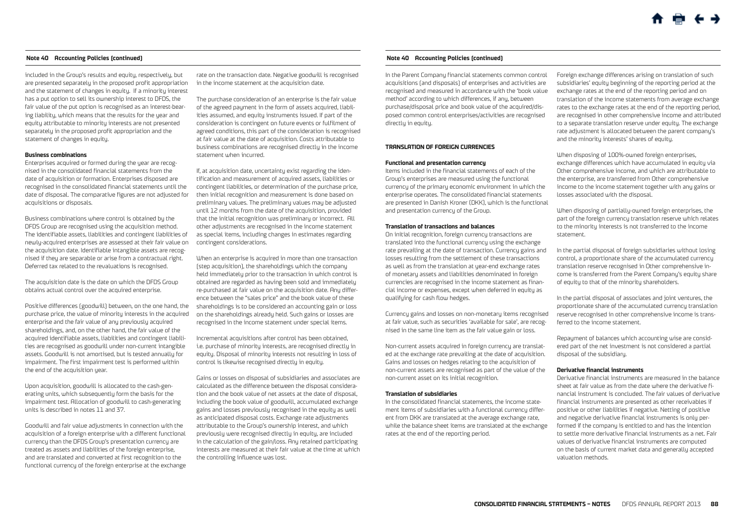## Note 40 Accounting Policies (continued)

included in the Group's results and equity, respectively, but are presented separately in the proposed profit appropriation and the statement of changes in equity. If a minority interest has a put option to sell its ownership interest to DFDS, the fair value of the put option is recognised as an interest-bearing liability, which means that the results for the year and equity attributable to minority interests are not presented separately in the proposed profit appropriation and the statement of changes in equity.

**Business combinations**

Enterprises acquired or formed during the year are recognised in the consolidated financial statements from the date of acquisition or formation. Enterprises disposed are recognised in the consolidated financial statements until the date of disposal. The comparative figures are not adjusted for acquisitions or disposals.

Business combinations where control is obtained by the DFDS Group are recognised using the acquisition method. The identifiable assets, liabilities and contingent liabilities of newly-acquired enterprises are assessed at their fair value on the acquisition date. Identifiable intangible assets are recognised if they are separable or arise from a contractual right. Deferred tax related to the revaluations is recognised.

The acquisition date is the date on which the DFDS Group obtains actual control over the acquired enterprise.

Positive differences (goodwill) between, on the one hand, the purchase price, the value of minority interests in the acquired enterprise and the fair value of any previously acquired shareholdings, and, on the other hand, the fair value of the acquired identifiable assets, liabilities and contingent liabilities are recognised as goodwill under non-current intangible assets. Goodwill is not amortised, but is tested annually for impairment. The first impairment test is performed within the end of the acquisition year.

Upon acquisition, goodwill is allocated to the cash-generating units, which subsequently form the basis for the impairment test. Allocation of goodwill to cash-generating units is described in notes 11 and 37.

Goodwill and fair value adjustments in connection with the acquisition of a foreign enterprise with a different functional currency than the DFDS Group's presentation currency are treated as assets and liabilities of the foreign enterprise, and are translated and converted at first recognition to the functional currency of the foreign enterprise at the exchange rate on the transaction date. Negative goodwill is recognised in the income statement at the acquisition date.

The purchase consideration of an enterprise is the fair value of the agreed payment in the form of assets acquired, liabilities assumed, and equity instruments issued. If part of the consideration is contingent on future events or fulfilment of agreed conditions, this part of the consideration is recognised at fair value at the date of acquisition. Costs attributable to business combinations are recognised directly in the income statement when incurred.

If, at acquisition date, uncertainty exist regarding the identification and measurement of acquired assets, liabilities or contingent liabilities, or determination of the purchase price, then initial recognition and measurement is done based on preliminary values. The preliminary values may be adjusted until 12 months from the date of the acquisition, provided that the initial recognition was preliminary or incorrect. All other adjustments are recognised in the income statement as special items, including changes in estimates regarding contingent considerations.

When an enterprise is acquired in more than one transaction (step acquisition), the shareholdings which the company held immediately prior to the transaction in which control is obtained are regarded as having been sold and immediately re-purchased at fair value on the acquisition date. Any difference between the "sales price" and the book value of these shareholdings is to be considered an accounting gain or loss on the shareholdings already held. Such gains or losses are recognised in the income statement under special items.

Incremental acquisitions after control has been obtained, i.e. purchase of minority interests, are recognised directly in equity. Disposal of minority interests not resulting in loss of control is likewise recognised directly in equity.

Gains or losses on disposal of subsidiaries and associates are calculated as the difference between the disposal consideration and the book value of net assets at the date of disposal, including the book value of goodwill, accumulated exchange gains and losses previously recognised in the equity as well as anticipated disposal costs. Exchange rate adjustments attributable to the Group's ownership interest, and which previously were recognised directly in equity, are included in the calculation of the gain/loss. Any retained participating interests are measured at their fair value at the time at which the controlling influence was lost.

In the Parent Company financial statements common control acquisitions (and disposals) of enterprises and activities are recognised and measured in accordance with the 'book value method' according to which differences, if any, between purchase/disposal price and book value of the acquired/disposed common control enterprises/activities are recognised directly in equity.

### TRANSLATION OF FOREIGN CURRENCIES

**Functional and presentation currency**

Items included in the financial statements of each of the Group's enterprises are measured using the functional currency of the primary economic environment in which the enterprise operates. The consolidated financial statements are presented in Danish Kroner (DKK), which is the functional and presentation currency of the Group.

**Translation of transactions and balances**

On initial recognition, foreign currency transactions are translated into the functional currency using the exchange rate prevailing at the date of transaction. Currency gains and losses resulting from the settlement of these transactions as well as from the translation at year-end exchange rates of monetary assets and liabilities denominated in foreign currencies are recognised in the income statement as financial income or expenses, except when deferred in equity as qualifying for cash flow hedges.

Currency gains and losses on non-monetary items recognised at fair value, such as securities 'available for sale', are recognised in the same line item as the fair value gain or loss.

Non-current assets acquired in foreign currency are translated at the exchange rate prevailing at the date of acquisition. Gains and losses on hedges relating to the acquisition of non-current assets are recognised as part of the value of the non-current asset on its initial recognition.

**Translation of subsidiaries**

In the consolidated financial statements, the income statement items of subsidiaries with a functional currency different from DKK are translated at the average exchange rate, while the balance sheet items are translated at the exchange rates at the end of the reporting period.

Foreign exchange differences arising on translation of such subsidiaries' equity beginning of the reporting period at the exchange rates at the end of the reporting period and on translation of the income statements from average exchange rates to the exchange rates at the end of the reporting period, are recognised in other comprehensive income and attributed to a separate translation reserve under equity. The exchange rate adjustment is allocated between the parent company's and the minority interests' shares of equity.

When disposing of 100%-owned foreign enterprises, exchange differences which have accumulated in equity via Other comprehensive income, and which are attributable to the enterprise, are transferred from Other comprehensive income to the income statement together with any gains or losses associated with the disposal.

When disposing of partially-owned foreign enterprises, the part of the foreign currency translation reserve which relates to the minority interests is not transferred to the income statement.

In the partial disposal of foreign subsidiaries without losing control, a proportionate share of the accumulated currency translation reserve recognised in Other comprehensive income is transferred from the Parent Company's equity share of equity to that of the minority shareholders.

In the partial disposal of associates and joint ventures, the proportionate share of the accumulated currency translation reserve recognised in other comprehensive income is transferred to the income statement.

Repayment of balances which accounting wise are considered part of the net investment is not considered a partial disposal of the subsidiary.

**Derivative financial instruments**

Derivative financial instruments are measured in the balance sheet at fair value as from the date where the derivative financial instrument is concluded. The fair values of derivative financial instruments are presented as other receivables if positive or other liabilities if negative. Netting of positive and negative derivative financial instruments is only performed if the company is entitled to and has the intention to settle more derivative financial instruments as a net. Fair values of derivative financial instruments are computed on the basis of current market data and generally accepted valuation methods.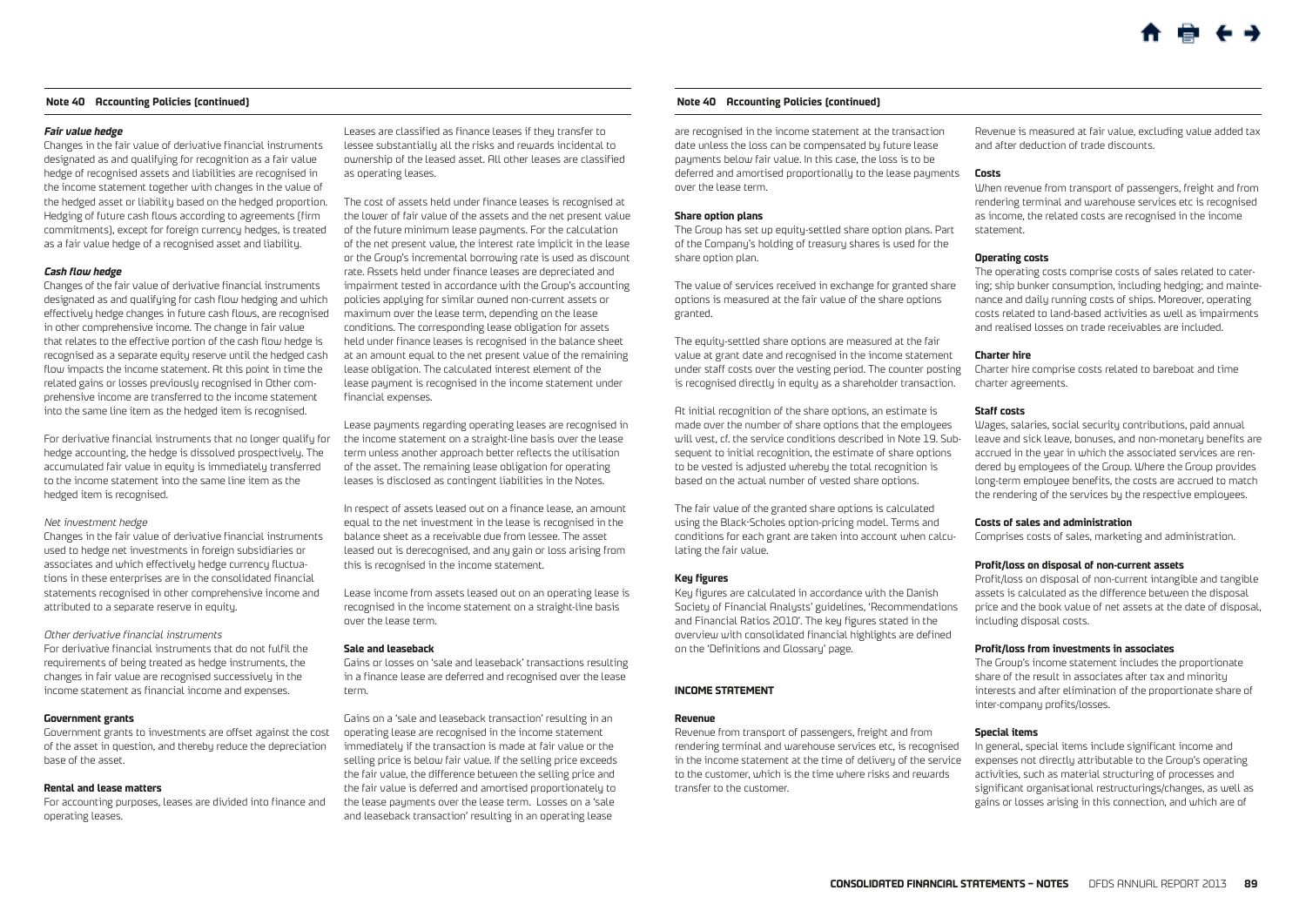## Note 40 Accounting Policies (continued)

***Fair value hedge***

Changes in the fair value of derivative financial instruments designated as and qualifying for recognition as a fair value hedge of recognised assets and liabilities are recognised in the income statement together with changes in the value of the hedged asset or liability based on the hedged proportion. Hedging of future cash flows according to agreements (firm commitments), except for foreign currency hedges, is treated as a fair value hedge of a recognised asset and liability.

***Cash flow hedge***

Changes of the fair value of derivative financial instruments designated as and qualifying for cash flow hedging and which effectively hedge changes in future cash flows, are recognised in other comprehensive income. The change in fair value that relates to the effective portion of the cash flow hedge is recognised as a separate equity reserve until the hedged cash flow impacts the income statement. At this point in time the related gains or losses previously recognised in Other comprehensive income are transferred to the income statement into the same line item as the hedged item is recognised.

For derivative financial instruments that no longer qualify for hedge accounting, the hedge is dissolved prospectively. The accumulated fair value in equity is immediately transferred to the income statement into the same line item as the hedged item is recognised.

*Net investment hedge*

Changes in the fair value of derivative financial instruments used to hedge net investments in foreign subsidiaries or associates and which effectively hedge currency fluctuations in these enterprises are in the consolidated financial statements recognised in other comprehensive income and attributed to a separate reserve in equity.

*Other derivative financial instruments*

For derivative financial instruments that do not fulfil the requirements of being treated as hedge instruments, the changes in fair value are recognised successively in the income statement as financial income and expenses.

**Government grants**

Government grants to investments are offset against the cost of the asset in question, and thereby reduce the depreciation base of the asset.

**Rental and lease matters**

For accounting purposes, leases are divided into finance and operating leases.

Leases are classified as finance leases if they transfer to lessee substantially all the risks and rewards incidental to ownership of the leased asset. All other leases are classified as operating leases.

The cost of assets held under finance leases is recognised at the lower of fair value of the assets and the net present value of the future minimum lease payments. For the calculation of the net present value, the interest rate implicit in the lease or the Group's incremental borrowing rate is used as discount rate. Assets held under finance leases are depreciated and impairment tested in accordance with the Group's accounting policies applying for similar owned non-current assets or maximum over the lease term, depending on the lease conditions. The corresponding lease obligation for assets held under finance leases is recognised in the balance sheet at an amount equal to the net present value of the remaining lease obligation. The calculated interest element of the lease payment is recognised in the income statement under financial expenses.

Lease payments regarding operating leases are recognised in the income statement on a straight-line basis over the lease term unless another approach better reflects the utilisation of the asset. The remaining lease obligation for operating leases is disclosed as contingent liabilities in the Notes.

In respect of assets leased out on a finance lease, an amount equal to the net investment in the lease is recognised in the balance sheet as a receivable due from lessee. The asset leased out is derecognised, and any gain or loss arising from this is recognised in the income statement.

Lease income from assets leased out on an operating lease is recognised in the income statement on a straight-line basis over the lease term.

**Sale and leaseback**

Gains or losses on 'sale and leaseback' transactions resulting in a finance lease are deferred and recognised over the lease term.

Gains on a 'sale and leaseback transaction' resulting in an operating lease are recognised in the income statement immediately if the transaction is made at fair value or the selling price is below fair value. If the selling price exceeds the fair value, the difference between the selling price and the fair value is deferred and amortised proportionately to the lease payments over the lease term. Losses on a 'sale and leaseback transaction' resulting in an operating lease are recognised in the income statement at the transaction date unless the loss can be compensated by future lease payments below fair value. In this case, the loss is to be deferred and amortised proportionally to the lease payments over the lease term.

**Share option plans**

The Group has set up equity-settled share option plans. Part of the Company's holding of treasury shares is used for the share option plan.

The value of services received in exchange for granted share options is measured at the fair value of the share options granted.

The equity-settled share options are measured at the fair value at grant date and recognised in the income statement under staff costs over the vesting period. The counter posting is recognised directly in equity as a shareholder transaction.

At initial recognition of the share options, an estimate is made over the number of share options that the employees will vest, cf. the service conditions described in Note 19. Subsequent to initial recognition, the estimate of share options to be vested is adjusted whereby the total recognition is based on the actual number of vested share options.

The fair value of the granted share options is calculated using the Black-Scholes option-pricing model. Terms and conditions for each grant are taken into account when calculating the fair value.

**Key figures**

Key figures are calculated in accordance with the Danish Society of Financial Analysts' guidelines, 'Recommendations and Financial Ratios 2010'. The key figures stated in the overview with consolidated financial highlights are defined on the 'Definitions and Glossary' page.

**INCOME STATEMENT**

**Revenue**

Revenue from transport of passengers, freight and from rendering terminal and warehouse services etc, is recognised in the income statement at the time of delivery of the service to the customer, which is the time where risks and rewards transfer to the customer.

Revenue is measured at fair value, excluding value added tax and after deduction of trade discounts.

**Costs**

When revenue from transport of passengers, freight and from rendering terminal and warehouse services etc is recognised as income, the related costs are recognised in the income statement.

**Operating costs**

The operating costs comprise costs of sales related to catering; ship bunker consumption, including hedging; and maintenance and daily running costs of ships. Moreover, operating costs related to land-based activities as well as impairments and realised losses on trade receivables are included.

**Charter hire**

Charter hire comprise costs related to bareboat and time charter agreements.

**Staff costs**

Wages, salaries, social security contributions, paid annual leave and sick leave, bonuses, and non-monetary benefits are accrued in the year in which the associated services are rendered by employees of the Group. Where the Group provides long-term employee benefits, the costs are accrued to match the rendering of the services by the respective employees.

**Costs of sales and administration**

Comprises costs of sales, marketing and administration.

**Profit/loss on disposal of non-current assets**

Profit/loss on disposal of non-current intangible and tangible assets is calculated as the difference between the disposal price and the book value of net assets at the date of disposal, including disposal costs.

**Profit/loss from investments in associates**

The Group's income statement includes the proportionate share of the result in associates after tax and minority interests and after elimination of the proportionate share of inter-company profits/losses.

**Special items**

In general, special items include significant income and expenses not directly attributable to the Group's operating activities, such as material structuring of processes and significant organisational restructurings/changes, as well as gains or losses arising in this connection, and which are of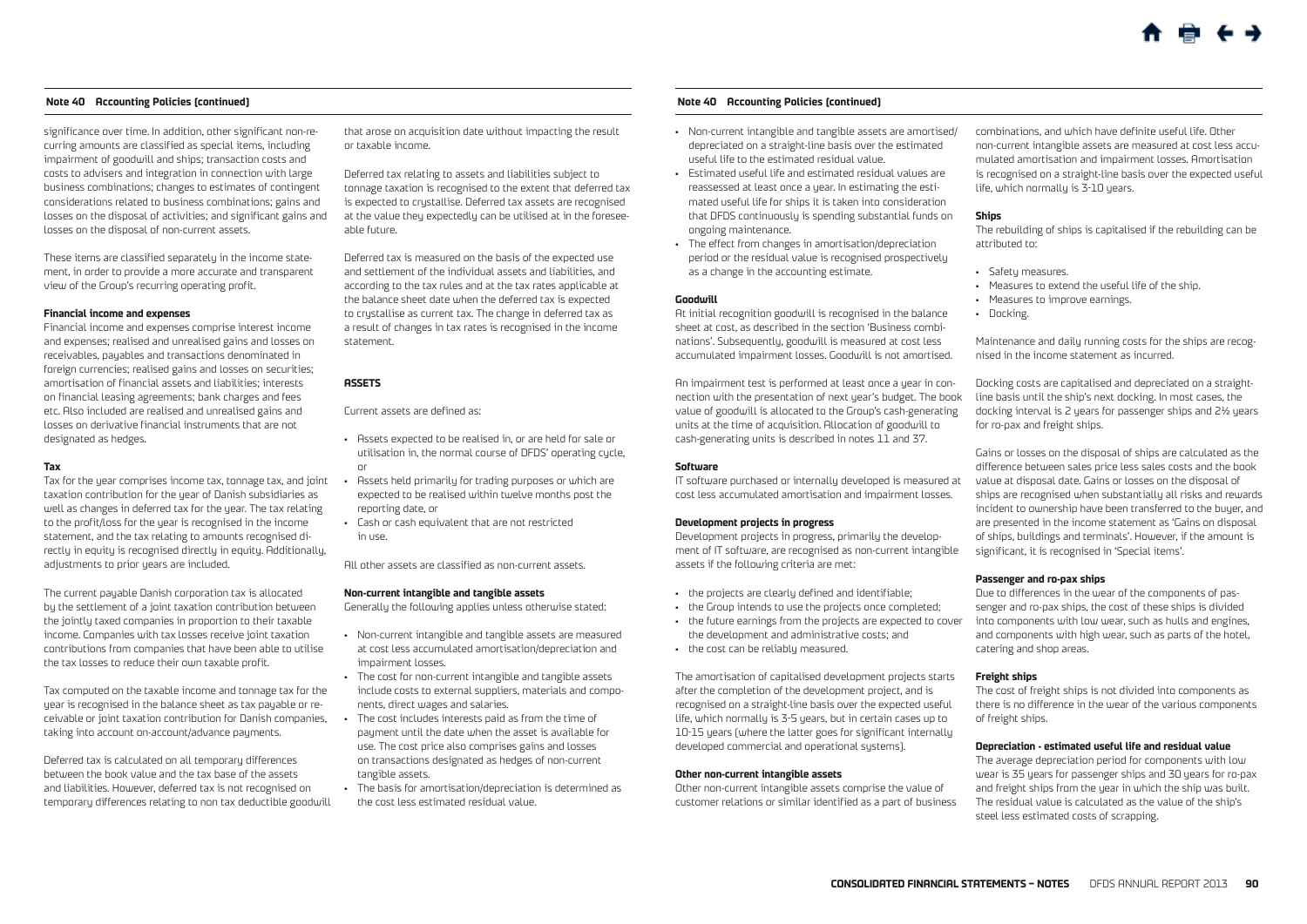## Note 40 Accounting Policies (continued)

significance over time. In addition, other significant non-recurring amounts are classified as special items, including impairment of goodwill and ships; transaction costs and costs to advisers and integration in connection with large business combinations; changes to estimates of contingent considerations related to business combinations; gains and losses on the disposal of activities; and significant gains and losses on the disposal of non-current assets.

These items are classified separately in the income statement, in order to provide a more accurate and transparent view of the Group's recurring operating profit.

**Financial income and expenses**

Financial income and expenses comprise interest income and expenses; realised and unrealised gains and losses on receivables, payables and transactions denominated in foreign currencies; realised gains and losses on securities; amortisation of financial assets and liabilities; interests on financial leasing agreements; bank charges and fees etc. Also included are realised and unrealised gains and losses on derivative financial instruments that are not designated as hedges.

**Tax**

Tax for the year comprises income tax, tonnage tax, and joint taxation contribution for the year of Danish subsidiaries as well as changes in deferred tax for the year. The tax relating to the profit/loss for the year is recognised in the income statement, and the tax relating to amounts recognised directly in equity is recognised directly in equity. Additionally, adjustments to prior years are included.

The current payable Danish corporation tax is allocated by the settlement of a joint taxation contribution between the jointly taxed companies in proportion to their taxable income. Companies with tax losses receive joint taxation contributions from companies that have been able to utilise the tax losses to reduce their own taxable profit.

Tax computed on the taxable income and tonnage tax for the year is recognised in the balance sheet as tax payable or receivable or joint taxation contribution for Danish companies, taking into account on-account/advance payments.

Deferred tax is calculated on all temporary differences between the book value and the tax base of the assets and liabilities. However, deferred tax is not recognised on temporary differences relating to non tax deductible goodwill that arose on acquisition date without impacting the result or taxable income.

Deferred tax relating to assets and liabilities subject to tonnage taxation is recognised to the extent that deferred tax is expected to crystallise. Deferred tax assets are recognised at the value they expectedly can be utilised at in the foreseeable future.

Deferred tax is measured on the basis of the expected use and settlement of the individual assets and liabilities, and according to the tax rules and at the tax rates applicable at the balance sheet date when the deferred tax is expected to crystallise as current tax. The change in deferred tax as a result of changes in tax rates is recognised in the income statement.

### ASSETS

Current assets are defined as:

- Assets expected to be realised in, or are held for sale or utilisation in, the normal course of DFDS' operating cycle, or
- Assets held primarily for trading purposes or which are expected to be realised within twelve months post the reporting date, or
- Cash or cash equivalent that are not restricted in use.

All other assets are classified as non-current assets.

**Non-current intangible and tangible assets**

Generally the following applies unless otherwise stated:

- Non-current intangible and tangible assets are measured at cost less accumulated amortisation/depreciation and impairment losses.
- The cost for non-current intangible and tangible assets include costs to external suppliers, materials and components, direct wages and salaries.
- The cost includes interests paid as from the time of payment until the date when the asset is available for use. The cost price also comprises gains and losses on transactions designated as hedges of non-current tangible assets.
- The basis for amortisation/depreciation is determined as the cost less estimated residual value.
- Non-current intangible and tangible assets are amortised/depreciated on a straight-line basis over the estimated useful life to the estimated residual value.
- Estimated useful life and estimated residual values are reassessed at least once a year. In estimating the estimated useful life for ships it is taken into consideration that DFDS continuously is spending substantial funds on ongoing maintenance.
- The effect from changes in amortisation/depreciation period or the residual value is recognised prospectively as a change in the accounting estimate.

**Goodwill**

At initial recognition goodwill is recognised in the balance sheet at cost, as described in the section 'Business combinations'. Subsequently, goodwill is measured at cost less accumulated impairment losses. Goodwill is not amortised.

An impairment test is performed at least once a year in connection with the presentation of next year's budget. The book value of goodwill is allocated to the Group's cash-generating units at the time of acquisition. Allocation of goodwill to cash-generating units is described in notes 11 and 37.

**Software**

IT software purchased or internally developed is measured at cost less accumulated amortisation and impairment losses.

**Development projects in progress**

Development projects in progress, primarily the development of IT software, are recognised as non-current intangible assets if the following criteria are met:

- the projects are clearly defined and identifiable;
- the Group intends to use the projects once completed;
- the future earnings from the projects are expected to cover the development and administrative costs; and
- the cost can be reliably measured.

The amortisation of capitalised development projects starts after the completion of the development project, and is recognised on a straight-line basis over the expected useful life, which normally is 3-5 years, but in certain cases up to 10-15 years (where the latter goes for significant internally developed commercial and operational systems).

**Other non-current intangible assets**

Other non-current intangible assets comprise the value of customer relations or similar identified as a part of business combinations, and which have definite useful life. Other non-current intangible assets are measured at cost less accumulated amortisation and impairment losses. Amortisation is recognised on a straight-line basis over the expected useful life, which normally is 3-10 years.

**Ships**

The rebuilding of ships is capitalised if the rebuilding can be attributed to:

- Safety measures.
- Measures to extend the useful life of the ship.
- Measures to improve earnings.
- Docking.

Maintenance and daily running costs for the ships are recognised in the income statement as incurred.

Docking costs are capitalised and depreciated on a straight-line basis until the ship's next docking. In most cases, the docking interval is 2 years for passenger ships and 2½ years for ro-pax and freight ships.

Gains or losses on the disposal of ships are calculated as the difference between sales price less sales costs and the book value at disposal date. Gains or losses on the disposal of ships are recognised when substantially all risks and rewards incident to ownership have been transferred to the buyer, and are presented in the income statement as 'Gains on disposal of ships, buildings and terminals'. However, if the amount is significant, it is recognised in 'Special items'.

**Passenger and ro-pax ships**

Due to differences in the wear of the components of passenger and ro-pax ships, the cost of these ships is divided into components with low wear, such as hulls and engines, and components with high wear, such as parts of the hotel, catering and shop areas.

**Freight ships**

The cost of freight ships is not divided into components as there is no difference in the wear of the various components of freight ships.

**Depreciation - estimated useful life and residual value**

The average depreciation period for components with low wear is 35 years for passenger ships and 30 years for ro-pax and freight ships from the year in which the ship was built. The residual value is calculated as the value of the ship's steel less estimated costs of scrapping.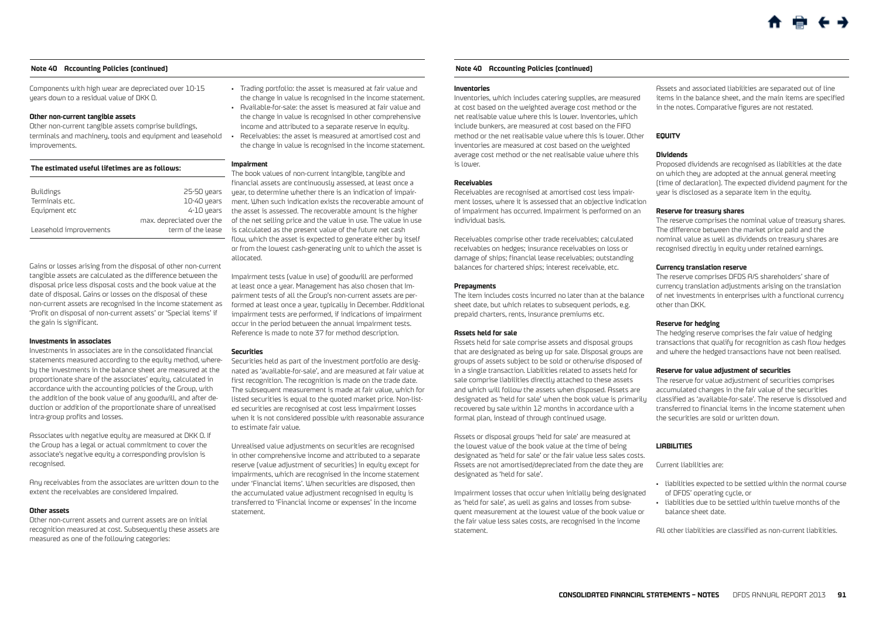## Note 40 Accounting Policies (continued)

Components with high wear are depreciated over 10-15 years down to a residual value of DKK 0.

**Other non-current tangible assets**

Other non-current tangible assets comprise buildings, terminals and machinery, tools and equipment and leasehold improvements.

| The estimated useful lifetimes are as follows: | |
|---|---|
| Buildings | 25-50 years |
| Terminals etc. | 10-40 years |
| Equipment etc | 4-10 years |
| | max. depreciated over the |
| Leasehold improvements | term of the lease |

Gains or losses arising from the disposal of other non-current tangible assets are calculated as the difference between the disposal price less disposal costs and the book value at the date of disposal. Gains or losses on the disposal of these non-current assets are recognised in the income statement as 'Profit on disposal of non-current assets' or 'Special items' if the gain is significant.

**Investments in associates**

Investments in associates are in the consolidated financial statements measured according to the equity method, whereby the investments in the balance sheet are measured at the proportionate share of the associates' equity, calculated in accordance with the accounting policies of the Group, with the addition of the book value of any goodwill, and after deduction or addition of the proportionate share of unrealised intra-group profits and losses.

Associates with negative equity are measured at DKK 0. If the Group has a legal or actual commitment to cover the associate's negative equity a corresponding provision is recognised.

Any receivables from the associates are written down to the extent the receivables are considered impaired.

**Other assets**

Other non-current assets and current assets are on initial recognition measured at cost. Subsequently these assets are measured as one of the following categories:

- Trading portfolio: the asset is measured at fair value and the change in value is recognised in the income statement.
- Available-for-sale: the asset is measured at fair value and the change in value is recognised in other comprehensive income and attributed to a separate reserve in equity.
- Receivables: the asset is measured at amortised cost and the change in value is recognised in the income statement.

**Impairment**

The book values of non-current intangible, tangible and financial assets are continuously assessed, at least once a year, to determine whether there is an indication of impairment. When such indication exists the recoverable amount of the asset is assessed. The recoverable amount is the higher of the net selling price and the value in use. The value in use is calculated as the present value of the future net cash flow, which the asset is expected to generate either by itself or from the lowest cash-generating unit to which the asset is allocated.

Impairment tests (value in use) of goodwill are performed at least once a year. Management has also chosen that Impairment tests of all the Group's non-current assets are performed at least once a year, typically in December. Additional impairment tests are performed, if indications of impairment occur in the period between the annual impairment tests. Reference is made to note 37 for method description.

**Securities**

Securities held as part of the investment portfolio are designated as 'available-for-sale', and are measured at fair value at first recognition. The recognition is made on the trade date. The subsequent measurement is made at fair value, which for listed securities is equal to the quoted market price. Non-listed securities are recognised at cost less impairment losses when it is not considered possible with reasonable assurance to estimate fair value.

Unrealised value adjustments on securities are recognised in other comprehensive income and attributed to a separate reserve (value adjustment of securities) in equity except for impairments, which are recognised in the income statement under 'Financial items'. When securities are disposed, then the accumulated value adjustment recognised in equity is transferred to 'Financial income or expenses' in the income statement.

## Note 40 Accounting Policies (continued)

**Inventories**

Inventories, which includes catering supplies, are measured at cost based on the weighted average cost method or the net realisable value where this is lower. Inventories, which include bunkers, are measured at cost based on the FIFO method or the net realisable value where this is lower. Other inventories are measured at cost based on the weighted average cost method or the net realisable value where this is lower.

**Receivables**

Receivables are recognised at amortised cost less impairment losses, where it is assessed that an objective indication of impairment has occurred. Impairment is performed on an individual basis.

Receivables comprise other trade receivables; calculated receivables on hedges; insurance receivables on loss or damage of ships; financial lease receivables; outstanding balances for chartered ships; interest receivable, etc.

**Prepayments**

The item includes costs incurred no later than at the balance sheet date, but which relates to subsequent periods, e.g. prepaid charters, rents, insurance premiums etc.

**Assets held for sale**

Assets held for sale comprise assets and disposal groups that are designated as being up for sale. Disposal groups are groups of assets subject to be sold or otherwise disposed of in a single transaction. Liabilities related to assets held for sale comprise liabilities directly attached to these assets and which will follow the assets when disposed. Assets are designated as 'held for sale' when the book value is primarily recovered by sale within 12 months in accordance with a formal plan, instead of through continued usage.

Assets or disposal groups 'held for sale' are measured at the lowest value of the book value at the time of being designated as 'held for sale' or the fair value less sales costs. Assets are not amortised/depreciated from the date they are designated as 'held for sale'.

Impairment losses that occur when initially being designated as 'held for sale', as well as gains and losses from subsequent measurement at the lowest value of the book value or the fair value less sales costs, are recognised in the income statement.

Assets and associated liabilities are separated out of line items in the balance sheet, and the main items are specified in the notes. Comparative figures are not restated.

### EQUITY

**Dividends**

Proposed dividends are recognised as liabilities at the date on which they are adopted at the annual general meeting (time of declaration). The expected dividend payment for the year is disclosed as a separate item in the equity.

**Reserve for treasury shares**

The reserve comprises the nominal value of treasury shares. The difference between the market price paid and the nominal value as well as dividends on treasury shares are recognised directly in equity under retained earnings.

**Currency translation reserve**

The reserve comprises DFDS A/S shareholders' share of currency translation adjustments arising on the translation of net investments in enterprises with a functional currency other than DKK.

**Reserve for hedging**

The hedging reserve comprises the fair value of hedging transactions that qualify for recognition as cash flow hedges and where the hedged transactions have not been realised.

**Reserve for value adjustment of securities**

The reserve for value adjustment of securities comprises accumulated changes in the fair value of the securities classified as 'available-for-sale'. The reserve is dissolved and transferred to financial items in the income statement when the securities are sold or written down.

### LIABILITIES

Current liabilities are:

- liabilities expected to be settled within the normal course of DFDS' operating cycle, or
- liabilities due to be settled within twelve months of the balance sheet date.

All other liabilities are classified as non-current liabilities.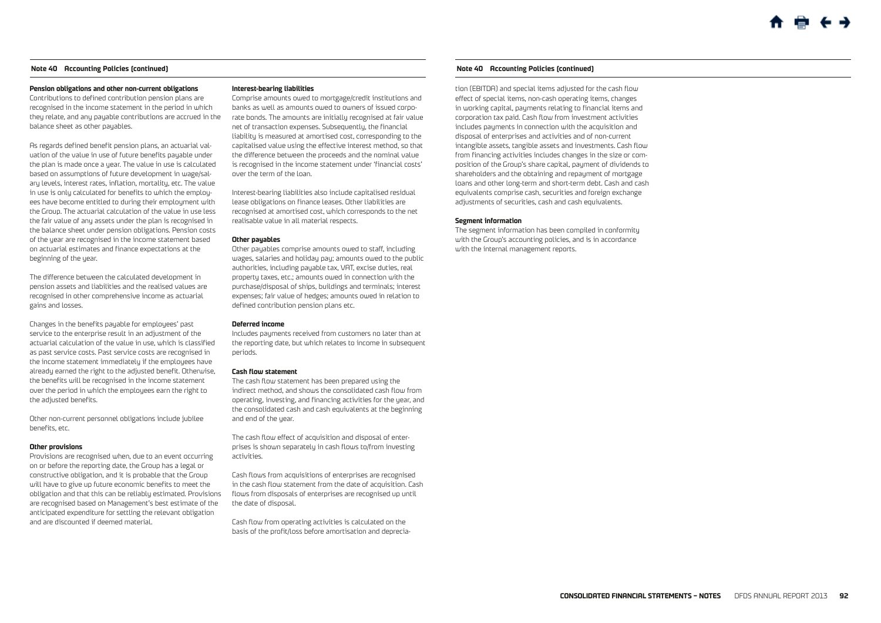## Note 40 Accounting Policies (continued)

**Pension obligations and other non-current obligations**

Contributions to defined contribution pension plans are recognised in the income statement in the period in which they relate, and any payable contributions are accrued in the balance sheet as other payables.

As regards defined benefit pension plans, an actuarial valuation of the value in use of future benefits payable under the plan is made once a year. The value in use is calculated based on assumptions of future development in wage/salary levels, interest rates, inflation, mortality, etc. The value in use is only calculated for benefits to which the employees have become entitled to during their employment with the Group. The actuarial calculation of the value in use less the fair value of any assets under the plan is recognised in the balance sheet under pension obligations. Pension costs of the year are recognised in the income statement based on actuarial estimates and finance expectations at the beginning of the year.

The difference between the calculated development in pension assets and liabilities and the realised values are recognised in other comprehensive income as actuarial gains and losses.

Changes in the benefits payable for employees' past service to the enterprise result in an adjustment of the actuarial calculation of the value in use, which is classified as past service costs. Past service costs are recognised in the income statement immediately if the employees have already earned the right to the adjusted benefit. Otherwise, the benefits will be recognised in the income statement over the period in which the employees earn the right to the adjusted benefits.

Other non-current personnel obligations include jubilee benefits, etc.

**Other provisions**

Provisions are recognised when, due to an event occurring on or before the reporting date, the Group has a legal or constructive obligation, and it is probable that the Group will have to give up future economic benefits to meet the obligation and that this can be reliably estimated. Provisions are recognised based on Management's best estimate of the anticipated expenditure for settling the relevant obligation and are discounted if deemed material.

**Interest-bearing liabilities**

Comprise amounts owed to mortgage/credit institutions and banks as well as amounts owed to owners of issued corporate bonds. The amounts are initially recognised at fair value net of transaction expenses. Subsequently, the financial liability is measured at amortised cost, corresponding to the capitalised value using the effective interest method, so that the difference between the proceeds and the nominal value is recognised in the income statement under 'financial costs' over the term of the loan.

Interest-bearing liabilities also include capitalised residual lease obligations on finance leases. Other liabilities are recognised at amortised cost, which corresponds to the net realisable value in all material respects.

**Other payables**

Other payables comprise amounts owed to staff, including wages, salaries and holiday pay; amounts owed to the public authorities, including payable tax, VAT, excise duties, real property taxes, etc.; amounts owed in connection with the purchase/disposal of ships, buildings and terminals; interest expenses; fair value of hedges; amounts owed in relation to defined contribution pension plans etc.

**Deferred income**

Includes payments received from customers no later than at the reporting date, but which relates to income in subsequent periods.

**Cash flow statement**

The cash flow statement has been prepared using the indirect method, and shows the consolidated cash flow from operating, investing, and financing activities for the year, and the consolidated cash and cash equivalents at the beginning and end of the year.

The cash flow effect of acquisition and disposal of enterprises is shown separately in cash flows to/from investing activities.

Cash flows from acquisitions of enterprises are recognised in the cash flow statement from the date of acquisition. Cash flows from disposals of enterprises are recognised up until the date of disposal.

Cash flow from operating activities is calculated on the basis of the profit/loss before amortisation and depreciation (EBITDA) and special items adjusted for the cash flow effect of special items, non-cash operating items, changes in working capital, payments relating to financial items and corporation tax paid. Cash flow from investment activities includes payments in connection with the acquisition and disposal of enterprises and activities and of non-current intangible assets, tangible assets and investments. Cash flow from financing activities includes changes in the size or composition of the Group's share capital, payment of dividends to shareholders and the obtaining and repayment of mortgage loans and other long-term and short-term debt. Cash and cash equivalents comprise cash, securities and foreign exchange adjustments of securities, cash and cash equivalents.

**Segment information**

The segment information has been compiled in conformity with the Group's accounting policies, and is in accordance with the internal management reports.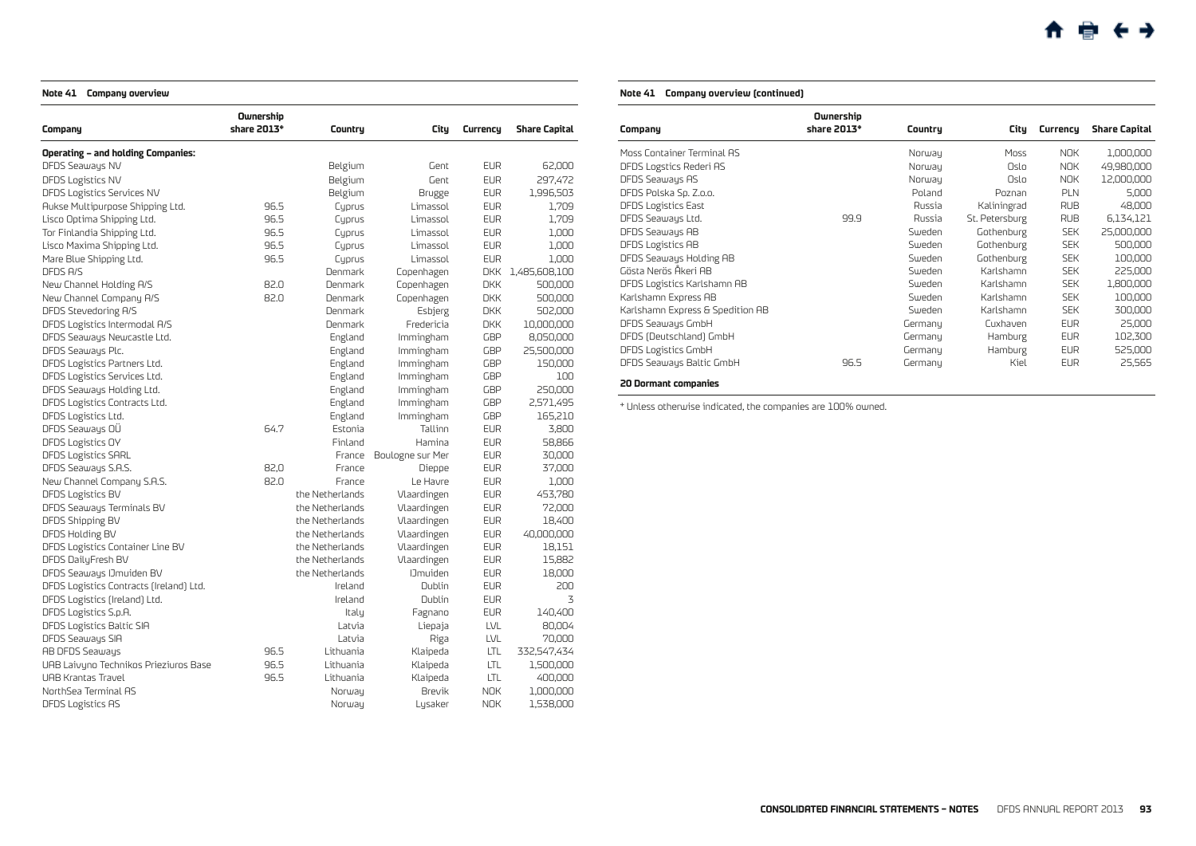### Note 41 Company overview

| Company | Ownership share 2013* | Country | City | Currency | Share Capital |
|---|---|---|---|---|---|
| **Operating – and holding Companies:** | | | | | |
| DFDS Seaways NV | | Belgium | Gent | EUR | 62,000 |
| DFDS Logistics NV | | Belgium | Gent | EUR | 297,472 |
| DFDS Logistics Services NV | | Belgium | Brugge | EUR | 1,996,503 |
| Aukse Multipurpose Shipping Ltd. | 96.5 | Cyprus | Limassol | EUR | 1,709 |
| Lisco Optima Shipping Ltd. | 96.5 | Cyprus | Limassol | EUR | 1,709 |
| Tor Finlandia Shipping Ltd. | 96.5 | Cyprus | Limassol | EUR | 1,000 |
| Lisco Maxima Shipping Ltd. | 96.5 | Cyprus | Limassol | EUR | 1,000 |
| Mare Blue Shipping Ltd. | 96.5 | Cyprus | Limassol | EUR | 1,000 |
| DFDS A/S | | Denmark | Copenhagen | DKK | 1,485,608,100 |
| New Channel Holding A/S | 82.0 | Denmark | Copenhagen | DKK | 500,000 |
| New Channel Company A/S | 82.0 | Denmark | Copenhagen | DKK | 500,000 |
| DFDS Stevedoring A/S | | Denmark | Esbjerg | DKK | 502,000 |
| DFDS Logistics Intermodal A/S | | Denmark | Fredericia | DKK | 10,000,000 |
| DFDS Seaways Newcastle Ltd. | | England | Immingham | GBP | 8,050,000 |
| DFDS Seaways Plc. | | England | Immingham | GBP | 25,500,000 |
| DFDS Logistics Partners Ltd. | | England | Immingham | GBP | 150,000 |
| DFDS Logistics Services Ltd. | | England | Immingham | GBP | 100 |
| DFDS Seaways Holding Ltd. | | England | Immingham | GBP | 250,000 |
| DFDS Logistics Contracts Ltd. | | England | Immingham | GBP | 2,571,495 |
| DFDS Logistics Ltd. | | England | Immingham | GBP | 165,210 |
| DFDS Seaways OÜ | 64.7 | Estonia | Tallinn | EUR | 3,800 |
| DFDS Logistics OY | | Finland | Hamina | EUR | 58,866 |
| DFDS Logistics SARL | | France | Boulogne sur Mer | EUR | 30,000 |
| DFDS Seaways S.A.S. | 82,0 | France | Dieppe | EUR | 37,000 |
| New Channel Company S.A.S. | 82.0 | France | Le Havre | EUR | 1,000 |
| DFDS Logistics BV | | the Netherlands | Vlaardingen | EUR | 453,780 |
| DFDS Seaways Terminals BV | | the Netherlands | Vlaardingen | EUR | 72,000 |
| DFDS Shipping BV | | the Netherlands | Vlaardingen | EUR | 18,400 |
| DFDS Holding BV | | the Netherlands | Vlaardingen | EUR | 40,000,000 |
| DFDS Logistics Container Line BV | | the Netherlands | Vlaardingen | EUR | 18,151 |
| DFDS DailyFresh BV | | the Netherlands | Vlaardingen | EUR | 15,882 |
| DFDS Seaways IJmuiden BV | | the Netherlands | IJmuiden | EUR | 18,000 |
| DFDS Logistics Contracts (Ireland) Ltd. | | Ireland | Dublin | EUR | 200 |
| DFDS Logistics (Ireland) Ltd. | | Ireland | Dublin | EUR | 3 |
| DFDS Logistics S.p.A. | | Italy | Fagnano | EUR | 140,400 |
| DFDS Logistics Baltic SIA | | Latvia | Liepaja | LVL | 80,004 |
| DFDS Seaways SIA | | Latvia | Riga | LVL | 70,000 |
| AB DFDS Seaways | 96.5 | Lithuania | Klaipeda | LTL | 332,547,434 |
| UAB Laivyno Technikos Prieziuros Base | 96.5 | Lithuania | Klaipeda | LTL | 1,500,000 |
| UAB Krantas Travel | 96.5 | Lithuania | Klaipeda | LTL | 400,000 |
| NorthSea Terminal AS | | Norway | Brevik | NOK | 1,000,000 |
| DFDS Logistics AS | | Norway | Lysaker | NOK | 1,538,000 |

### Note 41 Company overview (continued)

| Company | Ownership share 2013* | Country | City | Currency | Share Capital |
|---|---|---|---|---|---|
| Moss Container Terminal AS | | Norway | Moss | NOK | 1,000,000 |
| DFDS Logstics Rederi AS | | Norway | Oslo | NOK | 49,980,000 |
| DFDS Seaways AS | | Norway | Oslo | NOK | 12,000,000 |
| DFDS Polska Sp. Z.o.o. | | Poland | Poznan | PLN | 5,000 |
| DFDS Logistics East | | Russia | Kaliningrad | RUB | 48,000 |
| DFDS Seaways Ltd. | 99.9 | Russia | St. Petersburg | RUB | 6,134,121 |
| DFDS Seaways AB | | Sweden | Gothenburg | SEK | 25,000,000 |
| DFDS Logistics AB | | Sweden | Gothenburg | SEK | 500,000 |
| DFDS Seaways Holding AB | | Sweden | Gothenburg | SEK | 100,000 |
| Gösta Nerös Åkeri AB | | Sweden | Karlshamn | SEK | 225,000 |
| DFDS Logistics Karlshamn AB | | Sweden | Karlshamn | SEK | 1,800,000 |
| Karlshamn Express AB | | Sweden | Karlshamn | SEK | 100,000 |
| Karlshamn Express & Spedition AB | | Sweden | Karlshamn | SEK | 300,000 |
| DFDS Seaways GmbH | | Germany | Cuxhaven | EUR | 25,000 |
| DFDS (Deutschland) GmbH | | Germany | Hamburg | EUR | 102,300 |
| DFDS Logistics GmbH | | Germany | Hamburg | EUR | 525,000 |
| DFDS Seaways Baltic GmbH | 96.5 | Germany | Kiel | EUR | 25,565 |
| **20 Dormant companies** | | | | | |

* Unless otherwise indicated, the companies are 100% owned.